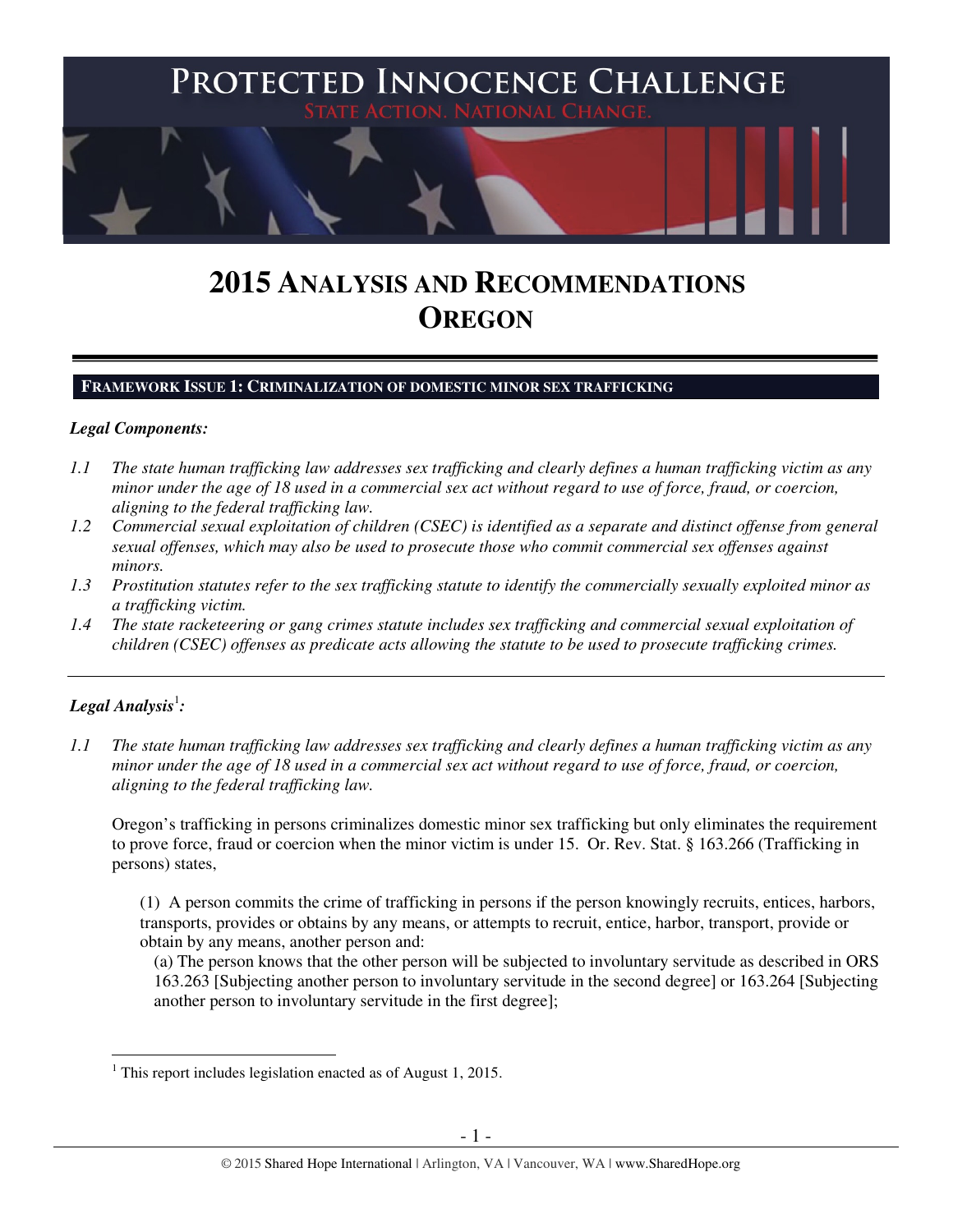# PROTECTED INNOCENCE CHALLENGE

STATE ACTION. NATIONAL CHANGE.

# 2015 ANALYSIS AND RECOMMENDATIONS OREGON

## FRAMEWORK ISSUE 1: CRIMINALIZATION OF DOMESTIC MINOR SEX TRAFFICKING

***Legal Components:***

*1.1 The state human trafficking law addresses sex trafficking and clearly defines a human trafficking victim as any minor under the age of 18 used in a commercial sex act without regard to use of force, fraud, or coercion, aligning to the federal trafficking law.*

*1.2 Commercial sexual exploitation of children (CSEC) is identified as a separate and distinct offense from general sexual offenses, which may also be used to prosecute those who commit commercial sex offenses against minors.*

*1.3 Prostitution statutes refer to the sex trafficking statute to identify the commercially sexually exploited minor as a trafficking victim.*

*1.4 The state racketeering or gang crimes statute includes sex trafficking and commercial sexual exploitation of children (CSEC) offenses as predicate acts allowing the statute to be used to prosecute trafficking crimes.*

---

***Legal Analysis***[1]***:***

*1.1 The state human trafficking law addresses sex trafficking and clearly defines a human trafficking victim as any minor under the age of 18 used in a commercial sex act without regard to use of force, fraud, or coercion, aligning to the federal trafficking law.*

Oregon's trafficking in persons criminalizes domestic minor sex trafficking but only eliminates the requirement to prove force, fraud or coercion when the minor victim is under 15. Or. Rev. Stat. § 163.266 (Trafficking in persons) states,

> (1) A person commits the crime of trafficking in persons if the person knowingly recruits, entices, harbors, transports, provides or obtains by any means, or attempts to recruit, entice, harbor, transport, provide or obtain by any means, another person and:
>
> (a) The person knows that the other person will be subjected to involuntary servitude as described in ORS 163.263 [Subjecting another person to involuntary servitude in the second degree] or 163.264 [Subjecting another person to involuntary servitude in the first degree];

[1] This report includes legislation enacted as of August 1, 2015.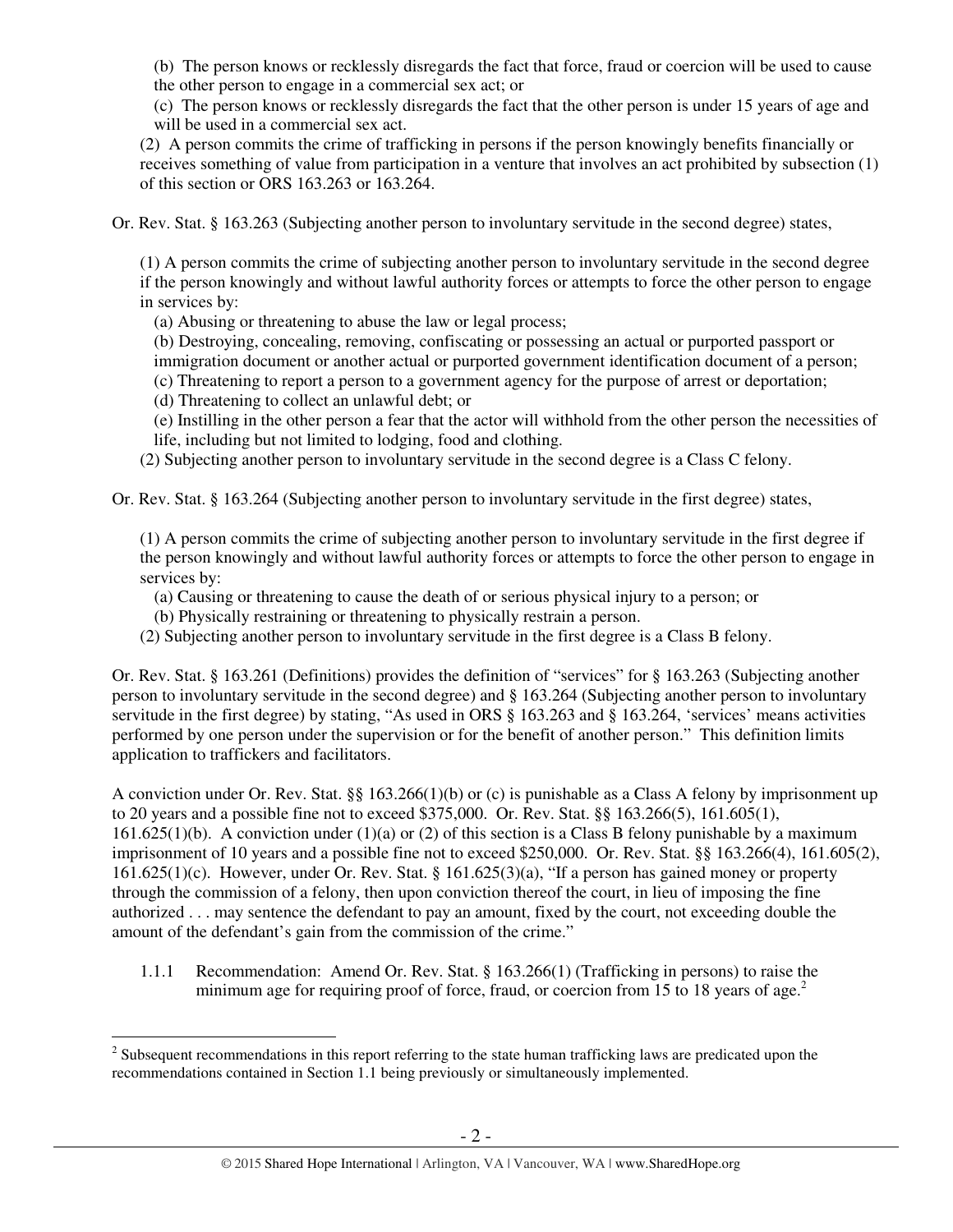(b) The person knows or recklessly disregards the fact that force, fraud or coercion will be used to cause the other person to engage in a commercial sex act; or

(c) The person knows or recklessly disregards the fact that the other person is under 15 years of age and will be used in a commercial sex act.

(2) A person commits the crime of trafficking in persons if the person knowingly benefits financially or receives something of value from participation in a venture that involves an act prohibited by subsection (1) of this section or ORS 163.263 or 163.264.

Or. Rev. Stat. § 163.263 (Subjecting another person to involuntary servitude in the second degree) states,

> (1) A person commits the crime of subjecting another person to involuntary servitude in the second degree if the person knowingly and without lawful authority forces or attempts to force the other person to engage in services by:
>
> (a) Abusing or threatening to abuse the law or legal process;
>
> (b) Destroying, concealing, removing, confiscating or possessing an actual or purported passport or immigration document or another actual or purported government identification document of a person;
>
> (c) Threatening to report a person to a government agency for the purpose of arrest or deportation;
>
> (d) Threatening to collect an unlawful debt; or
>
> (e) Instilling in the other person a fear that the actor will withhold from the other person the necessities of life, including but not limited to lodging, food and clothing.
>
> (2) Subjecting another person to involuntary servitude in the second degree is a Class C felony.

Or. Rev. Stat. § 163.264 (Subjecting another person to involuntary servitude in the first degree) states,

> (1) A person commits the crime of subjecting another person to involuntary servitude in the first degree if the person knowingly and without lawful authority forces or attempts to force the other person to engage in services by:
>
> (a) Causing or threatening to cause the death of or serious physical injury to a person; or
>
> (b) Physically restraining or threatening to physically restrain a person.
>
> (2) Subjecting another person to involuntary servitude in the first degree is a Class B felony.

Or. Rev. Stat. § 163.261 (Definitions) provides the definition of "services" for § 163.263 (Subjecting another person to involuntary servitude in the second degree) and § 163.264 (Subjecting another person to involuntary servitude in the first degree) by stating, "As used in ORS § 163.263 and § 163.264, 'services' means activities performed by one person under the supervision or for the benefit of another person." This definition limits application to traffickers and facilitators.

A conviction under Or. Rev. Stat. §§ 163.266(1)(b) or (c) is punishable as a Class A felony by imprisonment up to 20 years and a possible fine not to exceed $375,000. Or. Rev. Stat. §§ 163.266(5), 161.605(1), 161.625(1)(b). A conviction under (1)(a) or (2) of this section is a Class B felony punishable by a maximum imprisonment of 10 years and a possible fine not to exceed $250,000. Or. Rev. Stat. §§ 163.266(4), 161.605(2), 161.625(1)(c). However, under Or. Rev. Stat. § 161.625(3)(a), "If a person has gained money or property through the commission of a felony, then upon conviction thereof the court, in lieu of imposing the fine authorized . . . may sentence the defendant to pay an amount, fixed by the court, not exceeding double the amount of the defendant's gain from the commission of the crime."

1.1.1 Recommendation: Amend Or. Rev. Stat. § 163.266(1) (Trafficking in persons) to raise the minimum age for requiring proof of force, fraud, or coercion from 15 to 18 years of age.[2]

---

[2] Subsequent recommendations in this report referring to the state human trafficking laws are predicated upon the recommendations contained in Section 1.1 being previously or simultaneously implemented.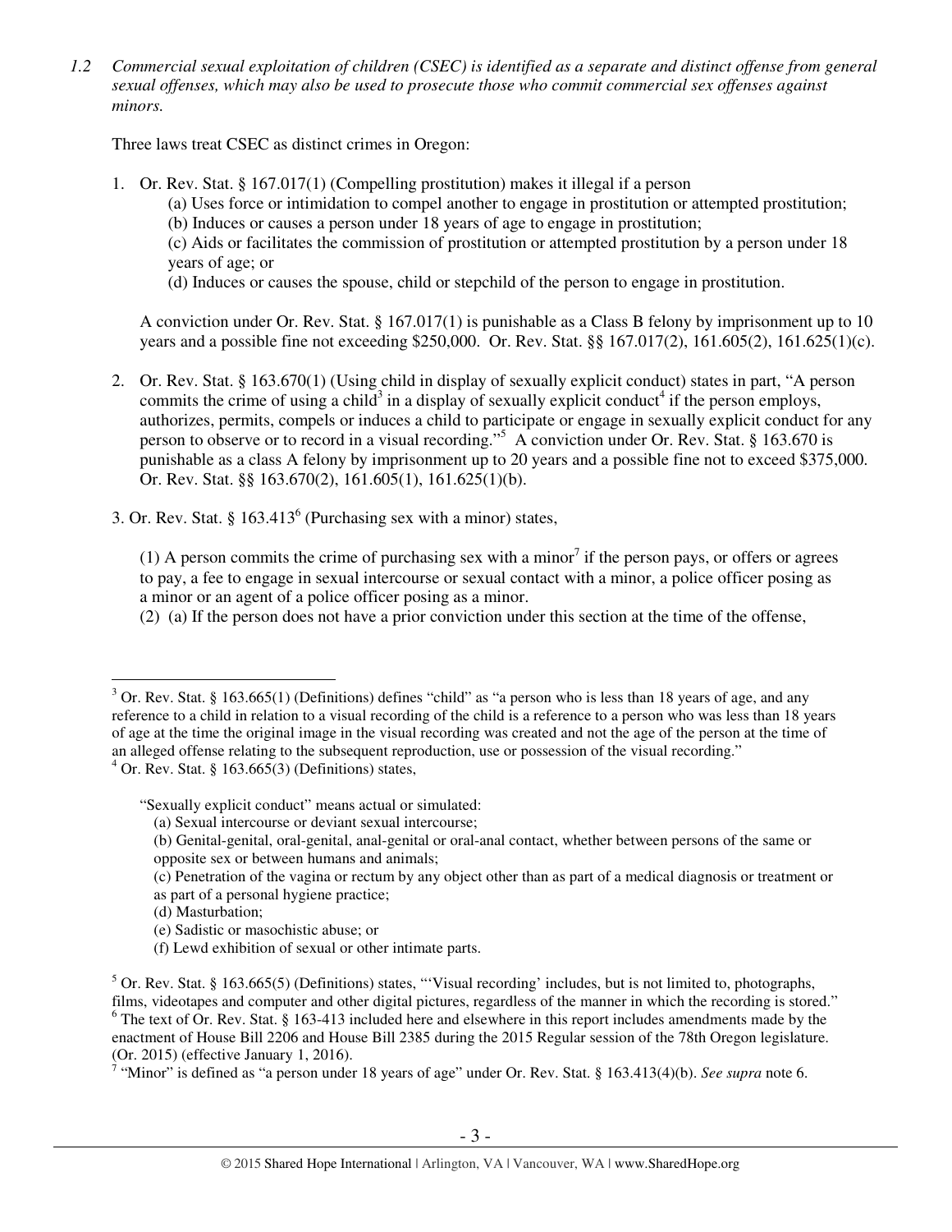*1.2 Commercial sexual exploitation of children (CSEC) is identified as a separate and distinct offense from general sexual offenses, which may also be used to prosecute those who commit commercial sex offenses against minors.*

Three laws treat CSEC as distinct crimes in Oregon:

1. Or. Rev. Stat. § 167.017(1) (Compelling prostitution) makes it illegal if a person
   (a) Uses force or intimidation to compel another to engage in prostitution or attempted prostitution;
   (b) Induces or causes a person under 18 years of age to engage in prostitution;
   (c) Aids or facilitates the commission of prostitution or attempted prostitution by a person under 18 years of age; or
   (d) Induces or causes the spouse, child or stepchild of the person to engage in prostitution.

   A conviction under Or. Rev. Stat. § 167.017(1) is punishable as a Class B felony by imprisonment up to 10 years and a possible fine not exceeding $250,000. Or. Rev. Stat. §§ 167.017(2), 161.605(2), 161.625(1)(c).

2. Or. Rev. Stat. § 163.670(1) (Using child in display of sexually explicit conduct) states in part, "A person commits the crime of using a child[3] in a display of sexually explicit conduct[4] if the person employs, authorizes, permits, compels or induces a child to participate or engage in sexually explicit conduct for any person to observe or to record in a visual recording."[5] A conviction under Or. Rev. Stat. § 163.670 is punishable as a class A felony by imprisonment up to 20 years and a possible fine not to exceed $375,000. Or. Rev. Stat. §§ 163.670(2), 161.605(1), 161.625(1)(b).

3. Or. Rev. Stat. § 163.413[6] (Purchasing sex with a minor) states,

   (1) A person commits the crime of purchasing sex with a minor[7] if the person pays, or offers or agrees to pay, a fee to engage in sexual intercourse or sexual contact with a minor, a police officer posing as a minor or an agent of a police officer posing as a minor.
   (2) (a) If the person does not have a prior conviction under this section at the time of the offense,

---

[3] Or. Rev. Stat. § 163.665(1) (Definitions) defines "child" as "a person who is less than 18 years of age, and any reference to a child in relation to a visual recording of the child is a reference to a person who was less than 18 years of age at the time the original image in the visual recording was created and not the age of the person at the time of an alleged offense relating to the subsequent reproduction, use or possession of the visual recording."

[4] Or. Rev. Stat. § 163.665(3) (Definitions) states,

> "Sexually explicit conduct" means actual or simulated:
> (a) Sexual intercourse or deviant sexual intercourse;
> (b) Genital-genital, oral-genital, anal-genital or oral-anal contact, whether between persons of the same or opposite sex or between humans and animals;
> (c) Penetration of the vagina or rectum by any object other than as part of a medical diagnosis or treatment or as part of a personal hygiene practice;
> (d) Masturbation;
> (e) Sadistic or masochistic abuse; or
> (f) Lewd exhibition of sexual or other intimate parts.

[5] Or. Rev. Stat. § 163.665(5) (Definitions) states, "'Visual recording' includes, but is not limited to, photographs, films, videotapes and computer and other digital pictures, regardless of the manner in which the recording is stored."

[6] The text of Or. Rev. Stat. § 163-413 included here and elsewhere in this report includes amendments made by the enactment of House Bill 2206 and House Bill 2385 during the 2015 Regular session of the 78th Oregon legislature. (Or. 2015) (effective January 1, 2016).

[7] "Minor" is defined as "a person under 18 years of age" under Or. Rev. Stat. § 163.413(4)(b). *See supra* note 6.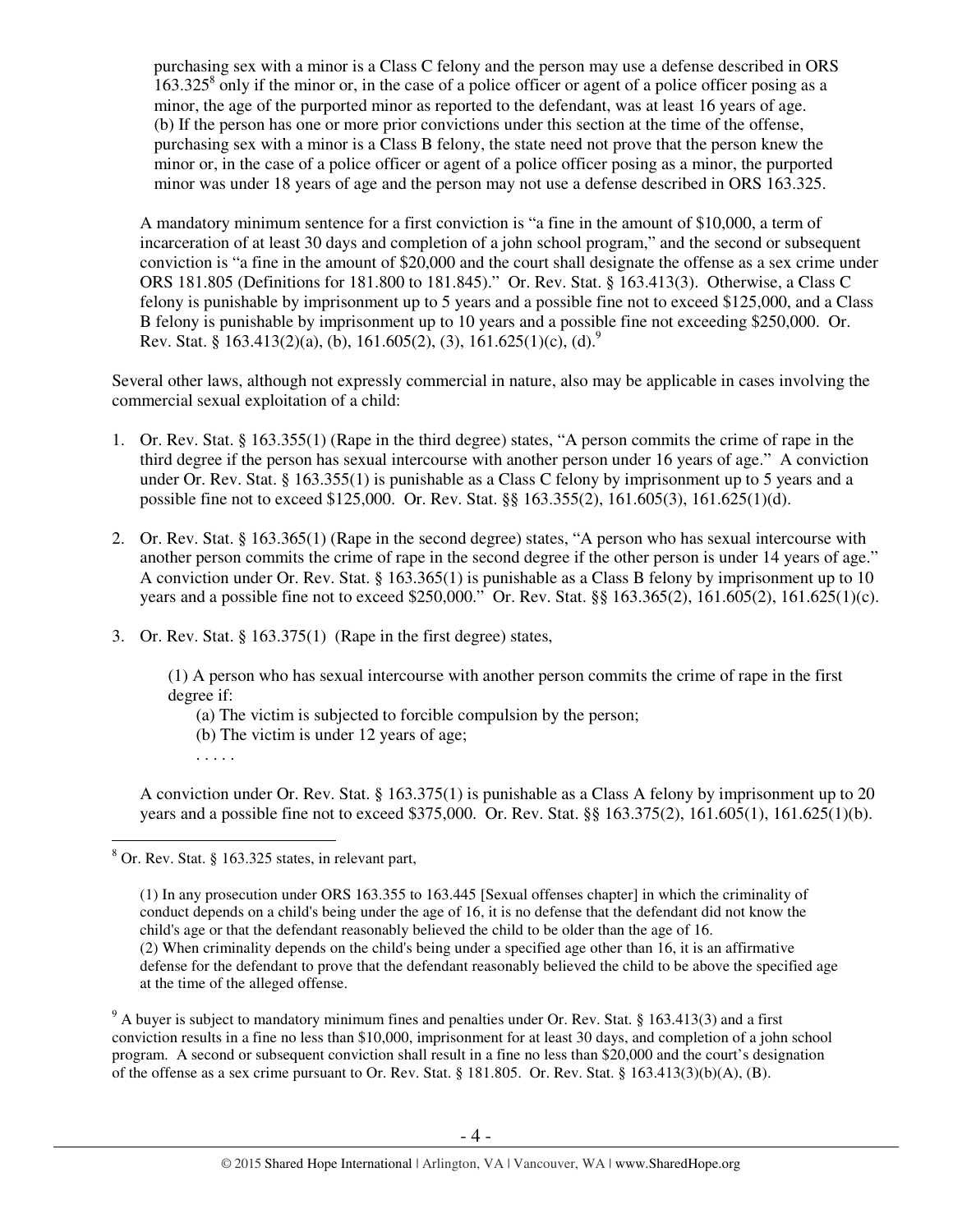purchasing sex with a minor is a Class C felony and the person may use a defense described in ORS 163.325[8] only if the minor or, in the case of a police officer or agent of a police officer posing as a minor, the age of the purported minor as reported to the defendant, was at least 16 years of age.
(b) If the person has one or more prior convictions under this section at the time of the offense, purchasing sex with a minor is a Class B felony, the state need not prove that the person knew the minor or, in the case of a police officer or agent of a police officer posing as a minor, the purported minor was under 18 years of age and the person may not use a defense described in ORS 163.325.

A mandatory minimum sentence for a first conviction is "a fine in the amount of $10,000, a term of incarceration of at least 30 days and completion of a john school program," and the second or subsequent conviction is "a fine in the amount of $20,000 and the court shall designate the offense as a sex crime under ORS 181.805 (Definitions for 181.800 to 181.845)." Or. Rev. Stat. § 163.413(3). Otherwise, a Class C felony is punishable by imprisonment up to 5 years and a possible fine not to exceed $125,000, and a Class B felony is punishable by imprisonment up to 10 years and a possible fine not exceeding $250,000. Or. Rev. Stat. § 163.413(2)(a), (b), 161.605(2), (3), 161.625(1)(c), (d).[9]

Several other laws, although not expressly commercial in nature, also may be applicable in cases involving the commercial sexual exploitation of a child:

1. Or. Rev. Stat. § 163.355(1) (Rape in the third degree) states, "A person commits the crime of rape in the third degree if the person has sexual intercourse with another person under 16 years of age." A conviction under Or. Rev. Stat. § 163.355(1) is punishable as a Class C felony by imprisonment up to 5 years and a possible fine not to exceed $125,000. Or. Rev. Stat. §§ 163.355(2), 161.605(3), 161.625(1)(d).

2. Or. Rev. Stat. § 163.365(1) (Rape in the second degree) states, "A person who has sexual intercourse with another person commits the crime of rape in the second degree if the other person is under 14 years of age." A conviction under Or. Rev. Stat. § 163.365(1) is punishable as a Class B felony by imprisonment up to 10 years and a possible fine not to exceed $250,000." Or. Rev. Stat. §§ 163.365(2), 161.605(2), 161.625(1)(c).

3. Or. Rev. Stat. § 163.375(1) (Rape in the first degree) states,

   (1) A person who has sexual intercourse with another person commits the crime of rape in the first degree if:
   (a) The victim is subjected to forcible compulsion by the person;
   (b) The victim is under 12 years of age;
   . . . . .

   A conviction under Or. Rev. Stat. § 163.375(1) is punishable as a Class A felony by imprisonment up to 20 years and a possible fine not to exceed $375,000. Or. Rev. Stat. §§ 163.375(2), 161.605(1), 161.625(1)(b).

---

[8] Or. Rev. Stat. § 163.325 states, in relevant part,

> (1) In any prosecution under ORS 163.355 to 163.445 [Sexual offenses chapter] in which the criminality of conduct depends on a child's being under the age of 16, it is no defense that the defendant did not know the child's age or that the defendant reasonably believed the child to be older than the age of 16.
> (2) When criminality depends on the child's being under a specified age other than 16, it is an affirmative defense for the defendant to prove that the defendant reasonably believed the child to be above the specified age at the time of the alleged offense.

[9] A buyer is subject to mandatory minimum fines and penalties under Or. Rev. Stat. § 163.413(3) and a first conviction results in a fine no less than $10,000, imprisonment for at least 30 days, and completion of a john school program. A second or subsequent conviction shall result in a fine no less than $20,000 and the court's designation of the offense as a sex crime pursuant to Or. Rev. Stat. § 181.805. Or. Rev. Stat. § 163.413(3)(b)(A), (B).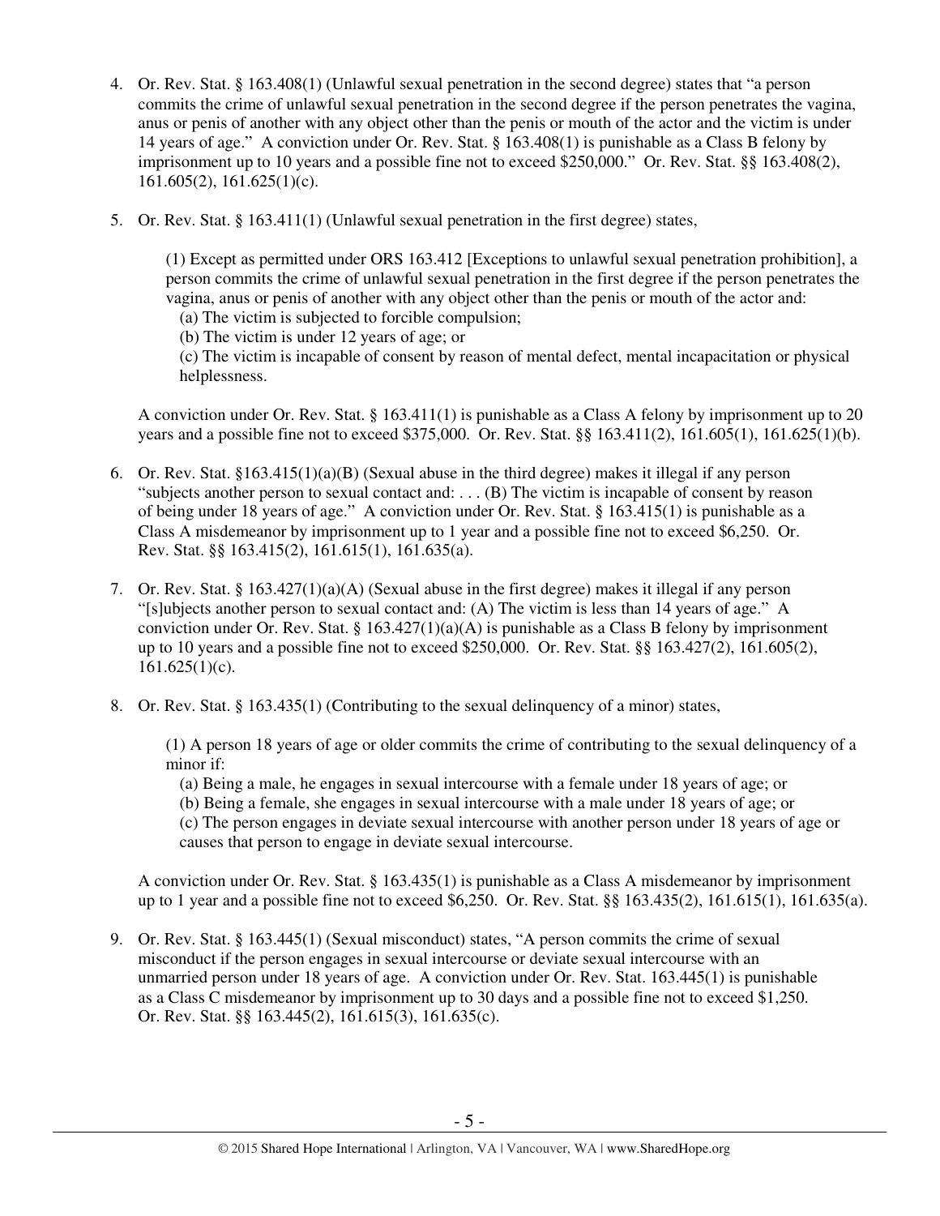4. Or. Rev. Stat. § 163.408(1) (Unlawful sexual penetration in the second degree) states that "a person commits the crime of unlawful sexual penetration in the second degree if the person penetrates the vagina, anus or penis of another with any object other than the penis or mouth of the actor and the victim is under 14 years of age." A conviction under Or. Rev. Stat. § 163.408(1) is punishable as a Class B felony by imprisonment up to 10 years and a possible fine not to exceed $250,000." Or. Rev. Stat. §§ 163.408(2), 161.605(2), 161.625(1)(c).

5. Or. Rev. Stat. § 163.411(1) (Unlawful sexual penetration in the first degree) states,

   > (1) Except as permitted under ORS 163.412 [Exceptions to unlawful sexual penetration prohibition], a person commits the crime of unlawful sexual penetration in the first degree if the person penetrates the vagina, anus or penis of another with any object other than the penis or mouth of the actor and:
   > (a) The victim is subjected to forcible compulsion;
   > (b) The victim is under 12 years of age; or
   > (c) The victim is incapable of consent by reason of mental defect, mental incapacitation or physical helplessness.

   A conviction under Or. Rev. Stat. § 163.411(1) is punishable as a Class A felony by imprisonment up to 20 years and a possible fine not to exceed $375,000. Or. Rev. Stat. §§ 163.411(2), 161.605(1), 161.625(1)(b).

6. Or. Rev. Stat. §163.415(1)(a)(B) (Sexual abuse in the third degree) makes it illegal if any person "subjects another person to sexual contact and: . . . (B) The victim is incapable of consent by reason of being under 18 years of age." A conviction under Or. Rev. Stat. § 163.415(1) is punishable as a Class A misdemeanor by imprisonment up to 1 year and a possible fine not to exceed $6,250. Or. Rev. Stat. §§ 163.415(2), 161.615(1), 161.635(a).

7. Or. Rev. Stat. § 163.427(1)(a)(A) (Sexual abuse in the first degree) makes it illegal if any person "[s]ubjects another person to sexual contact and: (A) The victim is less than 14 years of age." A conviction under Or. Rev. Stat. § 163.427(1)(a)(A) is punishable as a Class B felony by imprisonment up to 10 years and a possible fine not to exceed $250,000. Or. Rev. Stat. §§ 163.427(2), 161.605(2), 161.625(1)(c).

8. Or. Rev. Stat. § 163.435(1) (Contributing to the sexual delinquency of a minor) states,

   > (1) A person 18 years of age or older commits the crime of contributing to the sexual delinquency of a minor if:
   > (a) Being a male, he engages in sexual intercourse with a female under 18 years of age; or
   > (b) Being a female, she engages in sexual intercourse with a male under 18 years of age; or
   > (c) The person engages in deviate sexual intercourse with another person under 18 years of age or causes that person to engage in deviate sexual intercourse.

   A conviction under Or. Rev. Stat. § 163.435(1) is punishable as a Class A misdemeanor by imprisonment up to 1 year and a possible fine not to exceed $6,250. Or. Rev. Stat. §§ 163.435(2), 161.615(1), 161.635(a).

9. Or. Rev. Stat. § 163.445(1) (Sexual misconduct) states, "A person commits the crime of sexual misconduct if the person engages in sexual intercourse or deviate sexual intercourse with an unmarried person under 18 years of age. A conviction under Or. Rev. Stat. 163.445(1) is punishable as a Class C misdemeanor by imprisonment up to 30 days and a possible fine not to exceed $1,250. Or. Rev. Stat. §§ 163.445(2), 161.615(3), 161.635(c).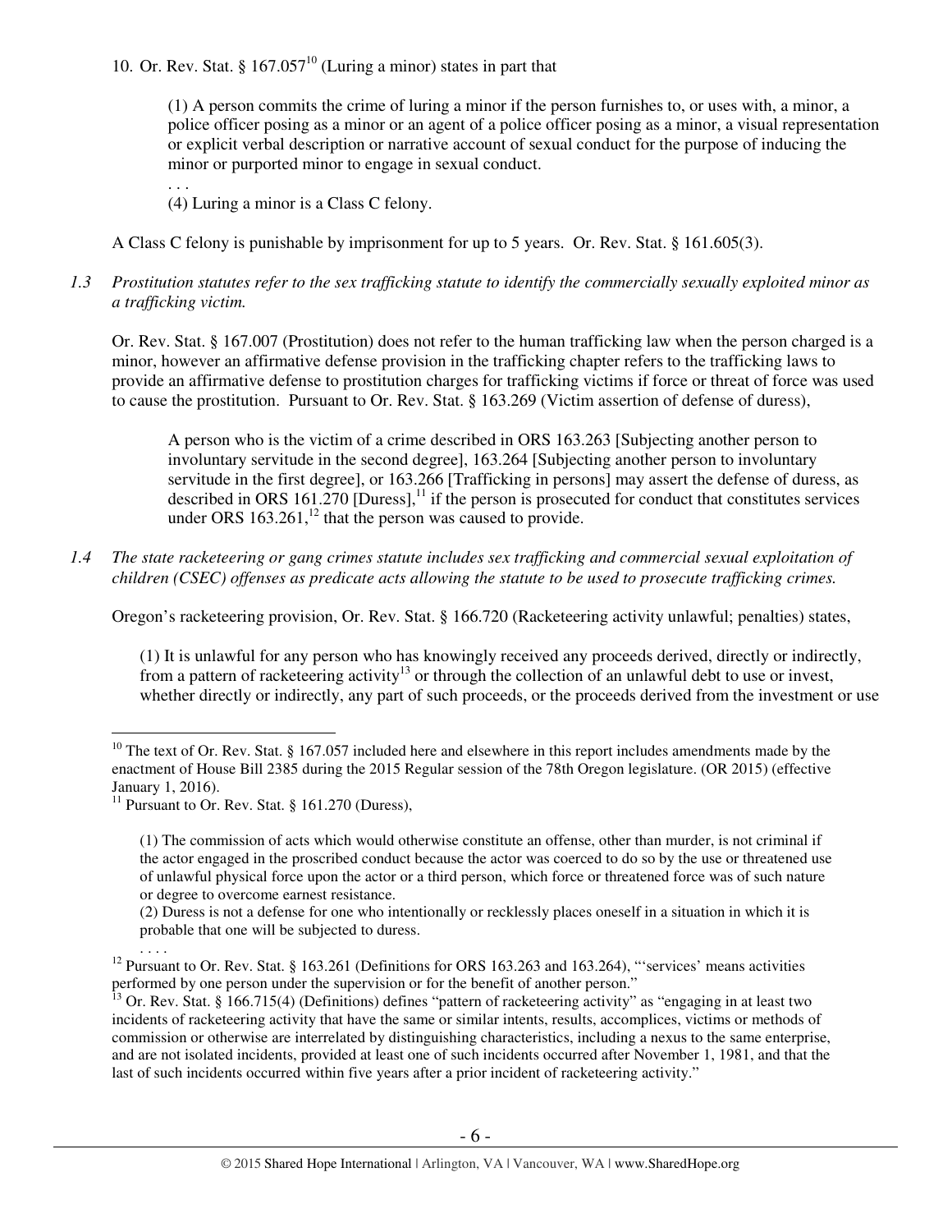10. Or. Rev. Stat. § 167.057[10] (Luring a minor) states in part that

> (1) A person commits the crime of luring a minor if the person furnishes to, or uses with, a minor, a police officer posing as a minor or an agent of a police officer posing as a minor, a visual representation or explicit verbal description or narrative account of sexual conduct for the purpose of inducing the minor or purported minor to engage in sexual conduct.
>
> . . .
>
> (4) Luring a minor is a Class C felony.

A Class C felony is punishable by imprisonment for up to 5 years. Or. Rev. Stat. § 161.605(3).

*1.3 Prostitution statutes refer to the sex trafficking statute to identify the commercially sexually exploited minor as a trafficking victim.*

Or. Rev. Stat. § 167.007 (Prostitution) does not refer to the human trafficking law when the person charged is a minor, however an affirmative defense provision in the trafficking chapter refers to the trafficking laws to provide an affirmative defense to prostitution charges for trafficking victims if force or threat of force was used to cause the prostitution. Pursuant to Or. Rev. Stat. § 163.269 (Victim assertion of defense of duress),

> A person who is the victim of a crime described in ORS 163.263 [Subjecting another person to involuntary servitude in the second degree], 163.264 [Subjecting another person to involuntary servitude in the first degree], or 163.266 [Trafficking in persons] may assert the defense of duress, as described in ORS 161.270 [Duress],[11] if the person is prosecuted for conduct that constitutes services under ORS 163.261,[12] that the person was caused to provide.

*1.4 The state racketeering or gang crimes statute includes sex trafficking and commercial sexual exploitation of children (CSEC) offenses as predicate acts allowing the statute to be used to prosecute trafficking crimes.*

Oregon's racketeering provision, Or. Rev. Stat. § 166.720 (Racketeering activity unlawful; penalties) states,

> (1) It is unlawful for any person who has knowingly received any proceeds derived, directly or indirectly, from a pattern of racketeering activity[13] or through the collection of an unlawful debt to use or invest, whether directly or indirectly, any part of such proceeds, or the proceeds derived from the investment or use

---

[10] The text of Or. Rev. Stat. § 167.057 included here and elsewhere in this report includes amendments made by the enactment of House Bill 2385 during the 2015 Regular session of the 78th Oregon legislature. (OR 2015) (effective January 1, 2016).

[11] Pursuant to Or. Rev. Stat. § 161.270 (Duress),

> (1) The commission of acts which would otherwise constitute an offense, other than murder, is not criminal if the actor engaged in the proscribed conduct because the actor was coerced to do so by the use or threatened use of unlawful physical force upon the actor or a third person, which force or threatened force was of such nature or degree to overcome earnest resistance.
>
> (2) Duress is not a defense for one who intentionally or recklessly places oneself in a situation in which it is probable that one will be subjected to duress.
>
> . . . .

[12] Pursuant to Or. Rev. Stat. § 163.261 (Definitions for ORS 163.263 and 163.264), "'services' means activities performed by one person under the supervision or for the benefit of another person."

[13] Or. Rev. Stat. § 166.715(4) (Definitions) defines "pattern of racketeering activity" as "engaging in at least two incidents of racketeering activity that have the same or similar intents, results, accomplices, victims or methods of commission or otherwise are interrelated by distinguishing characteristics, including a nexus to the same enterprise, and are not isolated incidents, provided at least one of such incidents occurred after November 1, 1981, and that the last of such incidents occurred within five years after a prior incident of racketeering activity."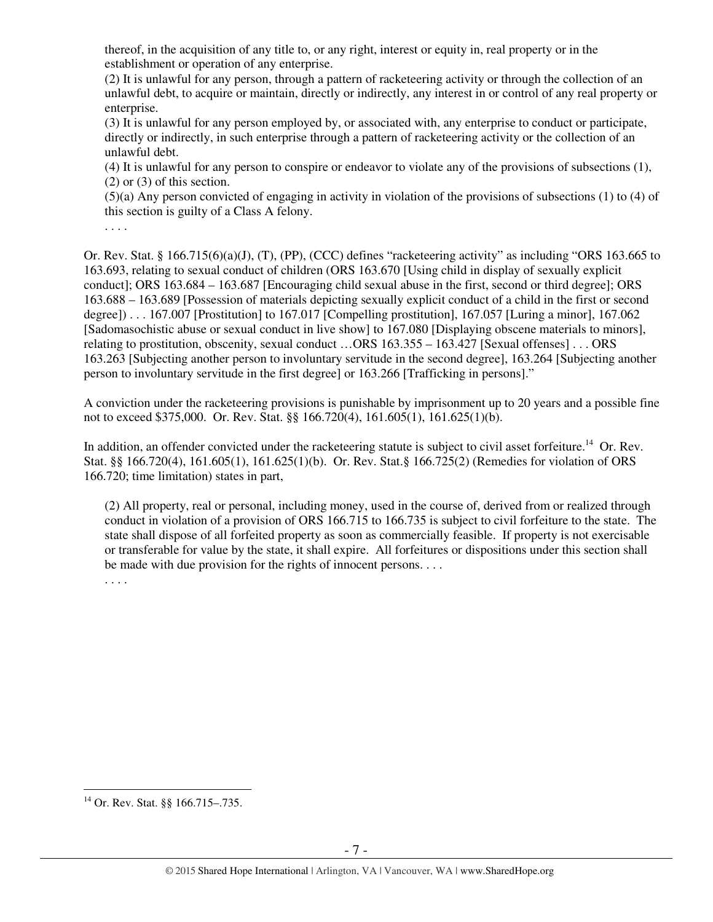> thereof, in the acquisition of any title to, or any right, interest or equity in, real property or in the establishment or operation of any enterprise.
>
> (2) It is unlawful for any person, through a pattern of racketeering activity or through the collection of an unlawful debt, to acquire or maintain, directly or indirectly, any interest in or control of any real property or enterprise.
>
> (3) It is unlawful for any person employed by, or associated with, any enterprise to conduct or participate, directly or indirectly, in such enterprise through a pattern of racketeering activity or the collection of an unlawful debt.
>
> (4) It is unlawful for any person to conspire or endeavor to violate any of the provisions of subsections (1), (2) or (3) of this section.
>
> (5)(a) Any person convicted of engaging in activity in violation of the provisions of subsections (1) to (4) of this section is guilty of a Class A felony.
>
> . . . .

Or. Rev. Stat. § 166.715(6)(a)(J), (T), (PP), (CCC) defines "racketeering activity" as including "ORS 163.665 to 163.693, relating to sexual conduct of children (ORS 163.670 [Using child in display of sexually explicit conduct]; ORS 163.684 – 163.687 [Encouraging child sexual abuse in the first, second or third degree]; ORS 163.688 – 163.689 [Possession of materials depicting sexually explicit conduct of a child in the first or second degree]) . . . 167.007 [Prostitution] to 167.017 [Compelling prostitution], 167.057 [Luring a minor], 167.062 [Sadomasochistic abuse or sexual conduct in live show] to 167.080 [Displaying obscene materials to minors], relating to prostitution, obscenity, sexual conduct …ORS 163.355 – 163.427 [Sexual offenses] . . . ORS 163.263 [Subjecting another person to involuntary servitude in the second degree], 163.264 [Subjecting another person to involuntary servitude in the first degree] or 163.266 [Trafficking in persons]."

A conviction under the racketeering provisions is punishable by imprisonment up to 20 years and a possible fine not to exceed $375,000. Or. Rev. Stat. §§ 166.720(4), 161.605(1), 161.625(1)(b).

In addition, an offender convicted under the racketeering statute is subject to civil asset forfeiture.[14] Or. Rev. Stat. §§ 166.720(4), 161.605(1), 161.625(1)(b). Or. Rev. Stat.§ 166.725(2) (Remedies for violation of ORS 166.720; time limitation) states in part,

> (2) All property, real or personal, including money, used in the course of, derived from or realized through conduct in violation of a provision of ORS 166.715 to 166.735 is subject to civil forfeiture to the state. The state shall dispose of all forfeited property as soon as commercially feasible. If property is not exercisable or transferable for value by the state, it shall expire. All forfeitures or dispositions under this section shall be made with due provision for the rights of innocent persons. . . .
>
> . . . .

[14] Or. Rev. Stat. §§ 166.715–.735.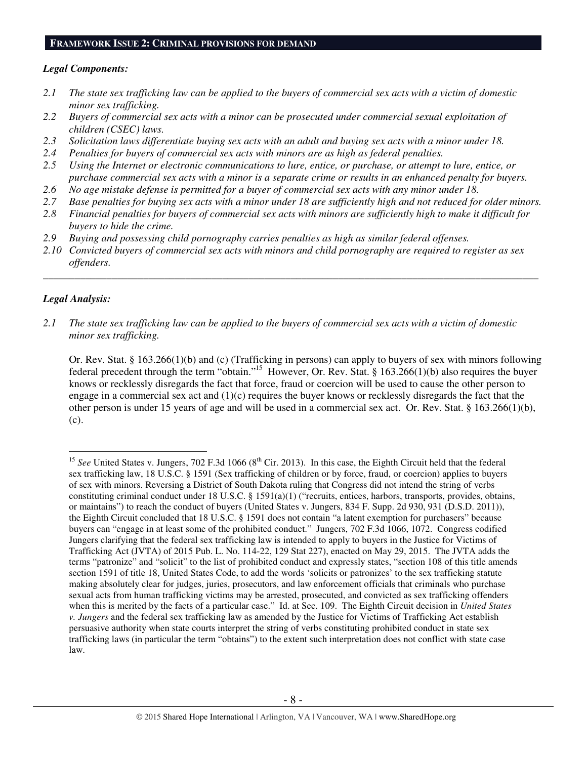## FRAMEWORK ISSUE 2: CRIMINAL PROVISIONS FOR DEMAND

### *Legal Components:*

*2.1 The state sex trafficking law can be applied to the buyers of commercial sex acts with a victim of domestic minor sex trafficking.*

*2.2 Buyers of commercial sex acts with a minor can be prosecuted under commercial sexual exploitation of children (CSEC) laws.*

*2.3 Solicitation laws differentiate buying sex acts with an adult and buying sex acts with a minor under 18.*

*2.4 Penalties for buyers of commercial sex acts with minors are as high as federal penalties.*

*2.5 Using the Internet or electronic communications to lure, entice, or purchase, or attempt to lure, entice, or purchase commercial sex acts with a minor is a separate crime or results in an enhanced penalty for buyers.*

*2.6 No age mistake defense is permitted for a buyer of commercial sex acts with any minor under 18.*

*2.7 Base penalties for buying sex acts with a minor under 18 are sufficiently high and not reduced for older minors.*

*2.8 Financial penalties for buyers of commercial sex acts with minors are sufficiently high to make it difficult for buyers to hide the crime.*

*2.9 Buying and possessing child pornography carries penalties as high as similar federal offenses.*

*2.10 Convicted buyers of commercial sex acts with minors and child pornography are required to register as sex offenders.*

---

### *Legal Analysis:*

*2.1 The state sex trafficking law can be applied to the buyers of commercial sex acts with a victim of domestic minor sex trafficking.*

Or. Rev. Stat. § 163.266(1)(b) and (c) (Trafficking in persons) can apply to buyers of sex with minors following federal precedent through the term "obtain."[15] However, Or. Rev. Stat. § 163.266(1)(b) also requires the buyer knows or recklessly disregards the fact that force, fraud or coercion will be used to cause the other person to engage in a commercial sex act and (1)(c) requires the buyer knows or recklessly disregards the fact that the other person is under 15 years of age and will be used in a commercial sex act. Or. Rev. Stat. § 163.266(1)(b), (c).

---

[15] *See* United States v. Jungers, 702 F.3d 1066 (8th Cir. 2013). In this case, the Eighth Circuit held that the federal sex trafficking law, 18 U.S.C. § 1591 (Sex trafficking of children or by force, fraud, or coercion) applies to buyers of sex with minors. Reversing a District of South Dakota ruling that Congress did not intend the string of verbs constituting criminal conduct under 18 U.S.C. § 1591(a)(1) ("recruits, entices, harbors, transports, provides, obtains, or maintains") to reach the conduct of buyers (United States v. Jungers, 834 F. Supp. 2d 930, 931 (D.S.D. 2011)), the Eighth Circuit concluded that 18 U.S.C. § 1591 does not contain "a latent exemption for purchasers" because buyers can "engage in at least some of the prohibited conduct." Jungers, 702 F.3d 1066, 1072. Congress codified Jungers clarifying that the federal sex trafficking law is intended to apply to buyers in the Justice for Victims of Trafficking Act (JVTA) of 2015 Pub. L. No. 114-22, 129 Stat 227), enacted on May 29, 2015. The JVTA adds the terms "patronize" and "solicit" to the list of prohibited conduct and expressly states, "section 108 of this title amends section 1591 of title 18, United States Code, to add the words 'solicits or patronizes' to the sex trafficking statute making absolutely clear for judges, juries, prosecutors, and law enforcement officials that criminals who purchase sexual acts from human trafficking victims may be arrested, prosecuted, and convicted as sex trafficking offenders when this is merited by the facts of a particular case." Id. at Sec. 109. The Eighth Circuit decision in *United States v. Jungers* and the federal sex trafficking law as amended by the Justice for Victims of Trafficking Act establish persuasive authority when state courts interpret the string of verbs constituting prohibited conduct in state sex trafficking laws (in particular the term "obtains") to the extent such interpretation does not conflict with state case law.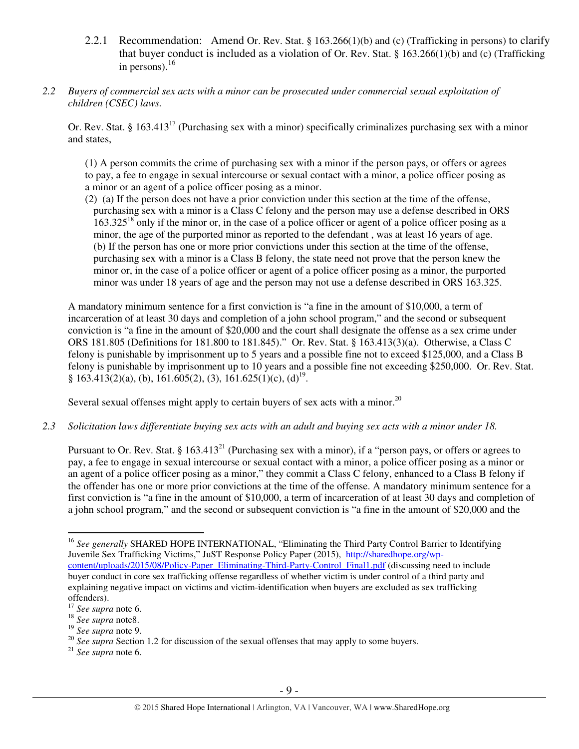2.2.1 Recommendation: Amend Or. Rev. Stat. § 163.266(1)(b) and (c) (Trafficking in persons) to clarify that buyer conduct is included as a violation of Or. Rev. Stat. § 163.266(1)(b) and (c) (Trafficking in persons).[16]

*2.2 Buyers of commercial sex acts with a minor can be prosecuted under commercial sexual exploitation of children (CSEC) laws.*

Or. Rev. Stat. § 163.413[17] (Purchasing sex with a minor) specifically criminalizes purchasing sex with a minor and states,

> (1) A person commits the crime of purchasing sex with a minor if the person pays, or offers or agrees to pay, a fee to engage in sexual intercourse or sexual contact with a minor, a police officer posing as a minor or an agent of a police officer posing as a minor.
>
> (2) (a) If the person does not have a prior conviction under this section at the time of the offense, purchasing sex with a minor is a Class C felony and the person may use a defense described in ORS 163.325[18] only if the minor or, in the case of a police officer or agent of a police officer posing as a minor, the age of the purported minor as reported to the defendant , was at least 16 years of age.
> (b) If the person has one or more prior convictions under this section at the time of the offense, purchasing sex with a minor is a Class B felony, the state need not prove that the person knew the minor or, in the case of a police officer or agent of a police officer posing as a minor, the purported minor was under 18 years of age and the person may not use a defense described in ORS 163.325.

A mandatory minimum sentence for a first conviction is "a fine in the amount of $10,000, a term of incarceration of at least 30 days and completion of a john school program," and the second or subsequent conviction is "a fine in the amount of $20,000 and the court shall designate the offense as a sex crime under ORS 181.805 (Definitions for 181.800 to 181.845)." Or. Rev. Stat. § 163.413(3)(a). Otherwise, a Class C felony is punishable by imprisonment up to 5 years and a possible fine not to exceed $125,000, and a Class B felony is punishable by imprisonment up to 10 years and a possible fine not exceeding $250,000. Or. Rev. Stat. § 163.413(2)(a), (b), 161.605(2), (3), 161.625(1)(c), (d)[19].

Several sexual offenses might apply to certain buyers of sex acts with a minor.[20]

*2.3 Solicitation laws differentiate buying sex acts with an adult and buying sex acts with a minor under 18.*

Pursuant to Or. Rev. Stat. § 163.413[21] (Purchasing sex with a minor), if a "person pays, or offers or agrees to pay, a fee to engage in sexual intercourse or sexual contact with a minor, a police officer posing as a minor or an agent of a police officer posing as a minor," they commit a Class C felony, enhanced to a Class B felony if the offender has one or more prior convictions at the time of the offense. A mandatory minimum sentence for a first conviction is "a fine in the amount of $10,000, a term of incarceration of at least 30 days and completion of a john school program," and the second or subsequent conviction is "a fine in the amount of $20,000 and the

---

[16] *See generally* SHARED HOPE INTERNATIONAL, "Eliminating the Third Party Control Barrier to Identifying Juvenile Sex Trafficking Victims," JuST Response Policy Paper (2015), http://sharedhope.org/wp-content/uploads/2015/08/Policy-Paper_Eliminating-Third-Party-Control_Final1.pdf (discussing need to include buyer conduct in core sex trafficking offense regardless of whether victim is under control of a third party and explaining negative impact on victims and victim-identification when buyers are excluded as sex trafficking offenders).

[17] *See supra* note 6.

[18] *See supra* note8.

[19] *See supra* note 9.

[20] *See supra* Section 1.2 for discussion of the sexual offenses that may apply to some buyers.

[21] *See supra* note 6.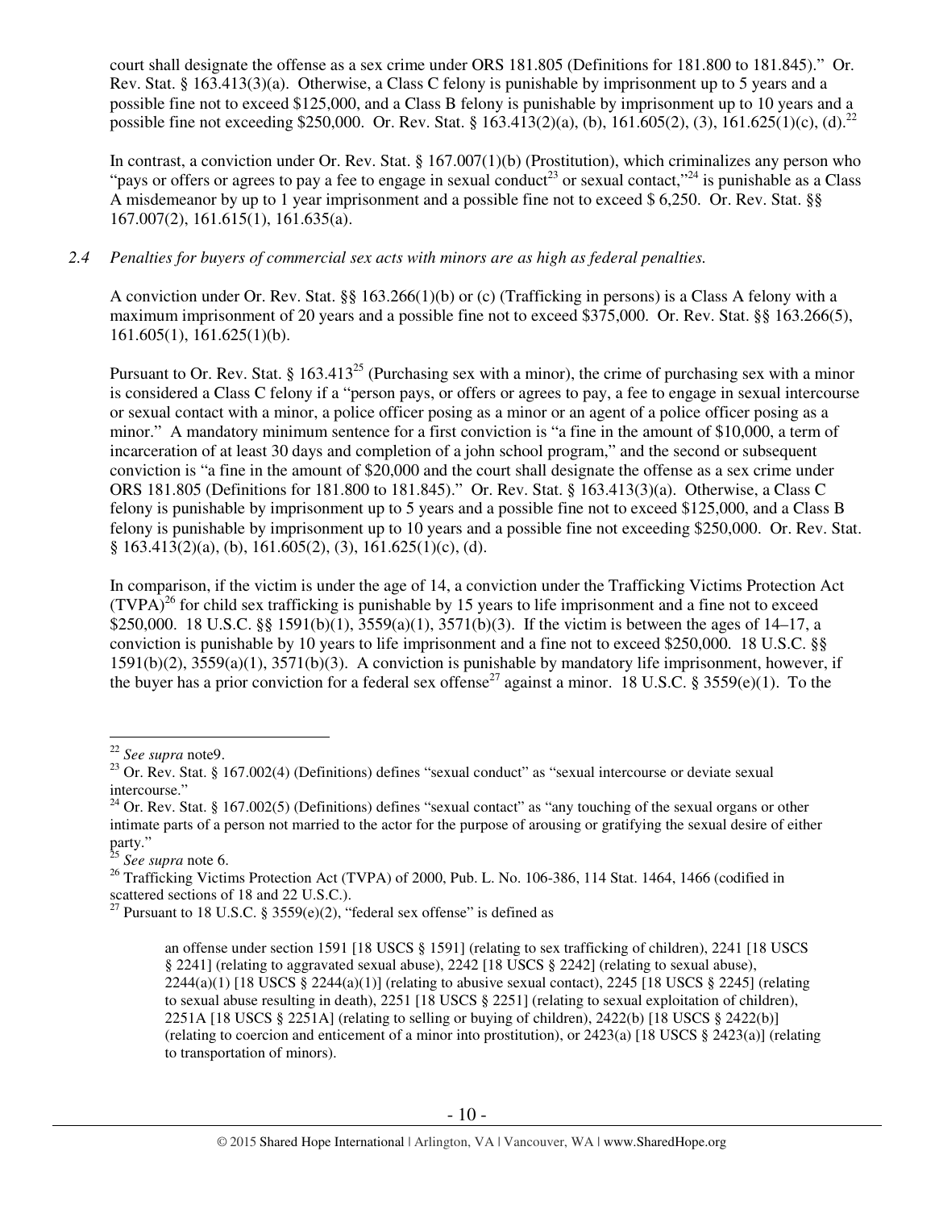court shall designate the offense as a sex crime under ORS 181.805 (Definitions for 181.800 to 181.845)." Or. Rev. Stat. § 163.413(3)(a). Otherwise, a Class C felony is punishable by imprisonment up to 5 years and a possible fine not to exceed $125,000, and a Class B felony is punishable by imprisonment up to 10 years and a possible fine not exceeding $250,000. Or. Rev. Stat. § 163.413(2)(a), (b), 161.605(2), (3), 161.625(1)(c), (d).[22]

In contrast, a conviction under Or. Rev. Stat. § 167.007(1)(b) (Prostitution), which criminalizes any person who "pays or offers or agrees to pay a fee to engage in sexual conduct[23] or sexual contact,"[24] is punishable as a Class A misdemeanor by up to 1 year imprisonment and a possible fine not to exceed $ 6,250. Or. Rev. Stat. §§ 167.007(2), 161.615(1), 161.635(a).

*2.4 Penalties for buyers of commercial sex acts with minors are as high as federal penalties.*

A conviction under Or. Rev. Stat. §§ 163.266(1)(b) or (c) (Trafficking in persons) is a Class A felony with a maximum imprisonment of 20 years and a possible fine not to exceed $375,000. Or. Rev. Stat. §§ 163.266(5), 161.605(1), 161.625(1)(b).

Pursuant to Or. Rev. Stat. § 163.413[25] (Purchasing sex with a minor), the crime of purchasing sex with a minor is considered a Class C felony if a "person pays, or offers or agrees to pay, a fee to engage in sexual intercourse or sexual contact with a minor, a police officer posing as a minor or an agent of a police officer posing as a minor." A mandatory minimum sentence for a first conviction is "a fine in the amount of $10,000, a term of incarceration of at least 30 days and completion of a john school program," and the second or subsequent conviction is "a fine in the amount of $20,000 and the court shall designate the offense as a sex crime under ORS 181.805 (Definitions for 181.800 to 181.845)." Or. Rev. Stat. § 163.413(3)(a). Otherwise, a Class C felony is punishable by imprisonment up to 5 years and a possible fine not to exceed $125,000, and a Class B felony is punishable by imprisonment up to 10 years and a possible fine not exceeding $250,000. Or. Rev. Stat. § 163.413(2)(a), (b), 161.605(2), (3), 161.625(1)(c), (d).

In comparison, if the victim is under the age of 14, a conviction under the Trafficking Victims Protection Act (TVPA)[26] for child sex trafficking is punishable by 15 years to life imprisonment and a fine not to exceed $250,000. 18 U.S.C. §§ 1591(b)(1), 3559(a)(1), 3571(b)(3). If the victim is between the ages of 14–17, a conviction is punishable by 10 years to life imprisonment and a fine not to exceed $250,000. 18 U.S.C. §§ 1591(b)(2), 3559(a)(1), 3571(b)(3). A conviction is punishable by mandatory life imprisonment, however, if the buyer has a prior conviction for a federal sex offense[27] against a minor. 18 U.S.C. § 3559(e)(1). To the

---

[22] *See supra* note9.

[23] Or. Rev. Stat. § 167.002(4) (Definitions) defines "sexual conduct" as "sexual intercourse or deviate sexual intercourse."

[24] Or. Rev. Stat. § 167.002(5) (Definitions) defines "sexual contact" as "any touching of the sexual organs or other intimate parts of a person not married to the actor for the purpose of arousing or gratifying the sexual desire of either party."

[25] *See supra* note 6.

[26] Trafficking Victims Protection Act (TVPA) of 2000, Pub. L. No. 106-386, 114 Stat. 1464, 1466 (codified in scattered sections of 18 and 22 U.S.C.).

[27] Pursuant to 18 U.S.C. § 3559(e)(2), "federal sex offense" is defined as

> an offense under section 1591 [18 USCS § 1591] (relating to sex trafficking of children), 2241 [18 USCS § 2241] (relating to aggravated sexual abuse), 2242 [18 USCS § 2242] (relating to sexual abuse), 2244(a)(1) [18 USCS § 2244(a)(1)] (relating to abusive sexual contact), 2245 [18 USCS § 2245] (relating to sexual abuse resulting in death), 2251 [18 USCS § 2251] (relating to sexual exploitation of children), 2251A [18 USCS § 2251A] (relating to selling or buying of children), 2422(b) [18 USCS § 2422(b)] (relating to coercion and enticement of a minor into prostitution), or 2423(a) [18 USCS § 2423(a)] (relating to transportation of minors).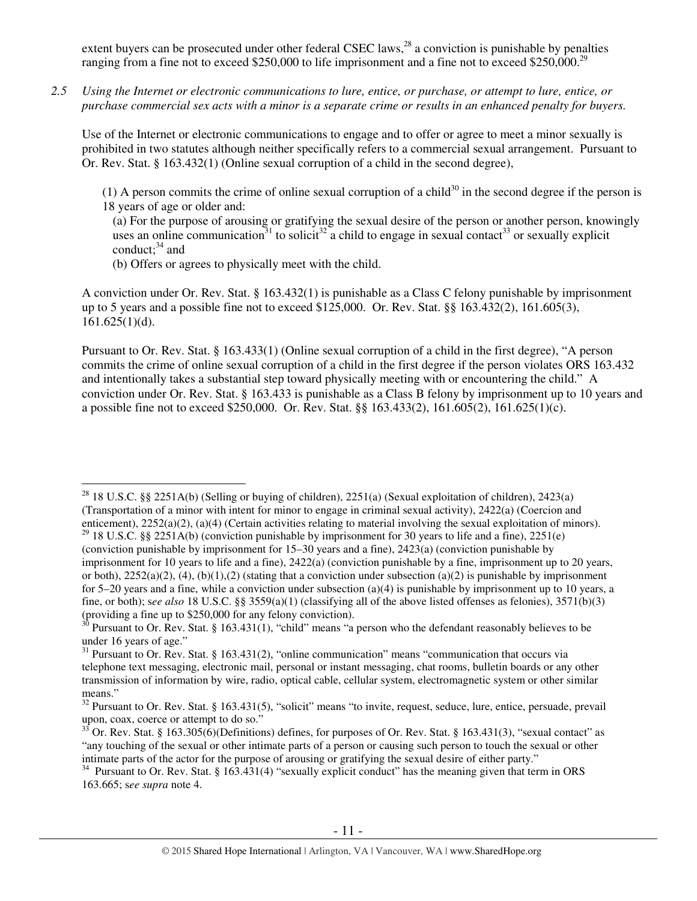extent buyers can be prosecuted under other federal CSEC laws,[28] a conviction is punishable by penalties ranging from a fine not to exceed $250,000 to life imprisonment and a fine not to exceed $250,000.[29]

*2.5 Using the Internet or electronic communications to lure, entice, or purchase, or attempt to lure, entice, or purchase commercial sex acts with a minor is a separate crime or results in an enhanced penalty for buyers.*

Use of the Internet or electronic communications to engage and to offer or agree to meet a minor sexually is prohibited in two statutes although neither specifically refers to a commercial sexual arrangement. Pursuant to Or. Rev. Stat. § 163.432(1) (Online sexual corruption of a child in the second degree),

> (1) A person commits the crime of online sexual corruption of a child[30] in the second degree if the person is 18 years of age or older and:
>
> (a) For the purpose of arousing or gratifying the sexual desire of the person or another person, knowingly uses an online communication[31] to solicit[32] a child to engage in sexual contact[33] or sexually explicit conduct;[34] and
>
> (b) Offers or agrees to physically meet with the child.

A conviction under Or. Rev. Stat. § 163.432(1) is punishable as a Class C felony punishable by imprisonment up to 5 years and a possible fine not to exceed $125,000. Or. Rev. Stat. §§ 163.432(2), 161.605(3), 161.625(1)(d).

Pursuant to Or. Rev. Stat. § 163.433(1) (Online sexual corruption of a child in the first degree), "A person commits the crime of online sexual corruption of a child in the first degree if the person violates ORS 163.432 and intentionally takes a substantial step toward physically meeting with or encountering the child." A conviction under Or. Rev. Stat. § 163.433 is punishable as a Class B felony by imprisonment up to 10 years and a possible fine not to exceed $250,000. Or. Rev. Stat. §§ 163.433(2), 161.605(2), 161.625(1)(c).

---

[28] 18 U.S.C. §§ 2251A(b) (Selling or buying of children), 2251(a) (Sexual exploitation of children), 2423(a) (Transportation of a minor with intent for minor to engage in criminal sexual activity), 2422(a) (Coercion and enticement), 2252(a)(2), (a)(4) (Certain activities relating to material involving the sexual exploitation of minors).

[29] 18 U.S.C. §§ 2251A(b) (conviction punishable by imprisonment for 30 years to life and a fine), 2251(e) (conviction punishable by imprisonment for 15–30 years and a fine), 2423(a) (conviction punishable by imprisonment for 10 years to life and a fine), 2422(a) (conviction punishable by a fine, imprisonment up to 20 years, or both), 2252(a)(2), (4), (b)(1),(2) (stating that a conviction under subsection (a)(2) is punishable by imprisonment for 5–20 years and a fine, while a conviction under subsection (a)(4) is punishable by imprisonment up to 10 years, a fine, or both); s*ee also* 18 U.S.C. §§ 3559(a)(1) (classifying all of the above listed offenses as felonies), 3571(b)(3) (providing a fine up to $250,000 for any felony conviction).

[30] Pursuant to Or. Rev. Stat. § 163.431(1), "child" means "a person who the defendant reasonably believes to be under 16 years of age."

[31] Pursuant to Or. Rev. Stat. § 163.431(2), "online communication" means "communication that occurs via telephone text messaging, electronic mail, personal or instant messaging, chat rooms, bulletin boards or any other transmission of information by wire, radio, optical cable, cellular system, electromagnetic system or other similar means."

[32] Pursuant to Or. Rev. Stat. § 163.431(5), "solicit" means "to invite, request, seduce, lure, entice, persuade, prevail upon, coax, coerce or attempt to do so."

[33] Or. Rev. Stat. § 163.305(6)(Definitions) defines, for purposes of Or. Rev. Stat. § 163.431(3), "sexual contact" as "any touching of the sexual or other intimate parts of a person or causing such person to touch the sexual or other intimate parts of the actor for the purpose of arousing or gratifying the sexual desire of either party."

[34] Pursuant to Or. Rev. Stat. § 163.431(4) "sexually explicit conduct" has the meaning given that term in ORS 163.665; s*ee supra* note 4.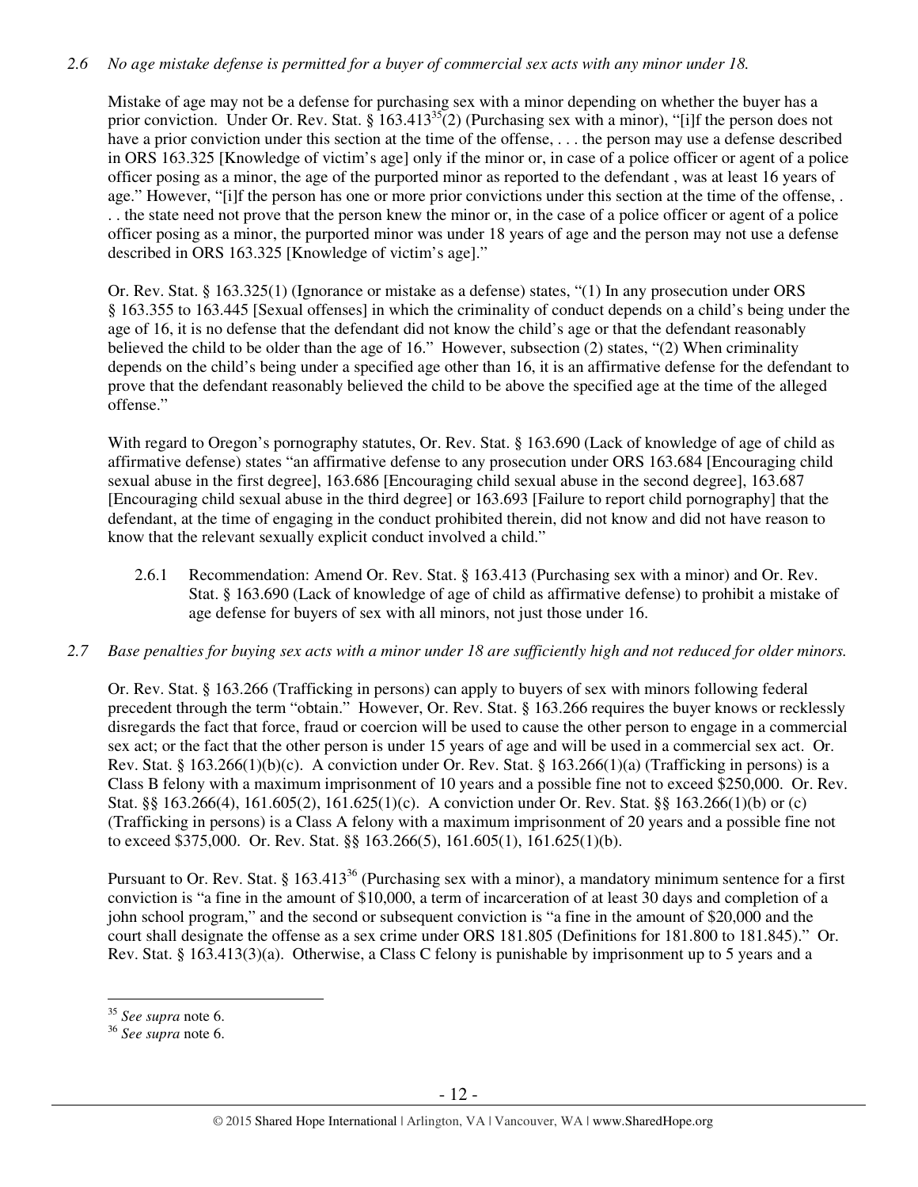*2.6 No age mistake defense is permitted for a buyer of commercial sex acts with any minor under 18.*

Mistake of age may not be a defense for purchasing sex with a minor depending on whether the buyer has a prior conviction. Under Or. Rev. Stat. § 163.413[35](2) (Purchasing sex with a minor), "[i]f the person does not have a prior conviction under this section at the time of the offense, . . . the person may use a defense described in ORS 163.325 [Knowledge of victim's age] only if the minor or, in case of a police officer or agent of a police officer posing as a minor, the age of the purported minor as reported to the defendant , was at least 16 years of age." However, "[i]f the person has one or more prior convictions under this section at the time of the offense, . . . the state need not prove that the person knew the minor or, in the case of a police officer or agent of a police officer posing as a minor, the purported minor was under 18 years of age and the person may not use a defense described in ORS 163.325 [Knowledge of victim's age]."

Or. Rev. Stat. § 163.325(1) (Ignorance or mistake as a defense) states, "(1) In any prosecution under ORS § 163.355 to 163.445 [Sexual offenses] in which the criminality of conduct depends on a child's being under the age of 16, it is no defense that the defendant did not know the child's age or that the defendant reasonably believed the child to be older than the age of 16." However, subsection (2) states, "(2) When criminality depends on the child's being under a specified age other than 16, it is an affirmative defense for the defendant to prove that the defendant reasonably believed the child to be above the specified age at the time of the alleged offense."

With regard to Oregon's pornography statutes, Or. Rev. Stat. § 163.690 (Lack of knowledge of age of child as affirmative defense) states "an affirmative defense to any prosecution under ORS 163.684 [Encouraging child sexual abuse in the first degree], 163.686 [Encouraging child sexual abuse in the second degree], 163.687 [Encouraging child sexual abuse in the third degree] or 163.693 [Failure to report child pornography] that the defendant, at the time of engaging in the conduct prohibited therein, did not know and did not have reason to know that the relevant sexually explicit conduct involved a child."

2.6.1 Recommendation: Amend Or. Rev. Stat. § 163.413 (Purchasing sex with a minor) and Or. Rev. Stat. § 163.690 (Lack of knowledge of age of child as affirmative defense) to prohibit a mistake of age defense for buyers of sex with all minors, not just those under 16.

*2.7 Base penalties for buying sex acts with a minor under 18 are sufficiently high and not reduced for older minors.*

Or. Rev. Stat. § 163.266 (Trafficking in persons) can apply to buyers of sex with minors following federal precedent through the term "obtain." However, Or. Rev. Stat. § 163.266 requires the buyer knows or recklessly disregards the fact that force, fraud or coercion will be used to cause the other person to engage in a commercial sex act; or the fact that the other person is under 15 years of age and will be used in a commercial sex act. Or. Rev. Stat. § 163.266(1)(b)(c). A conviction under Or. Rev. Stat. § 163.266(1)(a) (Trafficking in persons) is a Class B felony with a maximum imprisonment of 10 years and a possible fine not to exceed \$250,000. Or. Rev. Stat. §§ 163.266(4), 161.605(2), 161.625(1)(c). A conviction under Or. Rev. Stat. §§ 163.266(1)(b) or (c) (Trafficking in persons) is a Class A felony with a maximum imprisonment of 20 years and a possible fine not to exceed \$375,000. Or. Rev. Stat. §§ 163.266(5), 161.605(1), 161.625(1)(b).

Pursuant to Or. Rev. Stat. § 163.413[36] (Purchasing sex with a minor), a mandatory minimum sentence for a first conviction is "a fine in the amount of \$10,000, a term of incarceration of at least 30 days and completion of a john school program," and the second or subsequent conviction is "a fine in the amount of \$20,000 and the court shall designate the offense as a sex crime under ORS 181.805 (Definitions for 181.800 to 181.845)." Or. Rev. Stat. § 163.413(3)(a). Otherwise, a Class C felony is punishable by imprisonment up to 5 years and a

---

[35] *See supra* note 6.

[36] *See supra* note 6.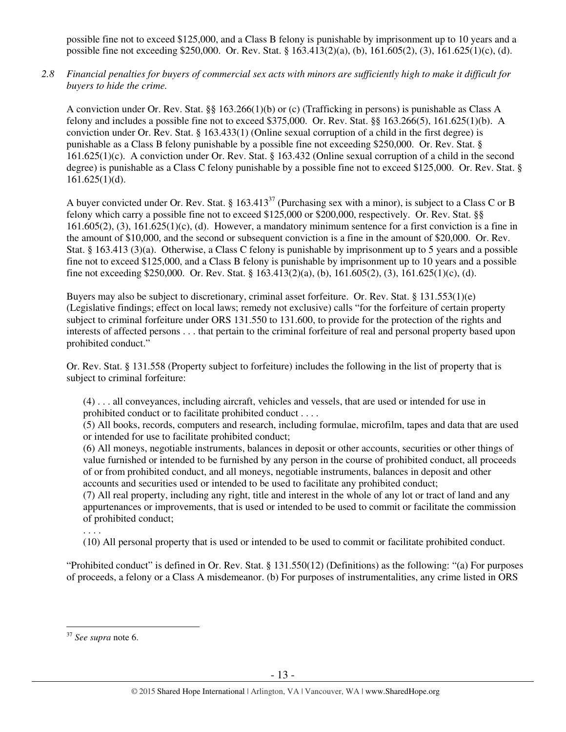possible fine not to exceed \$125,000, and a Class B felony is punishable by imprisonment up to 10 years and a possible fine not exceeding \$250,000. Or. Rev. Stat. § 163.413(2)(a), (b), 161.605(2), (3), 161.625(1)(c), (d).

*2.8 Financial penalties for buyers of commercial sex acts with minors are sufficiently high to make it difficult for buyers to hide the crime.*

A conviction under Or. Rev. Stat. §§ 163.266(1)(b) or (c) (Trafficking in persons) is punishable as Class A felony and includes a possible fine not to exceed \$375,000. Or. Rev. Stat. §§ 163.266(5), 161.625(1)(b). A conviction under Or. Rev. Stat. § 163.433(1) (Online sexual corruption of a child in the first degree) is punishable as a Class B felony punishable by a possible fine not exceeding \$250,000. Or. Rev. Stat. § 161.625(1)(c). A conviction under Or. Rev. Stat. § 163.432 (Online sexual corruption of a child in the second degree) is punishable as a Class C felony punishable by a possible fine not to exceed \$125,000. Or. Rev. Stat. § 161.625(1)(d).

A buyer convicted under Or. Rev. Stat. § 163.413[37] (Purchasing sex with a minor), is subject to a Class C or B felony which carry a possible fine not to exceed \$125,000 or \$200,000, respectively. Or. Rev. Stat. §§ 161.605(2), (3), 161.625(1)(c), (d). However, a mandatory minimum sentence for a first conviction is a fine in the amount of \$10,000, and the second or subsequent conviction is a fine in the amount of \$20,000. Or. Rev. Stat. § 163.413 (3)(a). Otherwise, a Class C felony is punishable by imprisonment up to 5 years and a possible fine not to exceed \$125,000, and a Class B felony is punishable by imprisonment up to 10 years and a possible fine not exceeding \$250,000. Or. Rev. Stat. § 163.413(2)(a), (b), 161.605(2), (3), 161.625(1)(c), (d).

Buyers may also be subject to discretionary, criminal asset forfeiture. Or. Rev. Stat. § 131.553(1)(e) (Legislative findings; effect on local laws; remedy not exclusive) calls "for the forfeiture of certain property subject to criminal forfeiture under ORS 131.550 to 131.600, to provide for the protection of the rights and interests of affected persons . . . that pertain to the criminal forfeiture of real and personal property based upon prohibited conduct."

Or. Rev. Stat. § 131.558 (Property subject to forfeiture) includes the following in the list of property that is subject to criminal forfeiture:

> (4) . . . all conveyances, including aircraft, vehicles and vessels, that are used or intended for use in prohibited conduct or to facilitate prohibited conduct . . . .
> (5) All books, records, computers and research, including formulae, microfilm, tapes and data that are used or intended for use to facilitate prohibited conduct;
> (6) All moneys, negotiable instruments, balances in deposit or other accounts, securities or other things of value furnished or intended to be furnished by any person in the course of prohibited conduct, all proceeds of or from prohibited conduct, and all moneys, negotiable instruments, balances in deposit and other accounts and securities used or intended to be used to facilitate any prohibited conduct;
> (7) All real property, including any right, title and interest in the whole of any lot or tract of land and any appurtenances or improvements, that is used or intended to be used to commit or facilitate the commission of prohibited conduct;
> . . . .
> (10) All personal property that is used or intended to be used to commit or facilitate prohibited conduct.

"Prohibited conduct" is defined in Or. Rev. Stat. § 131.550(12) (Definitions) as the following: "(a) For purposes of proceeds, a felony or a Class A misdemeanor. (b) For purposes of instrumentalities, any crime listed in ORS

---

[37] *See supra* note 6.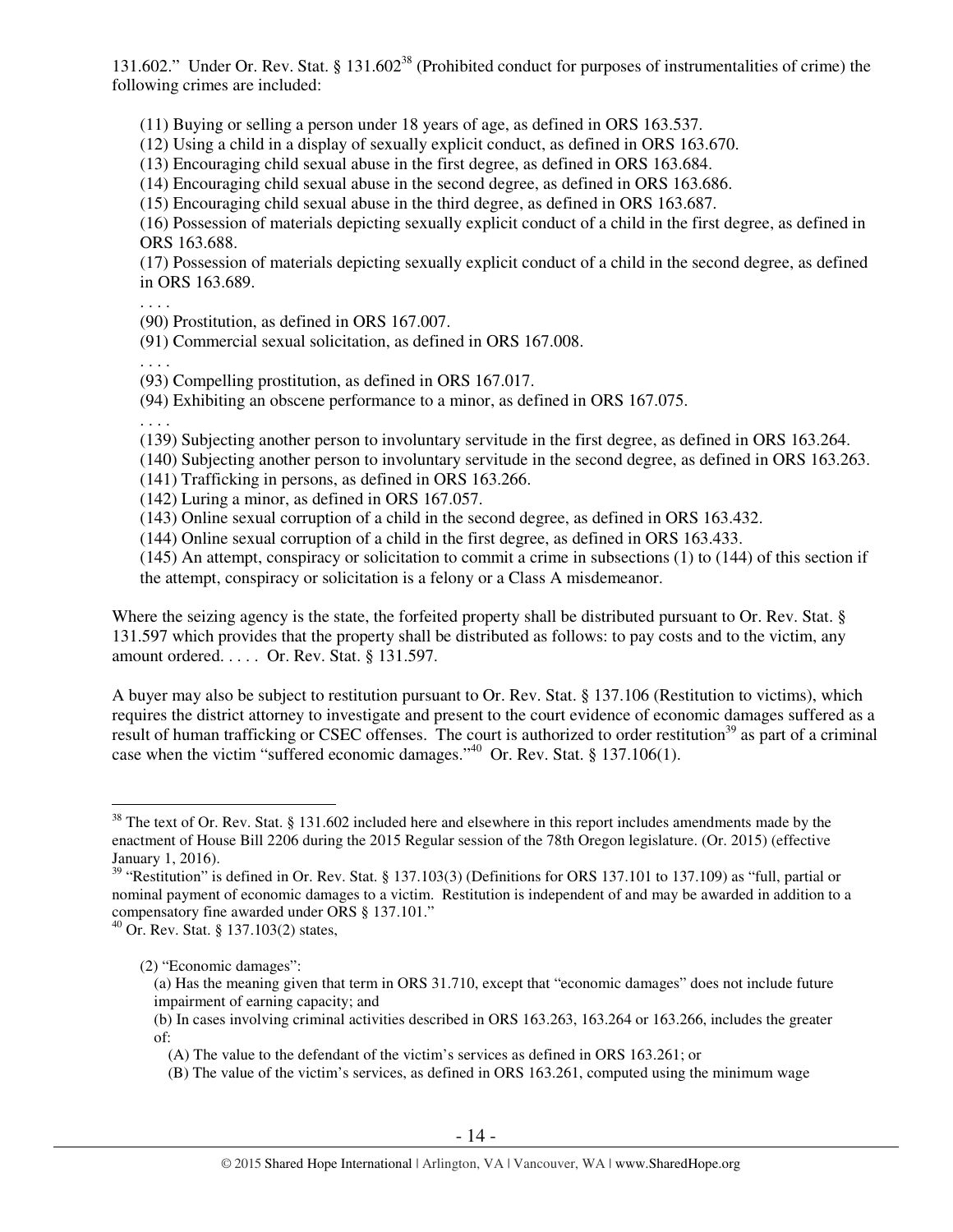131.602." Under Or. Rev. Stat. § 131.602[38] (Prohibited conduct for purposes of instrumentalities of crime) the following crimes are included:

> (11) Buying or selling a person under 18 years of age, as defined in ORS 163.537.
> (12) Using a child in a display of sexually explicit conduct, as defined in ORS 163.670.
> (13) Encouraging child sexual abuse in the first degree, as defined in ORS 163.684.
> (14) Encouraging child sexual abuse in the second degree, as defined in ORS 163.686.
> (15) Encouraging child sexual abuse in the third degree, as defined in ORS 163.687.
> (16) Possession of materials depicting sexually explicit conduct of a child in the first degree, as defined in ORS 163.688.
> (17) Possession of materials depicting sexually explicit conduct of a child in the second degree, as defined in ORS 163.689.
> . . . .
> (90) Prostitution, as defined in ORS 167.007.
> (91) Commercial sexual solicitation, as defined in ORS 167.008.
> . . . .
> (93) Compelling prostitution, as defined in ORS 167.017.
> (94) Exhibiting an obscene performance to a minor, as defined in ORS 167.075.
> . . . .
> (139) Subjecting another person to involuntary servitude in the first degree, as defined in ORS 163.264.
> (140) Subjecting another person to involuntary servitude in the second degree, as defined in ORS 163.263.
> (141) Trafficking in persons, as defined in ORS 163.266.
> (142) Luring a minor, as defined in ORS 167.057.
> (143) Online sexual corruption of a child in the second degree, as defined in ORS 163.432.
> (144) Online sexual corruption of a child in the first degree, as defined in ORS 163.433.
> (145) An attempt, conspiracy or solicitation to commit a crime in subsections (1) to (144) of this section if the attempt, conspiracy or solicitation is a felony or a Class A misdemeanor.

Where the seizing agency is the state, the forfeited property shall be distributed pursuant to Or. Rev. Stat. § 131.597 which provides that the property shall be distributed as follows: to pay costs and to the victim, any amount ordered. . . . . Or. Rev. Stat. § 131.597.

A buyer may also be subject to restitution pursuant to Or. Rev. Stat. § 137.106 (Restitution to victims), which requires the district attorney to investigate and present to the court evidence of economic damages suffered as a result of human trafficking or CSEC offenses. The court is authorized to order restitution[39] as part of a criminal case when the victim "suffered economic damages."[40] Or. Rev. Stat. § 137.106(1).

---

[38] The text of Or. Rev. Stat. § 131.602 included here and elsewhere in this report includes amendments made by the enactment of House Bill 2206 during the 2015 Regular session of the 78th Oregon legislature. (Or. 2015) (effective January 1, 2016).

[39] "Restitution" is defined in Or. Rev. Stat. § 137.103(3) (Definitions for ORS 137.101 to 137.109) as "full, partial or nominal payment of economic damages to a victim. Restitution is independent of and may be awarded in addition to a compensatory fine awarded under ORS § 137.101."

[40] Or. Rev. Stat. § 137.103(2) states,

> (2) "Economic damages":
> (a) Has the meaning given that term in ORS 31.710, except that "economic damages" does not include future impairment of earning capacity; and
> (b) In cases involving criminal activities described in ORS 163.263, 163.264 or 163.266, includes the greater of:
> (A) The value to the defendant of the victim's services as defined in ORS 163.261; or
> (B) The value of the victim's services, as defined in ORS 163.261, computed using the minimum wage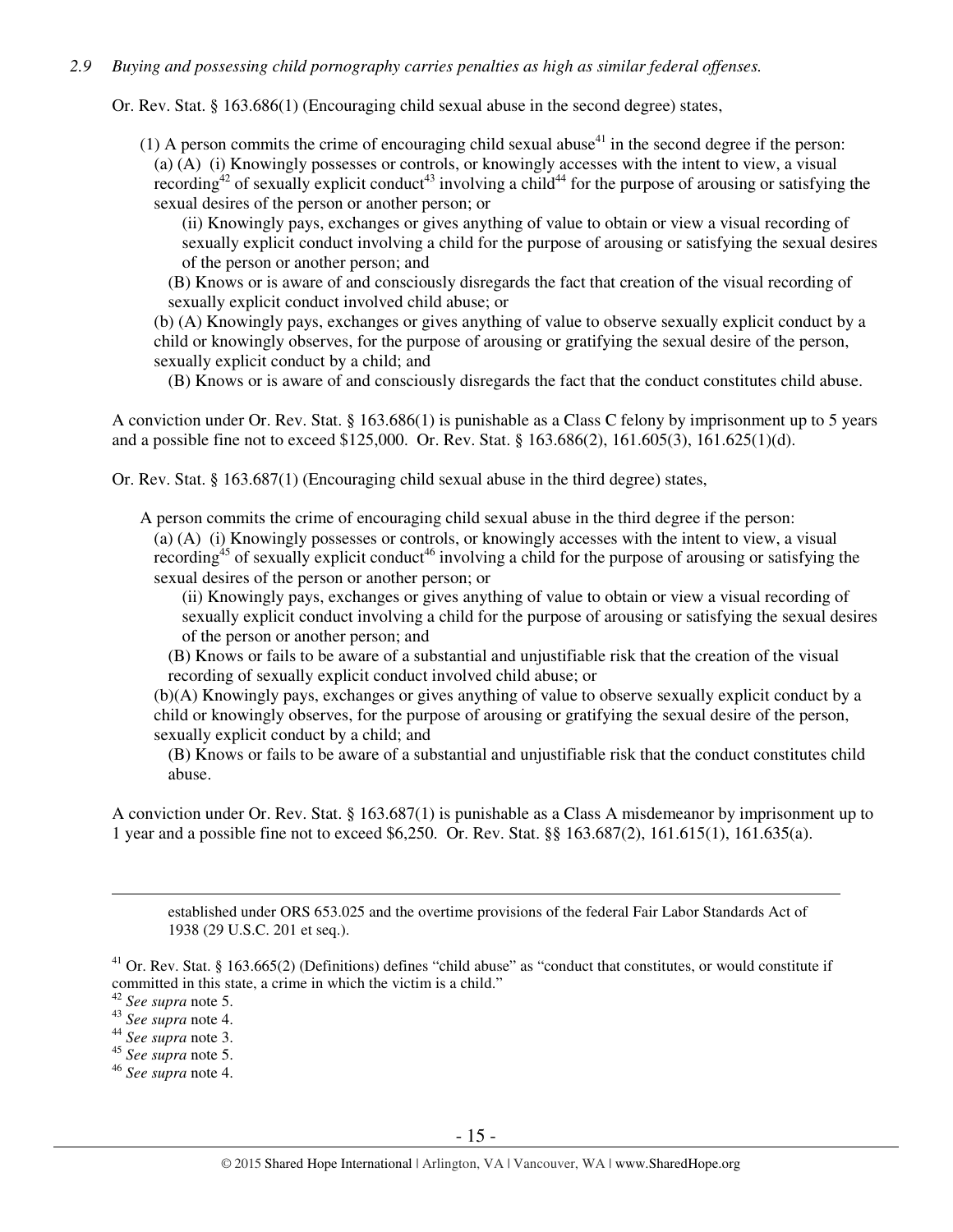*2.9 Buying and possessing child pornography carries penalties as high as similar federal offenses.*

Or. Rev. Stat. § 163.686(1) (Encouraging child sexual abuse in the second degree) states,

> (1) A person commits the crime of encouraging child sexual abuse[41] in the second degree if the person:
> (a) (A) (i) Knowingly possesses or controls, or knowingly accesses with the intent to view, a visual recording[42] of sexually explicit conduct[43] involving a child[44] for the purpose of arousing or satisfying the sexual desires of the person or another person; or
> (ii) Knowingly pays, exchanges or gives anything of value to obtain or view a visual recording of sexually explicit conduct involving a child for the purpose of arousing or satisfying the sexual desires of the person or another person; and
> (B) Knows or is aware of and consciously disregards the fact that creation of the visual recording of sexually explicit conduct involved child abuse; or
> (b) (A) Knowingly pays, exchanges or gives anything of value to observe sexually explicit conduct by a child or knowingly observes, for the purpose of arousing or gratifying the sexual desire of the person, sexually explicit conduct by a child; and
> (B) Knows or is aware of and consciously disregards the fact that the conduct constitutes child abuse.

A conviction under Or. Rev. Stat. § 163.686(1) is punishable as a Class C felony by imprisonment up to 5 years and a possible fine not to exceed $125,000. Or. Rev. Stat. § 163.686(2), 161.605(3), 161.625(1)(d).

Or. Rev. Stat. § 163.687(1) (Encouraging child sexual abuse in the third degree) states,

> A person commits the crime of encouraging child sexual abuse in the third degree if the person:
> (a) (A) (i) Knowingly possesses or controls, or knowingly accesses with the intent to view, a visual recording[45] of sexually explicit conduct[46] involving a child for the purpose of arousing or satisfying the sexual desires of the person or another person; or
> (ii) Knowingly pays, exchanges or gives anything of value to obtain or view a visual recording of sexually explicit conduct involving a child for the purpose of arousing or satisfying the sexual desires of the person or another person; and
> (B) Knows or fails to be aware of a substantial and unjustifiable risk that the creation of the visual recording of sexually explicit conduct involved child abuse; or
> (b)(A) Knowingly pays, exchanges or gives anything of value to observe sexually explicit conduct by a child or knowingly observes, for the purpose of arousing or gratifying the sexual desire of the person, sexually explicit conduct by a child; and
> (B) Knows or fails to be aware of a substantial and unjustifiable risk that the conduct constitutes child abuse.

A conviction under Or. Rev. Stat. § 163.687(1) is punishable as a Class A misdemeanor by imprisonment up to 1 year and a possible fine not to exceed $6,250. Or. Rev. Stat. §§ 163.687(2), 161.615(1), 161.635(a).

---

established under ORS 653.025 and the overtime provisions of the federal Fair Labor Standards Act of 1938 (29 U.S.C. 201 et seq.).

[41] Or. Rev. Stat. § 163.665(2) (Definitions) defines "child abuse" as "conduct that constitutes, or would constitute if committed in this state, a crime in which the victim is a child."

[42] *See supra* note 5.

[43] *See supra* note 4.

[44] *See supra* note 3.

[45] *See supra* note 5.

[46] *See supra* note 4.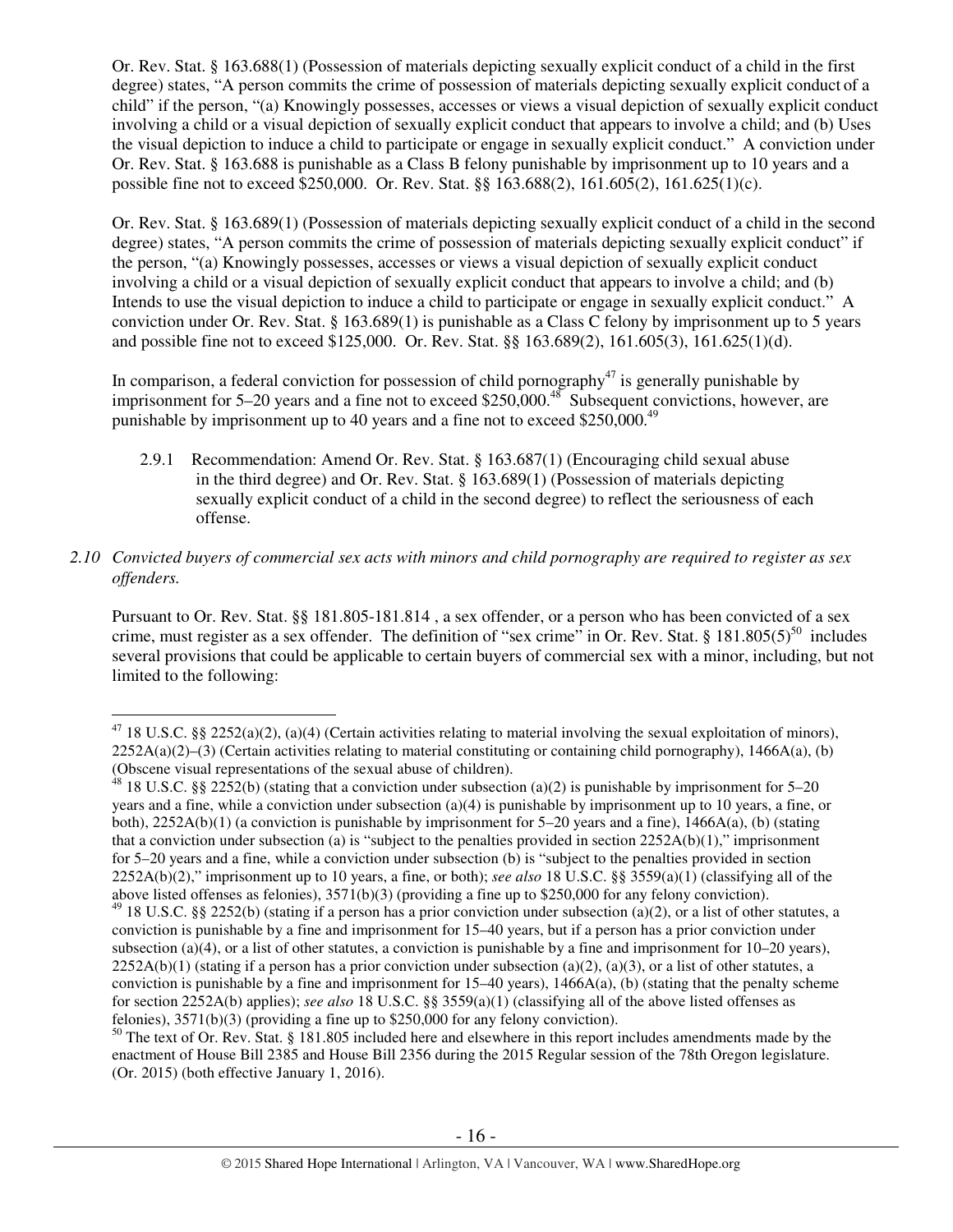Or. Rev. Stat. § 163.688(1) (Possession of materials depicting sexually explicit conduct of a child in the first degree) states, "A person commits the crime of possession of materials depicting sexually explicit conduct of a child" if the person, "(a) Knowingly possesses, accesses or views a visual depiction of sexually explicit conduct involving a child or a visual depiction of sexually explicit conduct that appears to involve a child; and (b) Uses the visual depiction to induce a child to participate or engage in sexually explicit conduct." A conviction under Or. Rev. Stat. § 163.688 is punishable as a Class B felony punishable by imprisonment up to 10 years and a possible fine not to exceed $250,000. Or. Rev. Stat. §§ 163.688(2), 161.605(2), 161.625(1)(c).

Or. Rev. Stat. § 163.689(1) (Possession of materials depicting sexually explicit conduct of a child in the second degree) states, "A person commits the crime of possession of materials depicting sexually explicit conduct" if the person, "(a) Knowingly possesses, accesses or views a visual depiction of sexually explicit conduct involving a child or a visual depiction of sexually explicit conduct that appears to involve a child; and (b) Intends to use the visual depiction to induce a child to participate or engage in sexually explicit conduct." A conviction under Or. Rev. Stat. § 163.689(1) is punishable as a Class C felony by imprisonment up to 5 years and possible fine not to exceed $125,000. Or. Rev. Stat. §§ 163.689(2), 161.605(3), 161.625(1)(d).

In comparison, a federal conviction for possession of child pornography[47] is generally punishable by imprisonment for 5–20 years and a fine not to exceed $250,000.[48] Subsequent convictions, however, are punishable by imprisonment up to 40 years and a fine not to exceed $250,000.[49]

2.9.1 Recommendation: Amend Or. Rev. Stat. § 163.687(1) (Encouraging child sexual abuse in the third degree) and Or. Rev. Stat. § 163.689(1) (Possession of materials depicting sexually explicit conduct of a child in the second degree) to reflect the seriousness of each offense.

*2.10 Convicted buyers of commercial sex acts with minors and child pornography are required to register as sex offenders.*

Pursuant to Or. Rev. Stat. §§ 181.805-181.814 , a sex offender, or a person who has been convicted of a sex crime, must register as a sex offender. The definition of "sex crime" in Or. Rev. Stat. § 181.805(5)[50] includes several provisions that could be applicable to certain buyers of commercial sex with a minor, including, but not limited to the following:

---

[47] 18 U.S.C. §§ 2252(a)(2), (a)(4) (Certain activities relating to material involving the sexual exploitation of minors), 2252A(a)(2)–(3) (Certain activities relating to material constituting or containing child pornography), 1466A(a), (b) (Obscene visual representations of the sexual abuse of children).

[48] 18 U.S.C. §§ 2252(b) (stating that a conviction under subsection (a)(2) is punishable by imprisonment for 5–20 years and a fine, while a conviction under subsection (a)(4) is punishable by imprisonment up to 10 years, a fine, or both), 2252A(b)(1) (a conviction is punishable by imprisonment for 5–20 years and a fine), 1466A(a), (b) (stating that a conviction under subsection (a) is "subject to the penalties provided in section 2252A(b)(1)," imprisonment for 5–20 years and a fine, while a conviction under subsection (b) is "subject to the penalties provided in section 2252A(b)(2)," imprisonment up to 10 years, a fine, or both); *see also* 18 U.S.C. §§ 3559(a)(1) (classifying all of the above listed offenses as felonies), 3571(b)(3) (providing a fine up to $250,000 for any felony conviction).

[49] 18 U.S.C. §§ 2252(b) (stating if a person has a prior conviction under subsection (a)(2), or a list of other statutes, a conviction is punishable by a fine and imprisonment for 15–40 years, but if a person has a prior conviction under subsection (a)(4), or a list of other statutes, a conviction is punishable by a fine and imprisonment for 10–20 years), 2252A(b)(1) (stating if a person has a prior conviction under subsection (a)(2), (a)(3), or a list of other statutes, a conviction is punishable by a fine and imprisonment for 15–40 years), 1466A(a), (b) (stating that the penalty scheme for section 2252A(b) applies); *see also* 18 U.S.C. §§ 3559(a)(1) (classifying all of the above listed offenses as felonies), 3571(b)(3) (providing a fine up to $250,000 for any felony conviction).

[50] The text of Or. Rev. Stat. § 181.805 included here and elsewhere in this report includes amendments made by the enactment of House Bill 2385 and House Bill 2356 during the 2015 Regular session of the 78th Oregon legislature. (Or. 2015) (both effective January 1, 2016).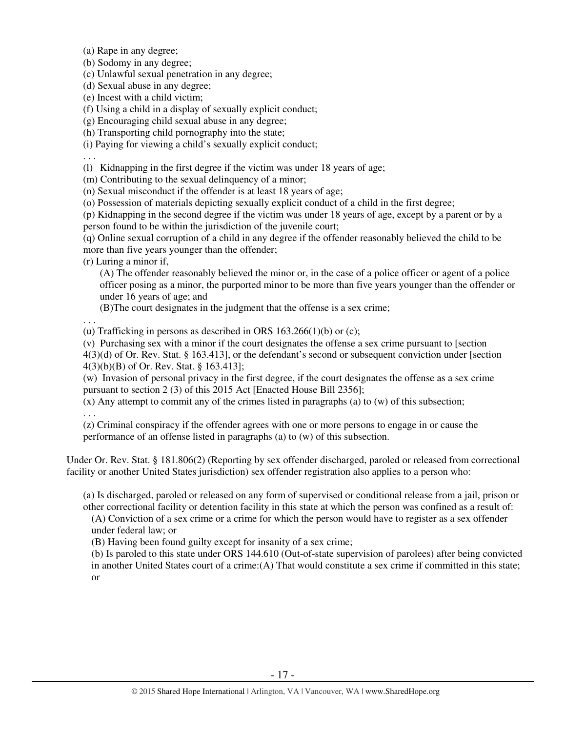(a) Rape in any degree;
(b) Sodomy in any degree;
(c) Unlawful sexual penetration in any degree;
(d) Sexual abuse in any degree;
(e) Incest with a child victim;
(f) Using a child in a display of sexually explicit conduct;
(g) Encouraging child sexual abuse in any degree;
(h) Transporting child pornography into the state;
(i) Paying for viewing a child's sexually explicit conduct;
. . .
(l) Kidnapping in the first degree if the victim was under 18 years of age;
(m) Contributing to the sexual delinquency of a minor;
(n) Sexual misconduct if the offender is at least 18 years of age;
(o) Possession of materials depicting sexually explicit conduct of a child in the first degree;
(p) Kidnapping in the second degree if the victim was under 18 years of age, except by a parent or by a person found to be within the jurisdiction of the juvenile court;
(q) Online sexual corruption of a child in any degree if the offender reasonably believed the child to be more than five years younger than the offender;
(r) Luring a minor if,

(A) The offender reasonably believed the minor or, in the case of a police officer or agent of a police officer posing as a minor, the purported minor to be more than five years younger than the offender or under 16 years of age; and

(B)The court designates in the judgment that the offense is a sex crime;

. . .
(u) Trafficking in persons as described in ORS 163.266(1)(b) or (c);
(v) Purchasing sex with a minor if the court designates the offense a sex crime pursuant to [section 4(3)(d) of Or. Rev. Stat. § 163.413], or the defendant's second or subsequent conviction under [section 4(3)(b)(B) of Or. Rev. Stat. § 163.413];
(w) Invasion of personal privacy in the first degree, if the court designates the offense as a sex crime pursuant to section 2 (3) of this 2015 Act [Enacted House Bill 2356];
(x) Any attempt to commit any of the crimes listed in paragraphs (a) to (w) of this subsection;
. . .
(z) Criminal conspiracy if the offender agrees with one or more persons to engage in or cause the performance of an offense listed in paragraphs (a) to (w) of this subsection.

Under Or. Rev. Stat. § 181.806(2) (Reporting by sex offender discharged, paroled or released from correctional facility or another United States jurisdiction) sex offender registration also applies to a person who:

(a) Is discharged, paroled or released on any form of supervised or conditional release from a jail, prison or other correctional facility or detention facility in this state at which the person was confined as a result of:

(A) Conviction of a sex crime or a crime for which the person would have to register as a sex offender under federal law; or

(B) Having been found guilty except for insanity of a sex crime;

(b) Is paroled to this state under ORS 144.610 (Out-of-state supervision of parolees) after being convicted in another United States court of a crime:(A) That would constitute a sex crime if committed in this state; or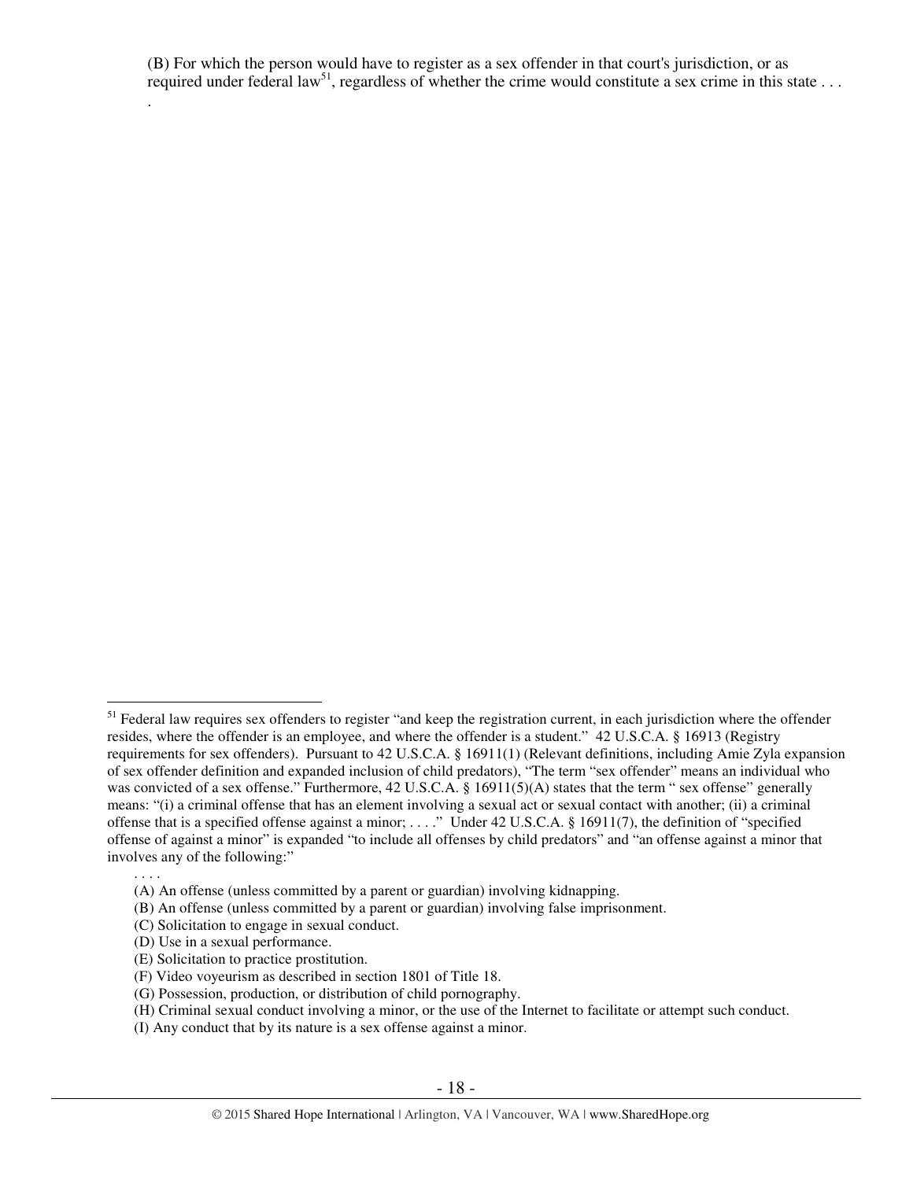(B) For which the person would have to register as a sex offender in that court's jurisdiction, or as required under federal law[51], regardless of whether the crime would constitute a sex crime in this state . . . .

---

[51] Federal law requires sex offenders to register "and keep the registration current, in each jurisdiction where the offender resides, where the offender is an employee, and where the offender is a student." 42 U.S.C.A. § 16913 (Registry requirements for sex offenders). Pursuant to 42 U.S.C.A. § 16911(1) (Relevant definitions, including Amie Zyla expansion of sex offender definition and expanded inclusion of child predators), "The term "sex offender" means an individual who was convicted of a sex offense." Furthermore, 42 U.S.C.A. § 16911(5)(A) states that the term " sex offense" generally means: "(i) a criminal offense that has an element involving a sexual act or sexual contact with another; (ii) a criminal offense that is a specified offense against a minor; . . . ." Under 42 U.S.C.A. § 16911(7), the definition of "specified offense of against a minor" is expanded "to include all offenses by child predators" and "an offense against a minor that involves any of the following:"

. . . .

(A) An offense (unless committed by a parent or guardian) involving kidnapping.

(B) An offense (unless committed by a parent or guardian) involving false imprisonment.

(C) Solicitation to engage in sexual conduct.

(D) Use in a sexual performance.

(E) Solicitation to practice prostitution.

(F) Video voyeurism as described in section 1801 of Title 18.

(G) Possession, production, or distribution of child pornography.

(H) Criminal sexual conduct involving a minor, or the use of the Internet to facilitate or attempt such conduct.

(I) Any conduct that by its nature is a sex offense against a minor.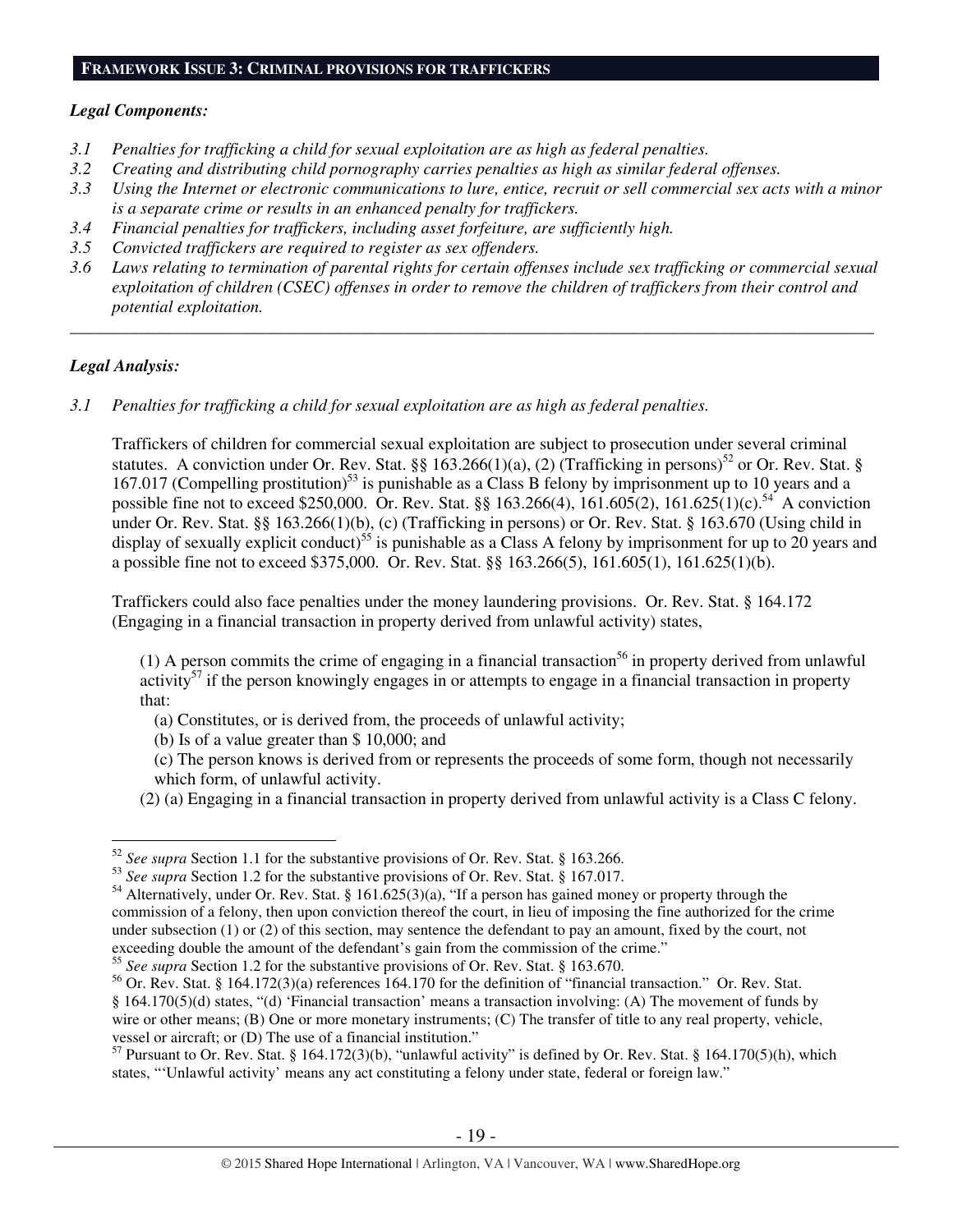## FRAMEWORK ISSUE 3: CRIMINAL PROVISIONS FOR TRAFFICKERS

***Legal Components:***

*3.1 Penalties for trafficking a child for sexual exploitation are as high as federal penalties.*
*3.2 Creating and distributing child pornography carries penalties as high as similar federal offenses.*
*3.3 Using the Internet or electronic communications to lure, entice, recruit or sell commercial sex acts with a minor is a separate crime or results in an enhanced penalty for traffickers.*
*3.4 Financial penalties for traffickers, including asset forfeiture, are sufficiently high.*
*3.5 Convicted traffickers are required to register as sex offenders.*
*3.6 Laws relating to termination of parental rights for certain offenses include sex trafficking or commercial sexual exploitation of children (CSEC) offenses in order to remove the children of traffickers from their control and potential exploitation.*

---

***Legal Analysis:***

*3.1 Penalties for trafficking a child for sexual exploitation are as high as federal penalties.*

Traffickers of children for commercial sexual exploitation are subject to prosecution under several criminal statutes. A conviction under Or. Rev. Stat. §§ 163.266(1)(a), (2) (Trafficking in persons)[52] or Or. Rev. Stat. § 167.017 (Compelling prostitution)[53] is punishable as a Class B felony by imprisonment up to 10 years and a possible fine not to exceed $250,000. Or. Rev. Stat. §§ 163.266(4), 161.605(2), 161.625(1)(c).[54] A conviction under Or. Rev. Stat. §§ 163.266(1)(b), (c) (Trafficking in persons) or Or. Rev. Stat. § 163.670 (Using child in display of sexually explicit conduct)[55] is punishable as a Class A felony by imprisonment for up to 20 years and a possible fine not to exceed $375,000. Or. Rev. Stat. §§ 163.266(5), 161.605(1), 161.625(1)(b).

Traffickers could also face penalties under the money laundering provisions. Or. Rev. Stat. § 164.172 (Engaging in a financial transaction in property derived from unlawful activity) states,

> (1) A person commits the crime of engaging in a financial transaction[56] in property derived from unlawful activity[57] if the person knowingly engages in or attempts to engage in a financial transaction in property that:
> (a) Constitutes, or is derived from, the proceeds of unlawful activity;
> (b) Is of a value greater than $ 10,000; and
> (c) The person knows is derived from or represents the proceeds of some form, though not necessarily which form, of unlawful activity.
>
> (2) (a) Engaging in a financial transaction in property derived from unlawful activity is a Class C felony.

---

[52] *See supra* Section 1.1 for the substantive provisions of Or. Rev. Stat. § 163.266.

[53] *See supra* Section 1.2 for the substantive provisions of Or. Rev. Stat. § 167.017.

[54] Alternatively, under Or. Rev. Stat. § 161.625(3)(a), "If a person has gained money or property through the commission of a felony, then upon conviction thereof the court, in lieu of imposing the fine authorized for the crime under subsection (1) or (2) of this section, may sentence the defendant to pay an amount, fixed by the court, not exceeding double the amount of the defendant's gain from the commission of the crime."

[55] *See supra* Section 1.2 for the substantive provisions of Or. Rev. Stat. § 163.670.

[56] Or. Rev. Stat. § 164.172(3)(a) references 164.170 for the definition of "financial transaction." Or. Rev. Stat. § 164.170(5)(d) states, "(d) 'Financial transaction' means a transaction involving: (A) The movement of funds by wire or other means; (B) One or more monetary instruments; (C) The transfer of title to any real property, vehicle, vessel or aircraft; or (D) The use of a financial institution."

[57] Pursuant to Or. Rev. Stat. § 164.172(3)(b), "unlawful activity" is defined by Or. Rev. Stat. § 164.170(5)(h), which states, "'Unlawful activity' means any act constituting a felony under state, federal or foreign law."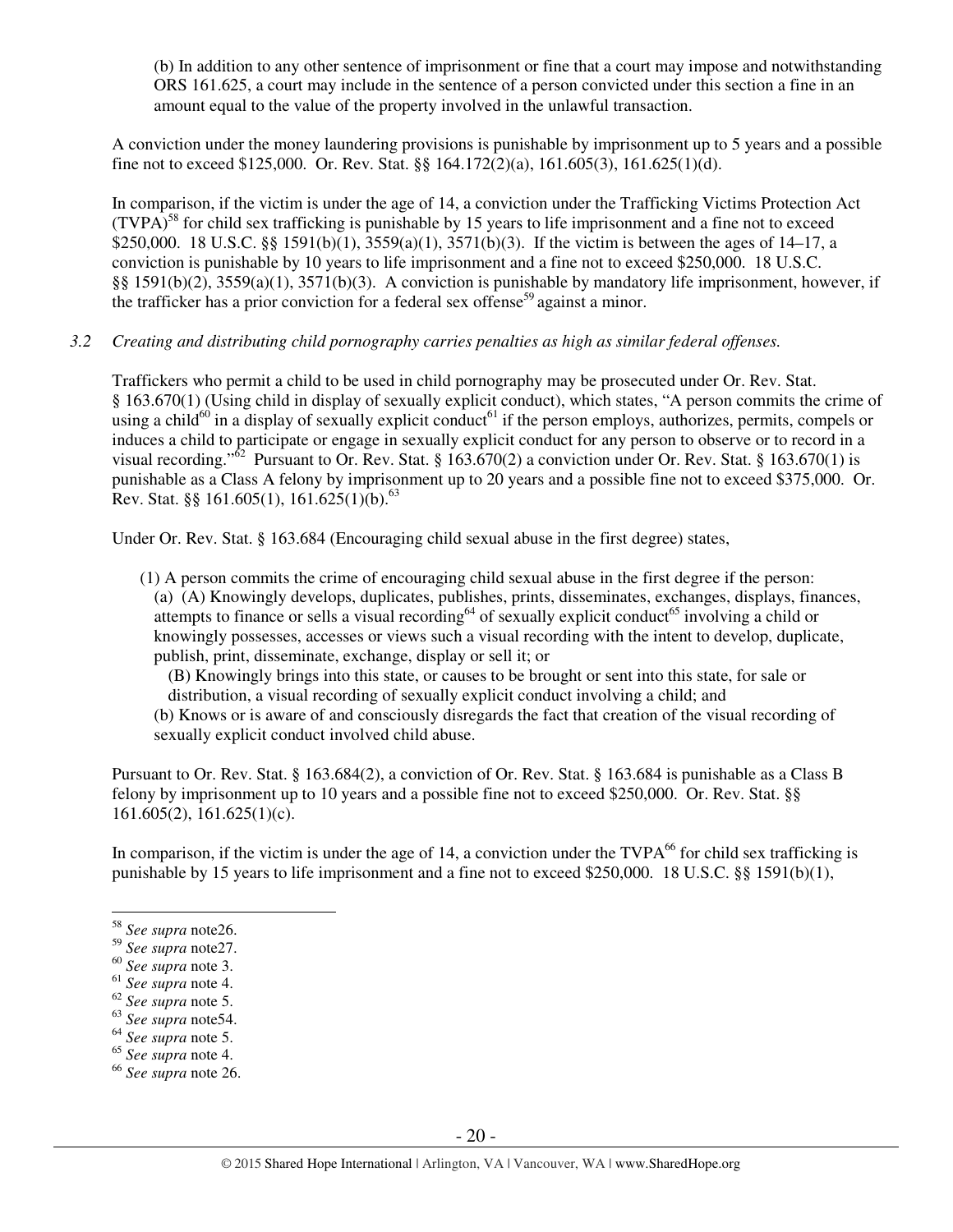(b) In addition to any other sentence of imprisonment or fine that a court may impose and notwithstanding ORS 161.625, a court may include in the sentence of a person convicted under this section a fine in an amount equal to the value of the property involved in the unlawful transaction.

A conviction under the money laundering provisions is punishable by imprisonment up to 5 years and a possible fine not to exceed $125,000. Or. Rev. Stat. §§ 164.172(2)(a), 161.605(3), 161.625(1)(d).

In comparison, if the victim is under the age of 14, a conviction under the Trafficking Victims Protection Act (TVPA)[58] for child sex trafficking is punishable by 15 years to life imprisonment and a fine not to exceed $250,000. 18 U.S.C. §§ 1591(b)(1), 3559(a)(1), 3571(b)(3). If the victim is between the ages of 14–17, a conviction is punishable by 10 years to life imprisonment and a fine not to exceed $250,000. 18 U.S.C. §§ 1591(b)(2), 3559(a)(1), 3571(b)(3). A conviction is punishable by mandatory life imprisonment, however, if the trafficker has a prior conviction for a federal sex offense[59] against a minor.

*3.2 Creating and distributing child pornography carries penalties as high as similar federal offenses.*

Traffickers who permit a child to be used in child pornography may be prosecuted under Or. Rev. Stat. § 163.670(1) (Using child in display of sexually explicit conduct), which states, "A person commits the crime of using a child[60] in a display of sexually explicit conduct[61] if the person employs, authorizes, permits, compels or induces a child to participate or engage in sexually explicit conduct for any person to observe or to record in a visual recording."[62] Pursuant to Or. Rev. Stat. § 163.670(2) a conviction under Or. Rev. Stat. § 163.670(1) is punishable as a Class A felony by imprisonment up to 20 years and a possible fine not to exceed $375,000. Or. Rev. Stat. §§ 161.605(1), 161.625(1)(b).[63]

Under Or. Rev. Stat. § 163.684 (Encouraging child sexual abuse in the first degree) states,

> (1) A person commits the crime of encouraging child sexual abuse in the first degree if the person:
> (a) (A) Knowingly develops, duplicates, publishes, prints, disseminates, exchanges, displays, finances, attempts to finance or sells a visual recording[64] of sexually explicit conduct[65] involving a child or knowingly possesses, accesses or views such a visual recording with the intent to develop, duplicate, publish, print, disseminate, exchange, display or sell it; or
> (B) Knowingly brings into this state, or causes to be brought or sent into this state, for sale or distribution, a visual recording of sexually explicit conduct involving a child; and
> (b) Knows or is aware of and consciously disregards the fact that creation of the visual recording of sexually explicit conduct involved child abuse.

Pursuant to Or. Rev. Stat. § 163.684(2), a conviction of Or. Rev. Stat. § 163.684 is punishable as a Class B felony by imprisonment up to 10 years and a possible fine not to exceed $250,000. Or. Rev. Stat. §§ 161.605(2), 161.625(1)(c).

In comparison, if the victim is under the age of 14, a conviction under the TVPA[66] for child sex trafficking is punishable by 15 years to life imprisonment and a fine not to exceed $250,000. 18 U.S.C. §§ 1591(b)(1),

---

[58] *See supra* note26.
[59] *See supra* note27.
[60] *See supra* note 3.
[61] *See supra* note 4.
[62] *See supra* note 5.
[63] *See supra* note54.
[64] *See supra* note 5.
[65] *See supra* note 4.
[66] *See supra* note 26.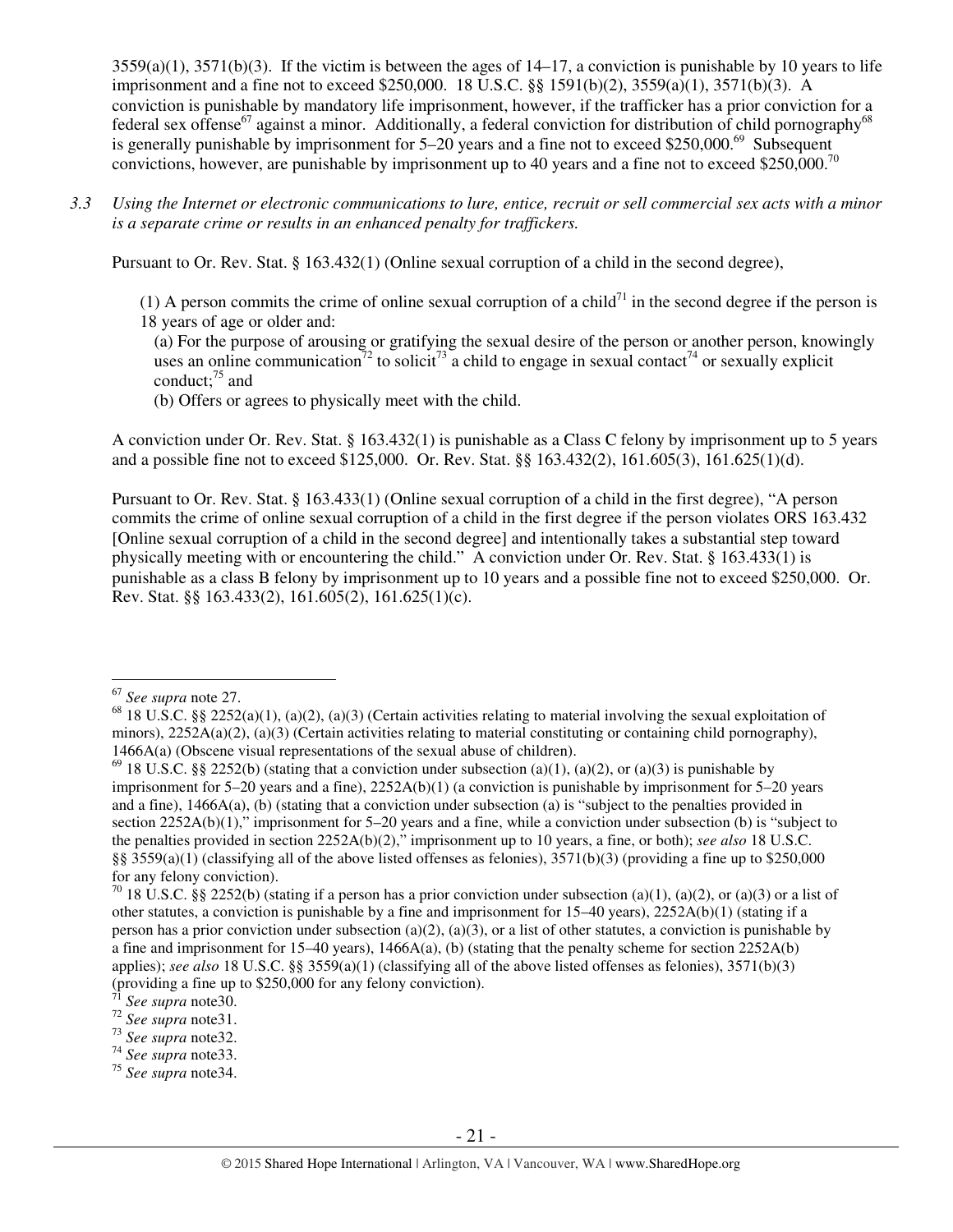3559(a)(1), 3571(b)(3). If the victim is between the ages of 14–17, a conviction is punishable by 10 years to life imprisonment and a fine not to exceed $250,000. 18 U.S.C. §§ 1591(b)(2), 3559(a)(1), 3571(b)(3). A conviction is punishable by mandatory life imprisonment, however, if the trafficker has a prior conviction for a federal sex offense[67] against a minor. Additionally, a federal conviction for distribution of child pornography[68] is generally punishable by imprisonment for 5–20 years and a fine not to exceed $250,000.[69] Subsequent convictions, however, are punishable by imprisonment up to 40 years and a fine not to exceed $250,000.[70]

*3.3 Using the Internet or electronic communications to lure, entice, recruit or sell commercial sex acts with a minor is a separate crime or results in an enhanced penalty for traffickers.*

Pursuant to Or. Rev. Stat. § 163.432(1) (Online sexual corruption of a child in the second degree),

> (1) A person commits the crime of online sexual corruption of a child[71] in the second degree if the person is 18 years of age or older and:
>
> (a) For the purpose of arousing or gratifying the sexual desire of the person or another person, knowingly uses an online communication[72] to solicit[73] a child to engage in sexual contact[74] or sexually explicit conduct;[75] and
>
> (b) Offers or agrees to physically meet with the child.

A conviction under Or. Rev. Stat. § 163.432(1) is punishable as a Class C felony by imprisonment up to 5 years and a possible fine not to exceed $125,000. Or. Rev. Stat. §§ 163.432(2), 161.605(3), 161.625(1)(d).

Pursuant to Or. Rev. Stat. § 163.433(1) (Online sexual corruption of a child in the first degree), "A person commits the crime of online sexual corruption of a child in the first degree if the person violates ORS 163.432 [Online sexual corruption of a child in the second degree] and intentionally takes a substantial step toward physically meeting with or encountering the child." A conviction under Or. Rev. Stat. § 163.433(1) is punishable as a class B felony by imprisonment up to 10 years and a possible fine not to exceed $250,000. Or. Rev. Stat. §§ 163.433(2), 161.605(2), 161.625(1)(c).

---

[67] *See supra* note 27.

[68] 18 U.S.C. §§ 2252(a)(1), (a)(2), (a)(3) (Certain activities relating to material involving the sexual exploitation of minors), 2252A(a)(2), (a)(3) (Certain activities relating to material constituting or containing child pornography), 1466A(a) (Obscene visual representations of the sexual abuse of children).

[69] 18 U.S.C. §§ 2252(b) (stating that a conviction under subsection (a)(1), (a)(2), or (a)(3) is punishable by imprisonment for 5–20 years and a fine), 2252A(b)(1) (a conviction is punishable by imprisonment for 5–20 years and a fine), 1466A(a), (b) (stating that a conviction under subsection (a) is "subject to the penalties provided in section 2252A(b)(1)," imprisonment for 5–20 years and a fine, while a conviction under subsection (b) is "subject to the penalties provided in section 2252A(b)(2)," imprisonment up to 10 years, a fine, or both); *see also* 18 U.S.C. §§ 3559(a)(1) (classifying all of the above listed offenses as felonies), 3571(b)(3) (providing a fine up to $250,000 for any felony conviction).

[70] 18 U.S.C. §§ 2252(b) (stating if a person has a prior conviction under subsection (a)(1), (a)(2), or (a)(3) or a list of other statutes, a conviction is punishable by a fine and imprisonment for 15–40 years), 2252A(b)(1) (stating if a person has a prior conviction under subsection (a)(2), (a)(3), or a list of other statutes, a conviction is punishable by a fine and imprisonment for 15–40 years), 1466A(a), (b) (stating that the penalty scheme for section 2252A(b) applies); *see also* 18 U.S.C. §§ 3559(a)(1) (classifying all of the above listed offenses as felonies), 3571(b)(3) (providing a fine up to $250,000 for any felony conviction).

[71] *See supra* note30.

[72] *See supra* note31.

[73] *See supra* note32.

[74] *See supra* note33.

[75] *See supra* note34.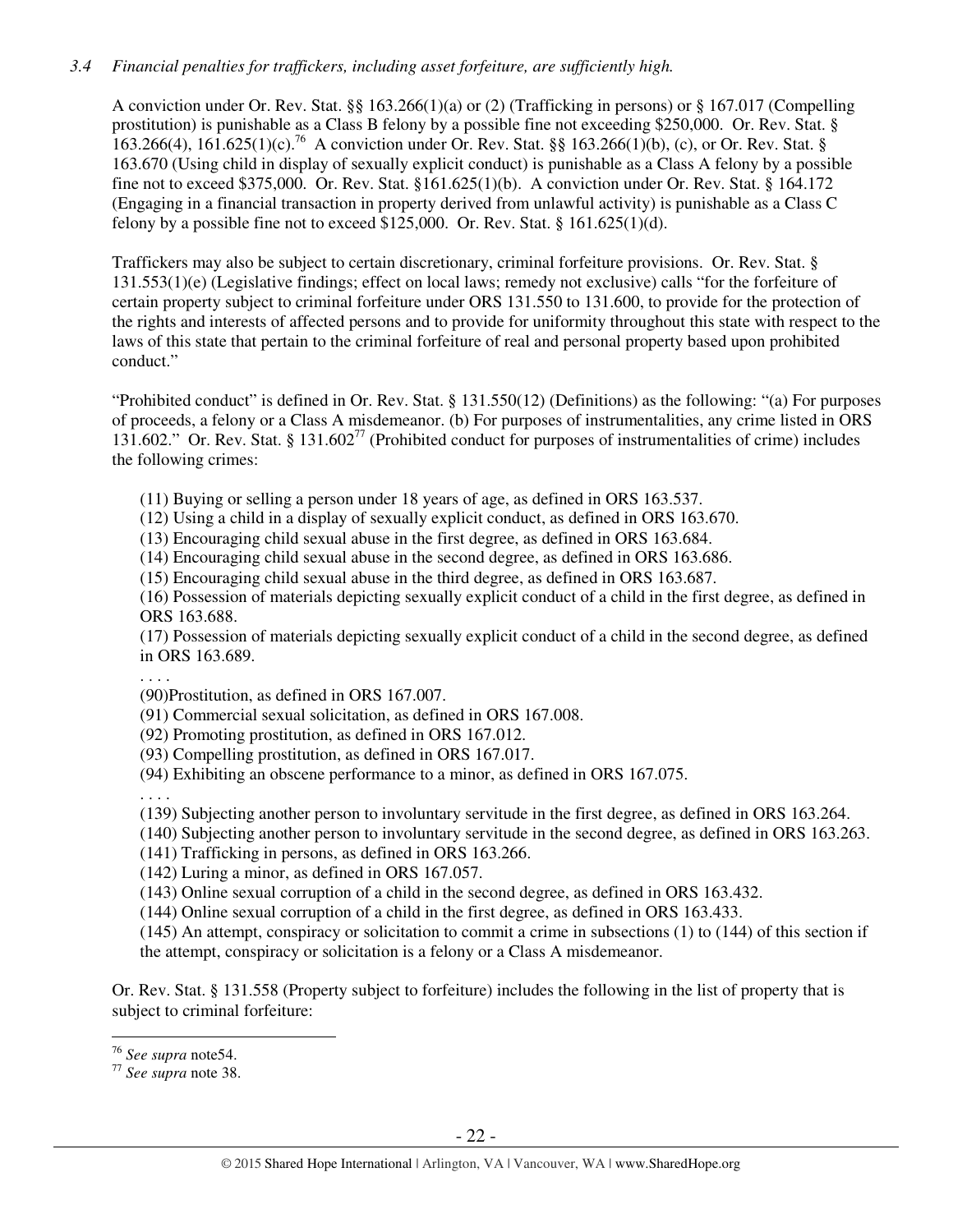*3.4 Financial penalties for traffickers, including asset forfeiture, are sufficiently high.*

A conviction under Or. Rev. Stat. §§ 163.266(1)(a) or (2) (Trafficking in persons) or § 167.017 (Compelling prostitution) is punishable as a Class B felony by a possible fine not exceeding $250,000. Or. Rev. Stat. § 163.266(4), 161.625(1)(c).[76] A conviction under Or. Rev. Stat. §§ 163.266(1)(b), (c), or Or. Rev. Stat. § 163.670 (Using child in display of sexually explicit conduct) is punishable as a Class A felony by a possible fine not to exceed $375,000. Or. Rev. Stat. §161.625(1)(b). A conviction under Or. Rev. Stat. § 164.172 (Engaging in a financial transaction in property derived from unlawful activity) is punishable as a Class C felony by a possible fine not to exceed $125,000. Or. Rev. Stat. § 161.625(1)(d).

Traffickers may also be subject to certain discretionary, criminal forfeiture provisions. Or. Rev. Stat. § 131.553(1)(e) (Legislative findings; effect on local laws; remedy not exclusive) calls "for the forfeiture of certain property subject to criminal forfeiture under ORS 131.550 to 131.600, to provide for the protection of the rights and interests of affected persons and to provide for uniformity throughout this state with respect to the laws of this state that pertain to the criminal forfeiture of real and personal property based upon prohibited conduct."

"Prohibited conduct" is defined in Or. Rev. Stat. § 131.550(12) (Definitions) as the following: "(a) For purposes of proceeds, a felony or a Class A misdemeanor. (b) For purposes of instrumentalities, any crime listed in ORS 131.602." Or. Rev. Stat. § 131.602[77] (Prohibited conduct for purposes of instrumentalities of crime) includes the following crimes:

> (11) Buying or selling a person under 18 years of age, as defined in ORS 163.537.
> (12) Using a child in a display of sexually explicit conduct, as defined in ORS 163.670.
> (13) Encouraging child sexual abuse in the first degree, as defined in ORS 163.684.
> (14) Encouraging child sexual abuse in the second degree, as defined in ORS 163.686.
> (15) Encouraging child sexual abuse in the third degree, as defined in ORS 163.687.
> (16) Possession of materials depicting sexually explicit conduct of a child in the first degree, as defined in ORS 163.688.
> (17) Possession of materials depicting sexually explicit conduct of a child in the second degree, as defined in ORS 163.689.
> . . . .
> (90)Prostitution, as defined in ORS 167.007.
> (91) Commercial sexual solicitation, as defined in ORS 167.008.
> (92) Promoting prostitution, as defined in ORS 167.012.
> (93) Compelling prostitution, as defined in ORS 167.017.
> (94) Exhibiting an obscene performance to a minor, as defined in ORS 167.075.
> . . . .
> (139) Subjecting another person to involuntary servitude in the first degree, as defined in ORS 163.264.
> (140) Subjecting another person to involuntary servitude in the second degree, as defined in ORS 163.263.
> (141) Trafficking in persons, as defined in ORS 163.266.
> (142) Luring a minor, as defined in ORS 167.057.
> (143) Online sexual corruption of a child in the second degree, as defined in ORS 163.432.
> (144) Online sexual corruption of a child in the first degree, as defined in ORS 163.433.
> (145) An attempt, conspiracy or solicitation to commit a crime in subsections (1) to (144) of this section if the attempt, conspiracy or solicitation is a felony or a Class A misdemeanor.

Or. Rev. Stat. § 131.558 (Property subject to forfeiture) includes the following in the list of property that is subject to criminal forfeiture:

---

[76] *See supra* note54.

[77] *See supra* note 38.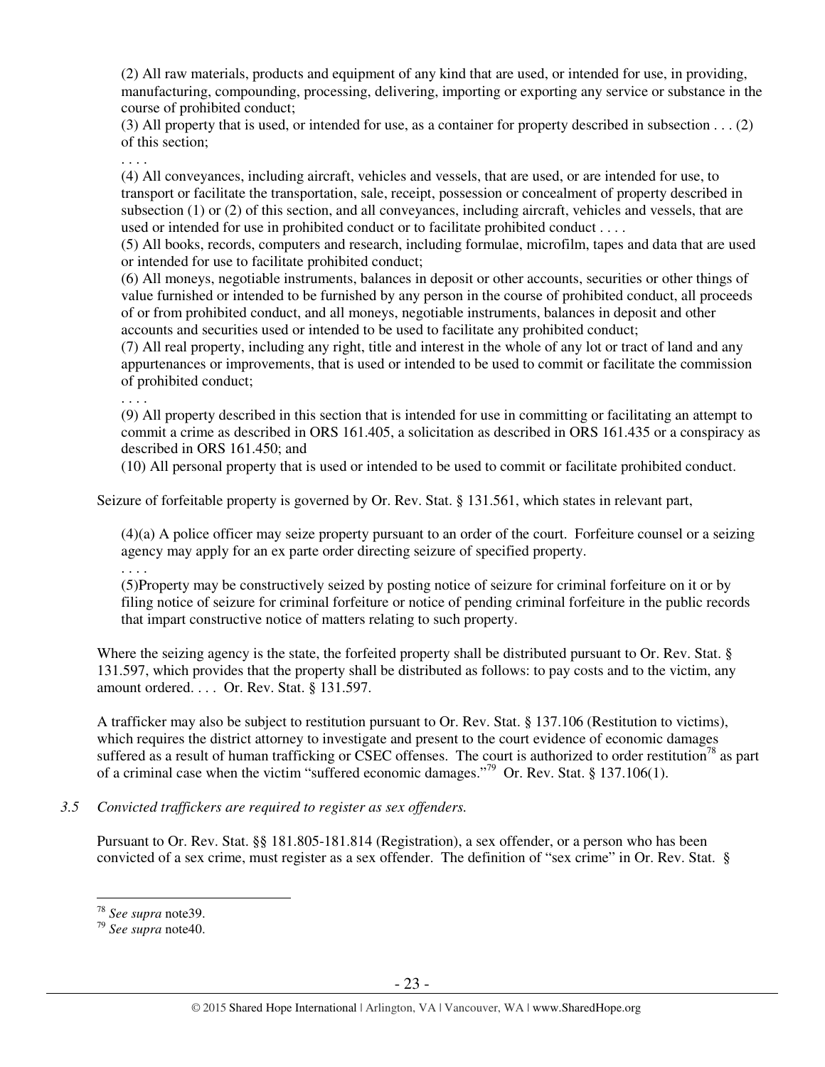(2) All raw materials, products and equipment of any kind that are used, or intended for use, in providing, manufacturing, compounding, processing, delivering, importing or exporting any service or substance in the course of prohibited conduct;

(3) All property that is used, or intended for use, as a container for property described in subsection . . . (2) of this section;

. . . .

(4) All conveyances, including aircraft, vehicles and vessels, that are used, or are intended for use, to transport or facilitate the transportation, sale, receipt, possession or concealment of property described in subsection (1) or (2) of this section, and all conveyances, including aircraft, vehicles and vessels, that are used or intended for use in prohibited conduct or to facilitate prohibited conduct . . . .

(5) All books, records, computers and research, including formulae, microfilm, tapes and data that are used or intended for use to facilitate prohibited conduct;

(6) All moneys, negotiable instruments, balances in deposit or other accounts, securities or other things of value furnished or intended to be furnished by any person in the course of prohibited conduct, all proceeds of or from prohibited conduct, and all moneys, negotiable instruments, balances in deposit and other accounts and securities used or intended to be used to facilitate any prohibited conduct;

(7) All real property, including any right, title and interest in the whole of any lot or tract of land and any appurtenances or improvements, that is used or intended to be used to commit or facilitate the commission of prohibited conduct;

. . . .

(9) All property described in this section that is intended for use in committing or facilitating an attempt to commit a crime as described in ORS 161.405, a solicitation as described in ORS 161.435 or a conspiracy as described in ORS 161.450; and

(10) All personal property that is used or intended to be used to commit or facilitate prohibited conduct.

Seizure of forfeitable property is governed by Or. Rev. Stat. § 131.561, which states in relevant part,

(4)(a) A police officer may seize property pursuant to an order of the court. Forfeiture counsel or a seizing agency may apply for an ex parte order directing seizure of specified property.

. . . .

(5)Property may be constructively seized by posting notice of seizure for criminal forfeiture on it or by filing notice of seizure for criminal forfeiture or notice of pending criminal forfeiture in the public records that impart constructive notice of matters relating to such property.

Where the seizing agency is the state, the forfeited property shall be distributed pursuant to Or. Rev. Stat. § 131.597, which provides that the property shall be distributed as follows: to pay costs and to the victim, any amount ordered. . . . Or. Rev. Stat. § 131.597.

A trafficker may also be subject to restitution pursuant to Or. Rev. Stat. § 137.106 (Restitution to victims), which requires the district attorney to investigate and present to the court evidence of economic damages suffered as a result of human trafficking or CSEC offenses. The court is authorized to order restitution[78] as part of a criminal case when the victim "suffered economic damages."[79] Or. Rev. Stat. § 137.106(1).

*3.5 Convicted traffickers are required to register as sex offenders.*

Pursuant to Or. Rev. Stat. §§ 181.805-181.814 (Registration), a sex offender, or a person who has been convicted of a sex crime, must register as a sex offender. The definition of "sex crime" in Or. Rev. Stat. §

---

[78] *See supra* note39.

[79] *See supra* note40.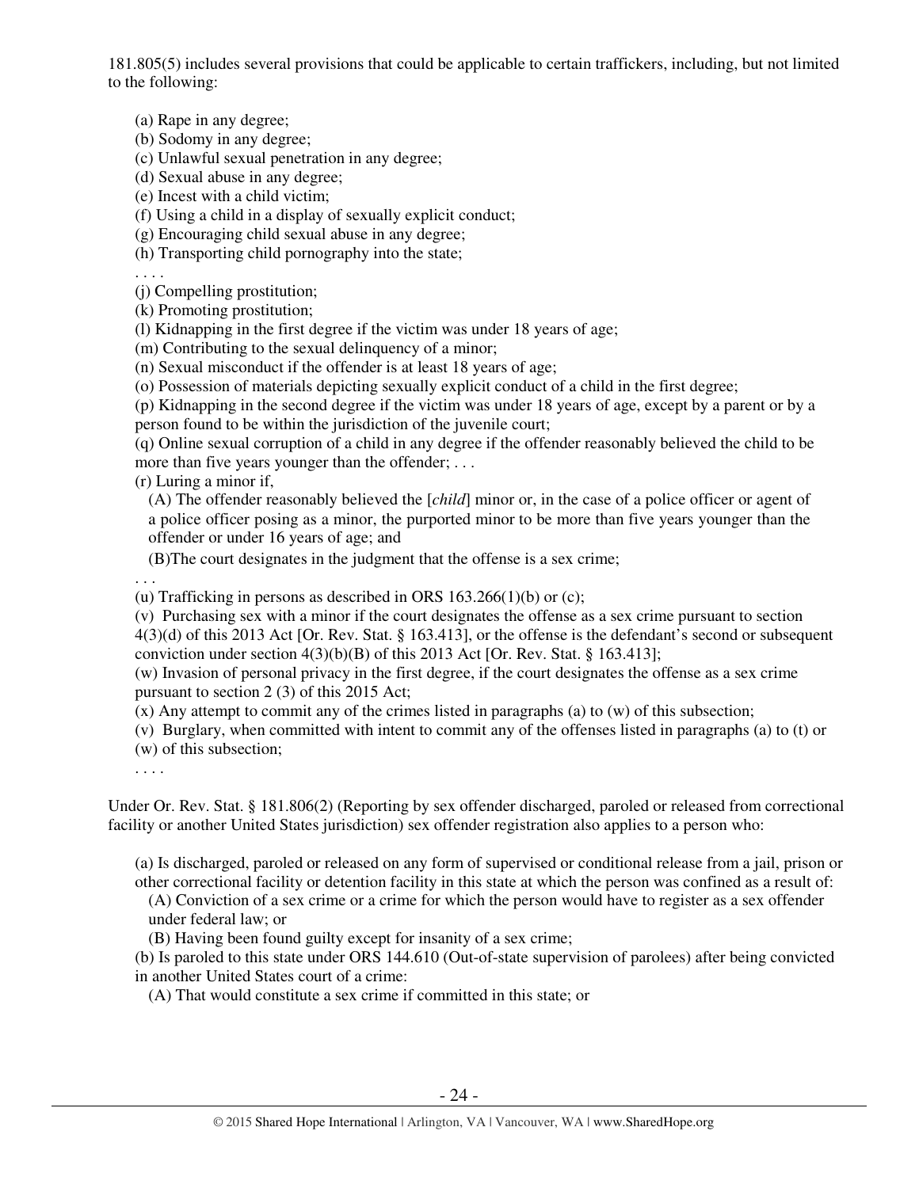181.805(5) includes several provisions that could be applicable to certain traffickers, including, but not limited to the following:

> (a) Rape in any degree;
> (b) Sodomy in any degree;
> (c) Unlawful sexual penetration in any degree;
> (d) Sexual abuse in any degree;
> (e) Incest with a child victim;
> (f) Using a child in a display of sexually explicit conduct;
> (g) Encouraging child sexual abuse in any degree;
> (h) Transporting child pornography into the state;
> . . . .
> (j) Compelling prostitution;
> (k) Promoting prostitution;
> (l) Kidnapping in the first degree if the victim was under 18 years of age;
> (m) Contributing to the sexual delinquency of a minor;
> (n) Sexual misconduct if the offender is at least 18 years of age;
> (o) Possession of materials depicting sexually explicit conduct of a child in the first degree;
> (p) Kidnapping in the second degree if the victim was under 18 years of age, except by a parent or by a person found to be within the jurisdiction of the juvenile court;
> (q) Online sexual corruption of a child in any degree if the offender reasonably believed the child to be more than five years younger than the offender; . . .
> (r) Luring a minor if,
>
> > (A) The offender reasonably believed the [*child*] minor or, in the case of a police officer or agent of a police officer posing as a minor, the purported minor to be more than five years younger than the offender or under 16 years of age; and
> >
> > (B)The court designates in the judgment that the offense is a sex crime;
>
> . . .
> (u) Trafficking in persons as described in ORS 163.266(1)(b) or (c);
> (v) Purchasing sex with a minor if the court designates the offense as a sex crime pursuant to section 4(3)(d) of this 2013 Act [Or. Rev. Stat. § 163.413], or the offense is the defendant's second or subsequent conviction under section 4(3)(b)(B) of this 2013 Act [Or. Rev. Stat. § 163.413];
> (w) Invasion of personal privacy in the first degree, if the court designates the offense as a sex crime pursuant to section 2 (3) of this 2015 Act;
> (x) Any attempt to commit any of the crimes listed in paragraphs (a) to (w) of this subsection;
> (v) Burglary, when committed with intent to commit any of the offenses listed in paragraphs (a) to (t) or (w) of this subsection;
> . . . .

Under Or. Rev. Stat. § 181.806(2) (Reporting by sex offender discharged, paroled or released from correctional facility or another United States jurisdiction) sex offender registration also applies to a person who:

> (a) Is discharged, paroled or released on any form of supervised or conditional release from a jail, prison or other correctional facility or detention facility in this state at which the person was confined as a result of:
>
> > (A) Conviction of a sex crime or a crime for which the person would have to register as a sex offender under federal law; or
> >
> > (B) Having been found guilty except for insanity of a sex crime;
>
> (b) Is paroled to this state under ORS 144.610 (Out-of-state supervision of parolees) after being convicted in another United States court of a crime:
>
> > (A) That would constitute a sex crime if committed in this state; or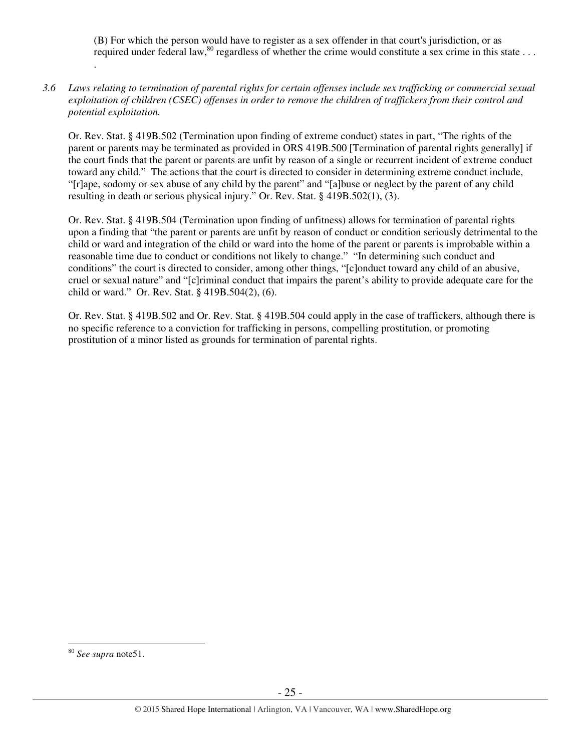(B) For which the person would have to register as a sex offender in that court's jurisdiction, or as required under federal law,[80] regardless of whether the crime would constitute a sex crime in this state . . . .

*3.6 Laws relating to termination of parental rights for certain offenses include sex trafficking or commercial sexual exploitation of children (CSEC) offenses in order to remove the children of traffickers from their control and potential exploitation.*

Or. Rev. Stat. § 419B.502 (Termination upon finding of extreme conduct) states in part, "The rights of the parent or parents may be terminated as provided in ORS 419B.500 [Termination of parental rights generally] if the court finds that the parent or parents are unfit by reason of a single or recurrent incident of extreme conduct toward any child." The actions that the court is directed to consider in determining extreme conduct include, "[r]ape, sodomy or sex abuse of any child by the parent" and "[a]buse or neglect by the parent of any child resulting in death or serious physical injury." Or. Rev. Stat. § 419B.502(1), (3).

Or. Rev. Stat. § 419B.504 (Termination upon finding of unfitness) allows for termination of parental rights upon a finding that "the parent or parents are unfit by reason of conduct or condition seriously detrimental to the child or ward and integration of the child or ward into the home of the parent or parents is improbable within a reasonable time due to conduct or conditions not likely to change." "In determining such conduct and conditions" the court is directed to consider, among other things, "[c]onduct toward any child of an abusive, cruel or sexual nature" and "[c]riminal conduct that impairs the parent's ability to provide adequate care for the child or ward." Or. Rev. Stat. § 419B.504(2), (6).

Or. Rev. Stat. § 419B.502 and Or. Rev. Stat. § 419B.504 could apply in the case of traffickers, although there is no specific reference to a conviction for trafficking in persons, compelling prostitution, or promoting prostitution of a minor listed as grounds for termination of parental rights.

---

[80] *See supra* note51.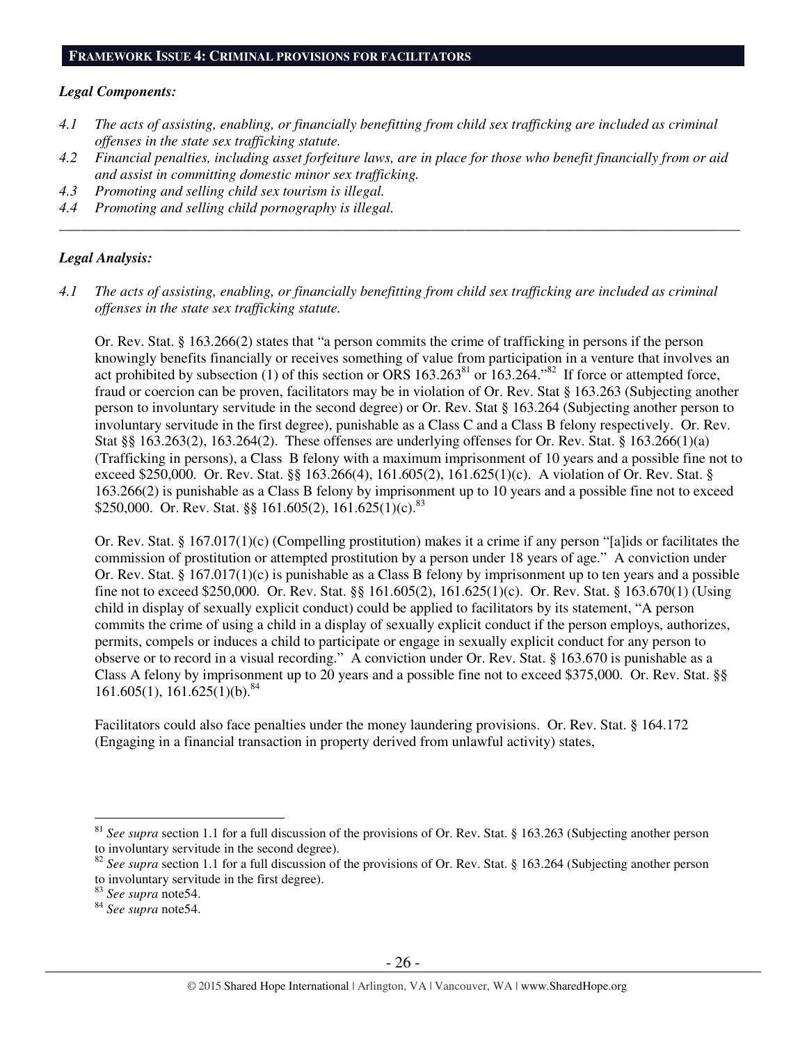## **FRAMEWORK ISSUE 4: CRIMINAL PROVISIONS FOR FACILITATORS**

***Legal Components:***

*4.1 The acts of assisting, enabling, or financially benefitting from child sex trafficking are included as criminal offenses in the state sex trafficking statute.*

*4.2 Financial penalties, including asset forfeiture laws, are in place for those who benefit financially from or aid and assist in committing domestic minor sex trafficking.*

*4.3 Promoting and selling child sex tourism is illegal.*

*4.4 Promoting and selling child pornography is illegal.*

---

***Legal Analysis:***

*4.1 The acts of assisting, enabling, or financially benefitting from child sex trafficking are included as criminal offenses in the state sex trafficking statute.*

Or. Rev. Stat. § 163.266(2) states that "a person commits the crime of trafficking in persons if the person knowingly benefits financially or receives something of value from participation in a venture that involves an act prohibited by subsection (1) of this section or ORS 163.263[81] or 163.264."[82] If force or attempted force, fraud or coercion can be proven, facilitators may be in violation of Or. Rev. Stat § 163.263 (Subjecting another person to involuntary servitude in the second degree) or Or. Rev. Stat § 163.264 (Subjecting another person to involuntary servitude in the first degree), punishable as a Class C and a Class B felony respectively. Or. Rev. Stat §§ 163.263(2), 163.264(2). These offenses are underlying offenses for Or. Rev. Stat. § 163.266(1)(a) (Trafficking in persons), a Class B felony with a maximum imprisonment of 10 years and a possible fine not to exceed $250,000. Or. Rev. Stat. §§ 163.266(4), 161.605(2), 161.625(1)(c). A violation of Or. Rev. Stat. § 163.266(2) is punishable as a Class B felony by imprisonment up to 10 years and a possible fine not to exceed $250,000. Or. Rev. Stat. §§ 161.605(2), 161.625(1)(c).[83]

Or. Rev. Stat. § 167.017(1)(c) (Compelling prostitution) makes it a crime if any person "[a]ids or facilitates the commission of prostitution or attempted prostitution by a person under 18 years of age." A conviction under Or. Rev. Stat. § 167.017(1)(c) is punishable as a Class B felony by imprisonment up to ten years and a possible fine not to exceed $250,000. Or. Rev. Stat. §§ 161.605(2), 161.625(1)(c). Or. Rev. Stat. § 163.670(1) (Using child in display of sexually explicit conduct) could be applied to facilitators by its statement, "A person commits the crime of using a child in a display of sexually explicit conduct if the person employs, authorizes, permits, compels or induces a child to participate or engage in sexually explicit conduct for any person to observe or to record in a visual recording." A conviction under Or. Rev. Stat. § 163.670 is punishable as a Class A felony by imprisonment up to 20 years and a possible fine not to exceed $375,000. Or. Rev. Stat. §§ 161.605(1), 161.625(1)(b).[84]

Facilitators could also face penalties under the money laundering provisions. Or. Rev. Stat. § 164.172 (Engaging in a financial transaction in property derived from unlawful activity) states,

---

[81] *See supra* section 1.1 for a full discussion of the provisions of Or. Rev. Stat. § 163.263 (Subjecting another person to involuntary servitude in the second degree).

[82] *See supra* section 1.1 for a full discussion of the provisions of Or. Rev. Stat. § 163.264 (Subjecting another person to involuntary servitude in the first degree).

[83] *See supra* note54.

[84] *See supra* note54.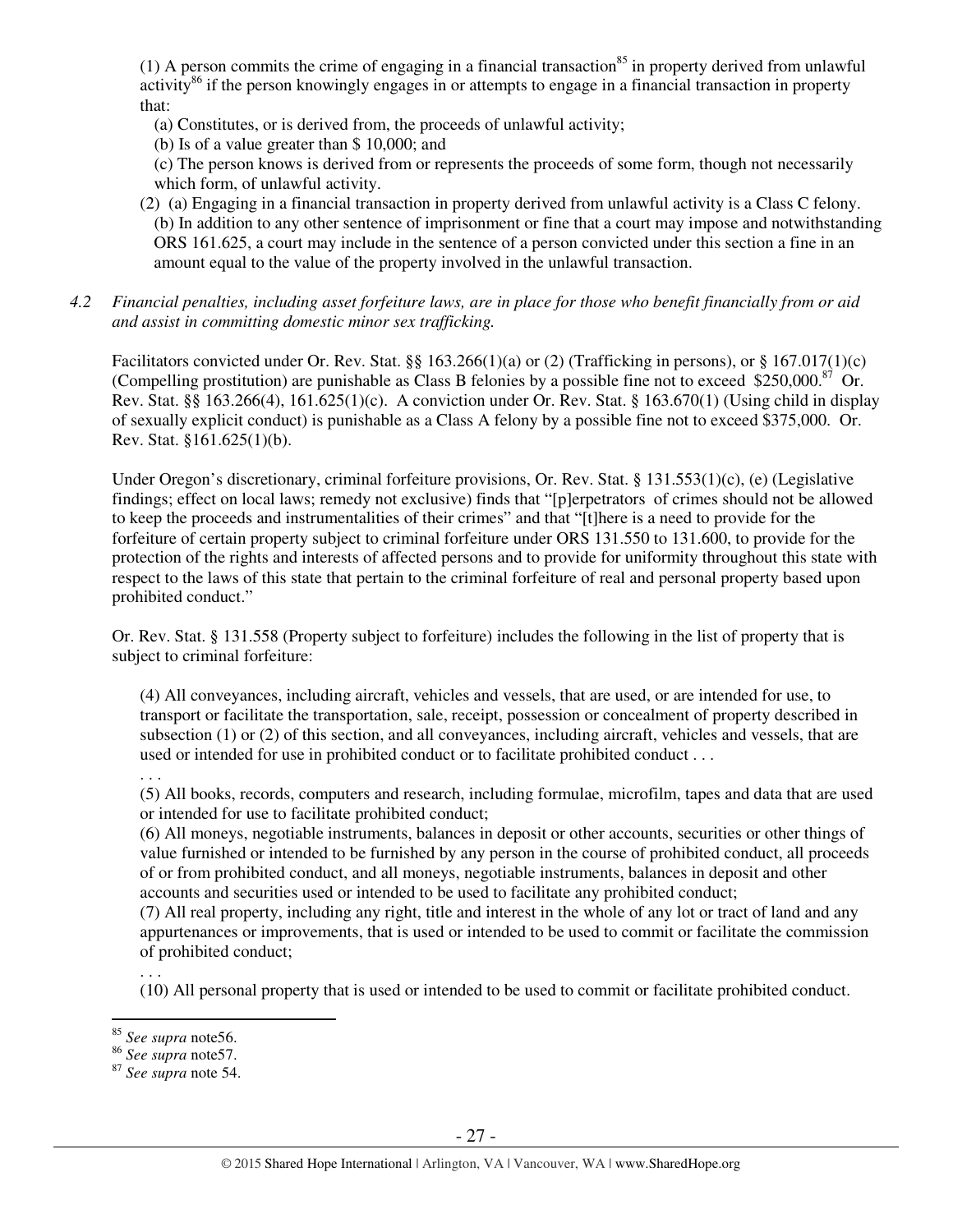(1) A person commits the crime of engaging in a financial transaction[85] in property derived from unlawful activity[86] if the person knowingly engages in or attempts to engage in a financial transaction in property that:

(a) Constitutes, or is derived from, the proceeds of unlawful activity;

(b) Is of a value greater than $ 10,000; and

(c) The person knows is derived from or represents the proceeds of some form, though not necessarily which form, of unlawful activity.

(2) (a) Engaging in a financial transaction in property derived from unlawful activity is a Class C felony.

(b) In addition to any other sentence of imprisonment or fine that a court may impose and notwithstanding ORS 161.625, a court may include in the sentence of a person convicted under this section a fine in an amount equal to the value of the property involved in the unlawful transaction.

*4.2 Financial penalties, including asset forfeiture laws, are in place for those who benefit financially from or aid and assist in committing domestic minor sex trafficking.*

Facilitators convicted under Or. Rev. Stat. §§ 163.266(1)(a) or (2) (Trafficking in persons), or § 167.017(1)(c) (Compelling prostitution) are punishable as Class B felonies by a possible fine not to exceed $250,000.[87] Or. Rev. Stat. §§ 163.266(4), 161.625(1)(c). A conviction under Or. Rev. Stat. § 163.670(1) (Using child in display of sexually explicit conduct) is punishable as a Class A felony by a possible fine not to exceed $375,000. Or. Rev. Stat. §161.625(1)(b).

Under Oregon's discretionary, criminal forfeiture provisions, Or. Rev. Stat. § 131.553(1)(c), (e) (Legislative findings; effect on local laws; remedy not exclusive) finds that "[p]erpetrators of crimes should not be allowed to keep the proceeds and instrumentalities of their crimes" and that "[t]here is a need to provide for the forfeiture of certain property subject to criminal forfeiture under ORS 131.550 to 131.600, to provide for the protection of the rights and interests of affected persons and to provide for uniformity throughout this state with respect to the laws of this state that pertain to the criminal forfeiture of real and personal property based upon prohibited conduct."

Or. Rev. Stat. § 131.558 (Property subject to forfeiture) includes the following in the list of property that is subject to criminal forfeiture:

(4) All conveyances, including aircraft, vehicles and vessels, that are used, or are intended for use, to transport or facilitate the transportation, sale, receipt, possession or concealment of property described in subsection (1) or (2) of this section, and all conveyances, including aircraft, vehicles and vessels, that are used or intended for use in prohibited conduct or to facilitate prohibited conduct . . .

. . .

(5) All books, records, computers and research, including formulae, microfilm, tapes and data that are used or intended for use to facilitate prohibited conduct;

(6) All moneys, negotiable instruments, balances in deposit or other accounts, securities or other things of value furnished or intended to be furnished by any person in the course of prohibited conduct, all proceeds of or from prohibited conduct, and all moneys, negotiable instruments, balances in deposit and other accounts and securities used or intended to be used to facilitate any prohibited conduct;

(7) All real property, including any right, title and interest in the whole of any lot or tract of land and any appurtenances or improvements, that is used or intended to be used to commit or facilitate the commission of prohibited conduct;

. . .

(10) All personal property that is used or intended to be used to commit or facilitate prohibited conduct.

---

[85] *See supra* note56.

[86] *See supra* note57.

[87] *See supra* note 54.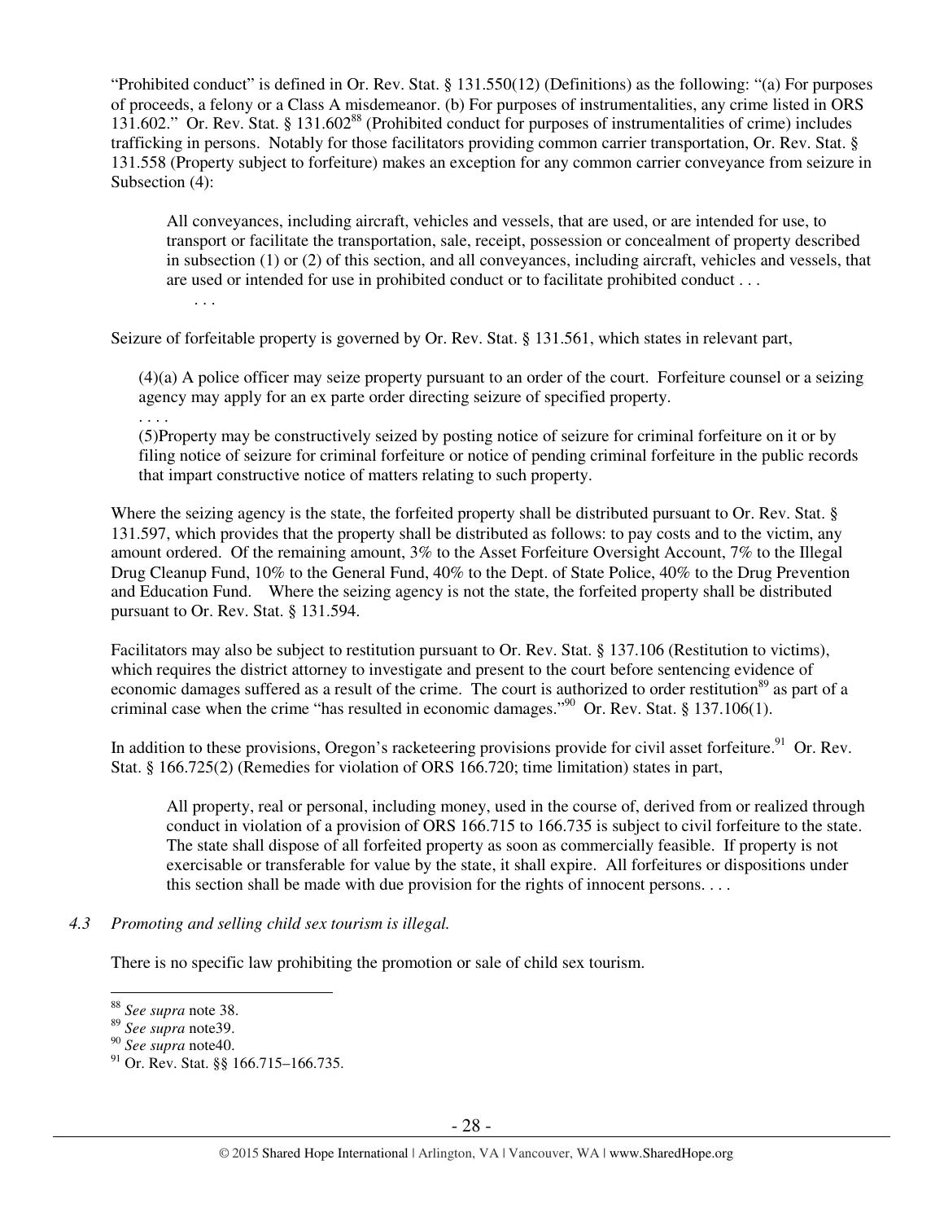"Prohibited conduct" is defined in Or. Rev. Stat. § 131.550(12) (Definitions) as the following: "(a) For purposes of proceeds, a felony or a Class A misdemeanor. (b) For purposes of instrumentalities, any crime listed in ORS 131.602." Or. Rev. Stat. § 131.602[88] (Prohibited conduct for purposes of instrumentalities of crime) includes trafficking in persons. Notably for those facilitators providing common carrier transportation, Or. Rev. Stat. § 131.558 (Property subject to forfeiture) makes an exception for any common carrier conveyance from seizure in Subsection (4):

> All conveyances, including aircraft, vehicles and vessels, that are used, or are intended for use, to transport or facilitate the transportation, sale, receipt, possession or concealment of property described in subsection (1) or (2) of this section, and all conveyances, including aircraft, vehicles and vessels, that are used or intended for use in prohibited conduct or to facilitate prohibited conduct . . .
>
> . . .

Seizure of forfeitable property is governed by Or. Rev. Stat. § 131.561, which states in relevant part,

> (4)(a) A police officer may seize property pursuant to an order of the court. Forfeiture counsel or a seizing agency may apply for an ex parte order directing seizure of specified property.
>
> . . . .
>
> (5)Property may be constructively seized by posting notice of seizure for criminal forfeiture on it or by filing notice of seizure for criminal forfeiture or notice of pending criminal forfeiture in the public records that impart constructive notice of matters relating to such property.

Where the seizing agency is the state, the forfeited property shall be distributed pursuant to Or. Rev. Stat. § 131.597, which provides that the property shall be distributed as follows: to pay costs and to the victim, any amount ordered. Of the remaining amount, 3% to the Asset Forfeiture Oversight Account, 7% to the Illegal Drug Cleanup Fund, 10% to the General Fund, 40% to the Dept. of State Police, 40% to the Drug Prevention and Education Fund. Where the seizing agency is not the state, the forfeited property shall be distributed pursuant to Or. Rev. Stat. § 131.594.

Facilitators may also be subject to restitution pursuant to Or. Rev. Stat. § 137.106 (Restitution to victims), which requires the district attorney to investigate and present to the court before sentencing evidence of economic damages suffered as a result of the crime. The court is authorized to order restitution[89] as part of a criminal case when the crime "has resulted in economic damages."[90] Or. Rev. Stat. § 137.106(1).

In addition to these provisions, Oregon's racketeering provisions provide for civil asset forfeiture.[91] Or. Rev. Stat. § 166.725(2) (Remedies for violation of ORS 166.720; time limitation) states in part,

> All property, real or personal, including money, used in the course of, derived from or realized through conduct in violation of a provision of ORS 166.715 to 166.735 is subject to civil forfeiture to the state. The state shall dispose of all forfeited property as soon as commercially feasible. If property is not exercisable or transferable for value by the state, it shall expire. All forfeitures or dispositions under this section shall be made with due provision for the rights of innocent persons. . . .

*4.3 Promoting and selling child sex tourism is illegal.*

There is no specific law prohibiting the promotion or sale of child sex tourism.

---

[88] *See supra* note 38.

[89] *See supra* note39.

[90] *See supra* note40.

[91] Or. Rev. Stat. §§ 166.715–166.735.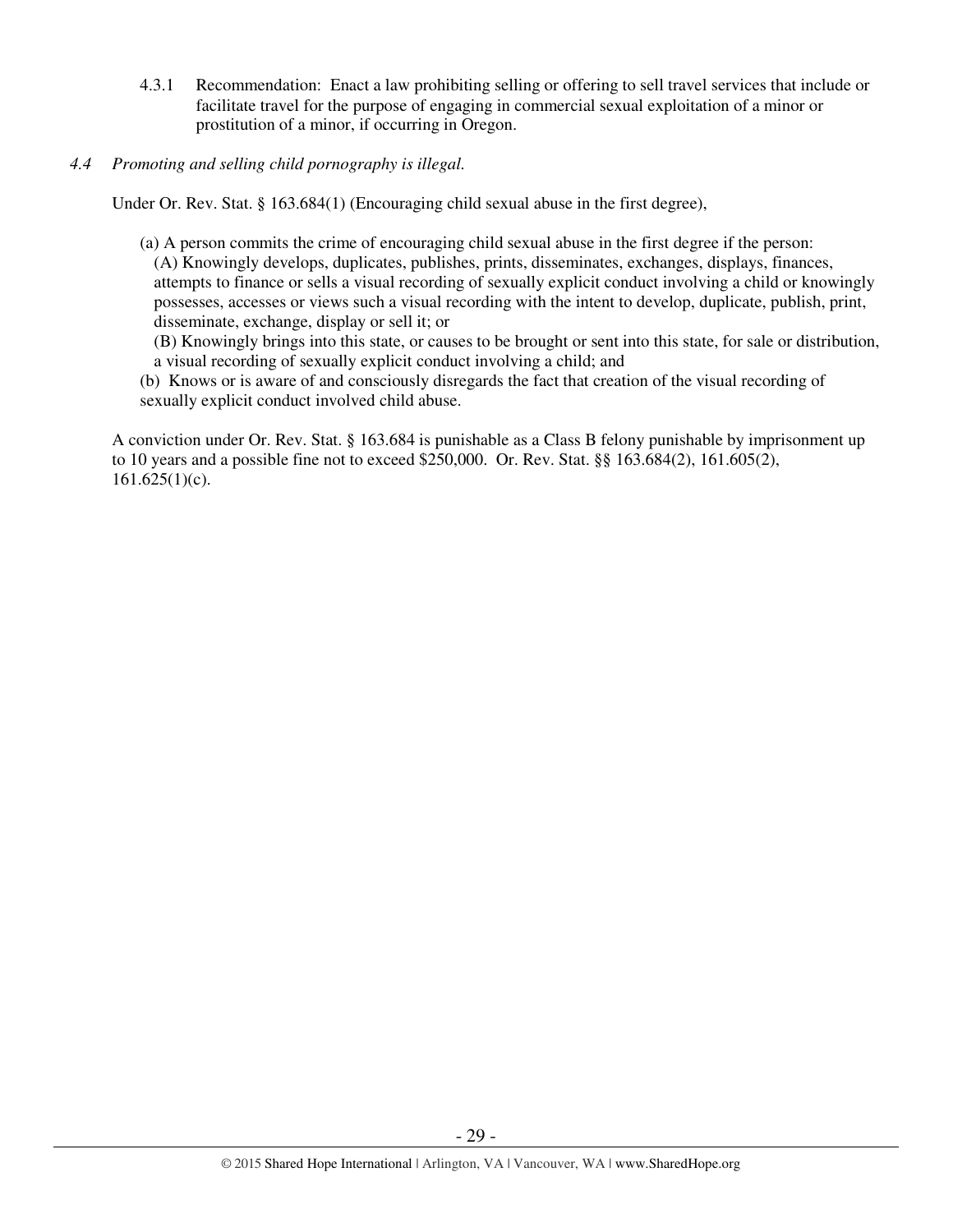4.3.1 Recommendation: Enact a law prohibiting selling or offering to sell travel services that include or facilitate travel for the purpose of engaging in commercial sexual exploitation of a minor or prostitution of a minor, if occurring in Oregon.

*4.4 Promoting and selling child pornography is illegal.*

Under Or. Rev. Stat. § 163.684(1) (Encouraging child sexual abuse in the first degree),

> (a) A person commits the crime of encouraging child sexual abuse in the first degree if the person:
> (A) Knowingly develops, duplicates, publishes, prints, disseminates, exchanges, displays, finances, attempts to finance or sells a visual recording of sexually explicit conduct involving a child or knowingly possesses, accesses or views such a visual recording with the intent to develop, duplicate, publish, print, disseminate, exchange, display or sell it; or
> (B) Knowingly brings into this state, or causes to be brought or sent into this state, for sale or distribution, a visual recording of sexually explicit conduct involving a child; and
> (b) Knows or is aware of and consciously disregards the fact that creation of the visual recording of sexually explicit conduct involved child abuse.

A conviction under Or. Rev. Stat. § 163.684 is punishable as a Class B felony punishable by imprisonment up to 10 years and a possible fine not to exceed $250,000. Or. Rev. Stat. §§ 163.684(2), 161.605(2), 161.625(1)(c).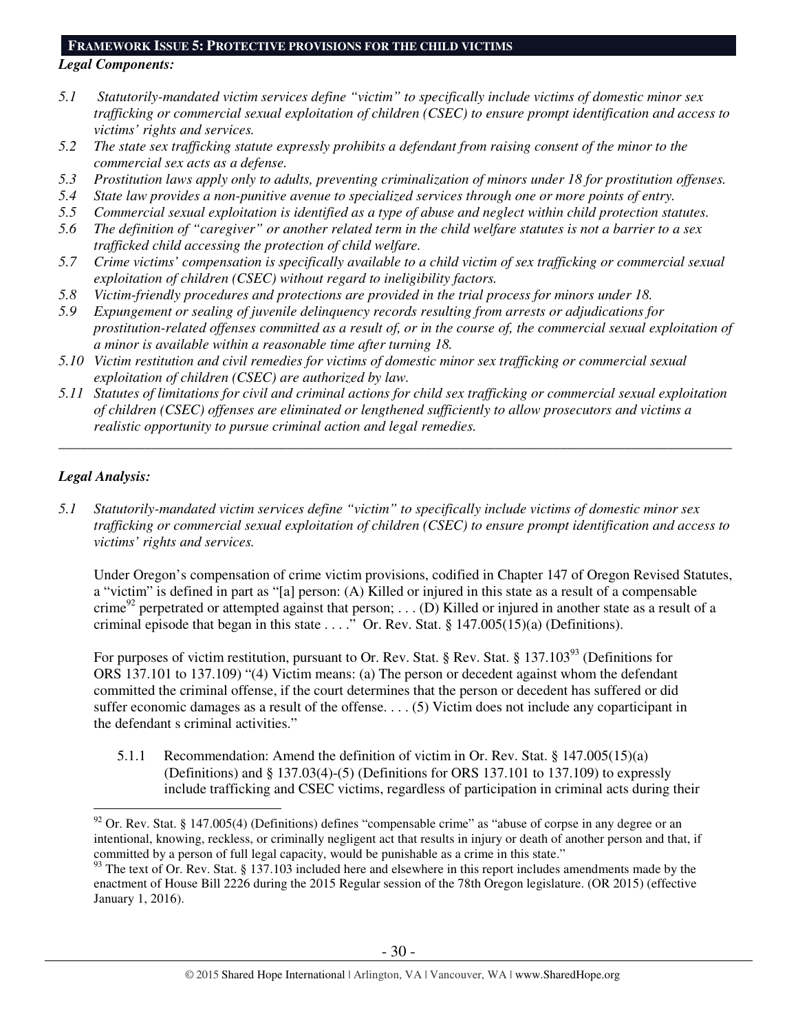**FRAMEWORK ISSUE 5: PROTECTIVE PROVISIONS FOR THE CHILD VICTIMS**

***Legal Components:***

*5.1 Statutorily-mandated victim services define "victim" to specifically include victims of domestic minor sex trafficking or commercial sexual exploitation of children (CSEC) to ensure prompt identification and access to victims' rights and services.*

*5.2 The state sex trafficking statute expressly prohibits a defendant from raising consent of the minor to the commercial sex acts as a defense.*

*5.3 Prostitution laws apply only to adults, preventing criminalization of minors under 18 for prostitution offenses.*

*5.4 State law provides a non-punitive avenue to specialized services through one or more points of entry.*

*5.5 Commercial sexual exploitation is identified as a type of abuse and neglect within child protection statutes.*

*5.6 The definition of "caregiver" or another related term in the child welfare statutes is not a barrier to a sex trafficked child accessing the protection of child welfare.*

*5.7 Crime victims' compensation is specifically available to a child victim of sex trafficking or commercial sexual exploitation of children (CSEC) without regard to ineligibility factors.*

*5.8 Victim-friendly procedures and protections are provided in the trial process for minors under 18.*

*5.9 Expungement or sealing of juvenile delinquency records resulting from arrests or adjudications for prostitution-related offenses committed as a result of, or in the course of, the commercial sexual exploitation of a minor is available within a reasonable time after turning 18.*

*5.10 Victim restitution and civil remedies for victims of domestic minor sex trafficking or commercial sexual exploitation of children (CSEC) are authorized by law.*

*5.11 Statutes of limitations for civil and criminal actions for child sex trafficking or commercial sexual exploitation of children (CSEC) offenses are eliminated or lengthened sufficiently to allow prosecutors and victims a realistic opportunity to pursue criminal action and legal remedies.*

---

***Legal Analysis:***

*5.1 Statutorily-mandated victim services define "victim" to specifically include victims of domestic minor sex trafficking or commercial sexual exploitation of children (CSEC) to ensure prompt identification and access to victims' rights and services.*

Under Oregon's compensation of crime victim provisions, codified in Chapter 147 of Oregon Revised Statutes, a "victim" is defined in part as "[a] person: (A) Killed or injured in this state as a result of a compensable crime[92] perpetrated or attempted against that person; . . . (D) Killed or injured in another state as a result of a criminal episode that began in this state . . . ." Or. Rev. Stat. § 147.005(15)(a) (Definitions).

For purposes of victim restitution, pursuant to Or. Rev. Stat. § Rev. Stat. § 137.103[93] (Definitions for ORS 137.101 to 137.109) "(4) Victim means: (a) The person or decedent against whom the defendant committed the criminal offense, if the court determines that the person or decedent has suffered or did suffer economic damages as a result of the offense. . . . (5) Victim does not include any coparticipant in the defendant s criminal activities."

5.1.1 Recommendation: Amend the definition of victim in Or. Rev. Stat. § 147.005(15)(a) (Definitions) and § 137.03(4)-(5) (Definitions for ORS 137.101 to 137.109) to expressly include trafficking and CSEC victims, regardless of participation in criminal acts during their

---

[92] Or. Rev. Stat. § 147.005(4) (Definitions) defines "compensable crime" as "abuse of corpse in any degree or an intentional, knowing, reckless, or criminally negligent act that results in injury or death of another person and that, if committed by a person of full legal capacity, would be punishable as a crime in this state."

[93] The text of Or. Rev. Stat. § 137.103 included here and elsewhere in this report includes amendments made by the enactment of House Bill 2226 during the 2015 Regular session of the 78th Oregon legislature. (OR 2015) (effective January 1, 2016).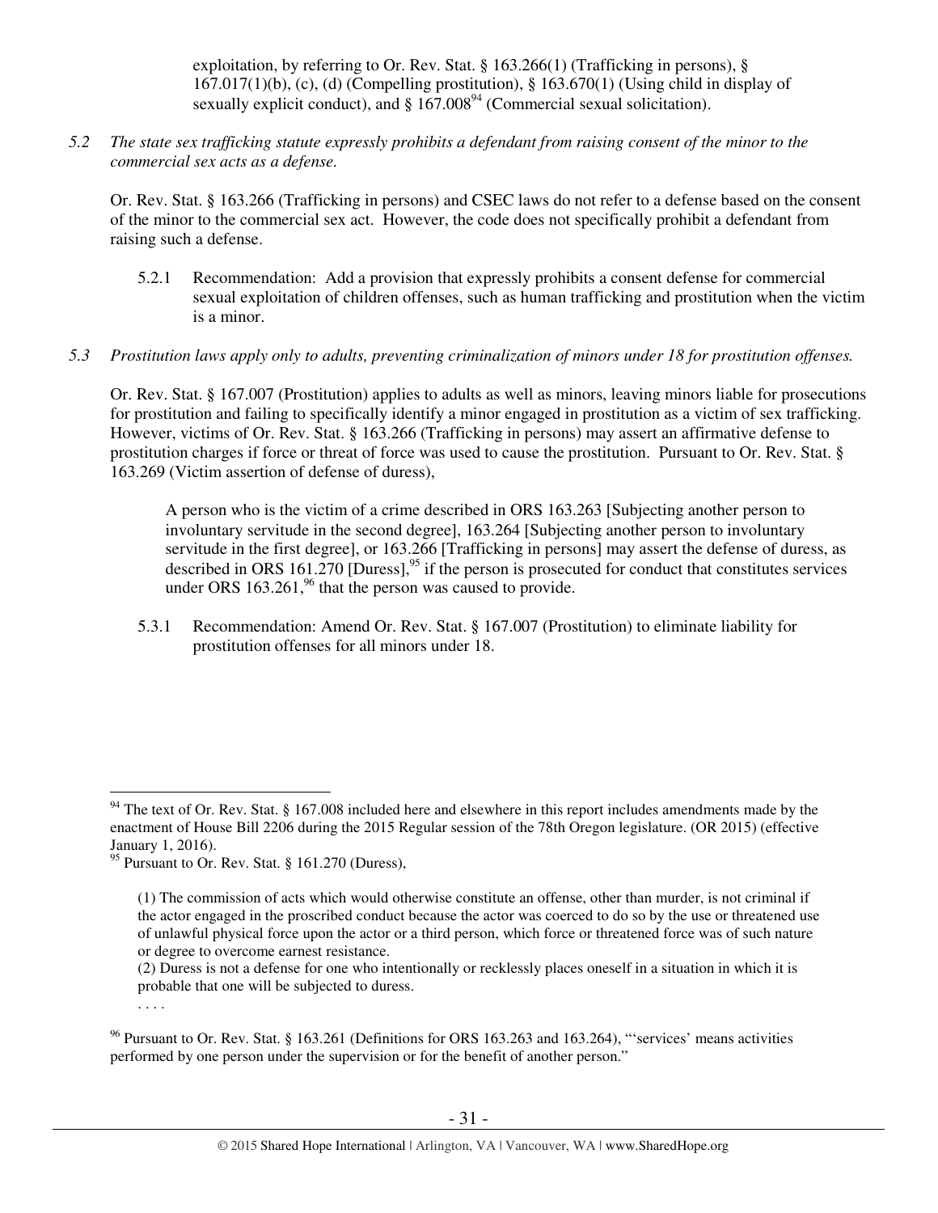exploitation, by referring to Or. Rev. Stat. § 163.266(1) (Trafficking in persons), § 167.017(1)(b), (c), (d) (Compelling prostitution), § 163.670(1) (Using child in display of sexually explicit conduct), and § 167.008[94] (Commercial sexual solicitation).

*5.2 The state sex trafficking statute expressly prohibits a defendant from raising consent of the minor to the commercial sex acts as a defense.*

Or. Rev. Stat. § 163.266 (Trafficking in persons) and CSEC laws do not refer to a defense based on the consent of the minor to the commercial sex act. However, the code does not specifically prohibit a defendant from raising such a defense.

5.2.1 Recommendation: Add a provision that expressly prohibits a consent defense for commercial sexual exploitation of children offenses, such as human trafficking and prostitution when the victim is a minor.

*5.3 Prostitution laws apply only to adults, preventing criminalization of minors under 18 for prostitution offenses.*

Or. Rev. Stat. § 167.007 (Prostitution) applies to adults as well as minors, leaving minors liable for prosecutions for prostitution and failing to specifically identify a minor engaged in prostitution as a victim of sex trafficking. However, victims of Or. Rev. Stat. § 163.266 (Trafficking in persons) may assert an affirmative defense to prostitution charges if force or threat of force was used to cause the prostitution. Pursuant to Or. Rev. Stat. § 163.269 (Victim assertion of defense of duress),

> A person who is the victim of a crime described in ORS 163.263 [Subjecting another person to involuntary servitude in the second degree], 163.264 [Subjecting another person to involuntary servitude in the first degree], or 163.266 [Trafficking in persons] may assert the defense of duress, as described in ORS 161.270 [Duress],[95] if the person is prosecuted for conduct that constitutes services under ORS 163.261,[96] that the person was caused to provide.

5.3.1 Recommendation: Amend Or. Rev. Stat. § 167.007 (Prostitution) to eliminate liability for prostitution offenses for all minors under 18.

---

[94] The text of Or. Rev. Stat. § 167.008 included here and elsewhere in this report includes amendments made by the enactment of House Bill 2206 during the 2015 Regular session of the 78th Oregon legislature. (OR 2015) (effective January 1, 2016).

[95] Pursuant to Or. Rev. Stat. § 161.270 (Duress),

> (1) The commission of acts which would otherwise constitute an offense, other than murder, is not criminal if the actor engaged in the proscribed conduct because the actor was coerced to do so by the use or threatened use of unlawful physical force upon the actor or a third person, which force or threatened force was of such nature or degree to overcome earnest resistance.
> (2) Duress is not a defense for one who intentionally or recklessly places oneself in a situation in which it is probable that one will be subjected to duress.
> . . . .

[96] Pursuant to Or. Rev. Stat. § 163.261 (Definitions for ORS 163.263 and 163.264), "'services' means activities performed by one person under the supervision or for the benefit of another person."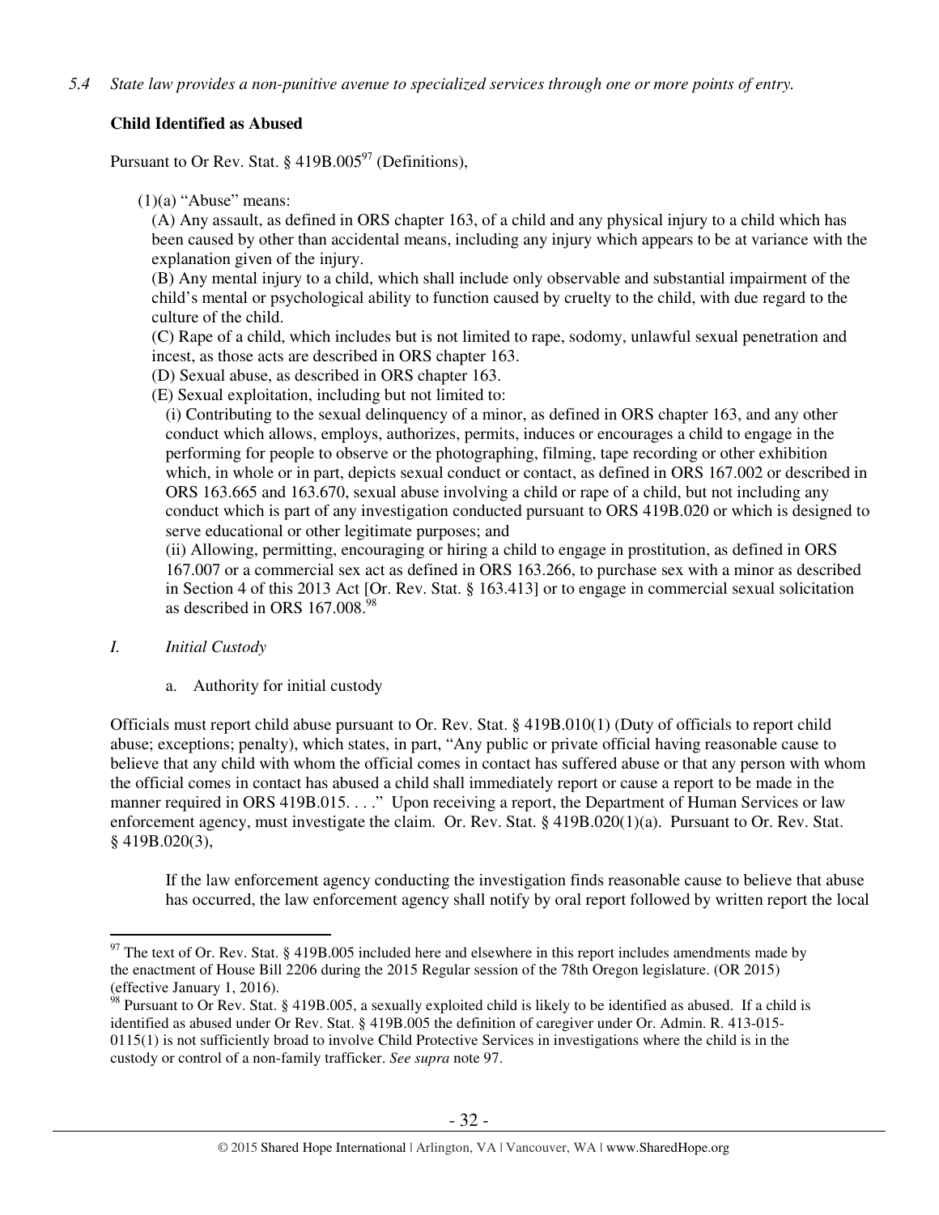*5.4 State law provides a non-punitive avenue to specialized services through one or more points of entry.*

**Child Identified as Abused**

Pursuant to Or Rev. Stat. § 419B.005[97] (Definitions),

(1)(a) "Abuse" means:

(A) Any assault, as defined in ORS chapter 163, of a child and any physical injury to a child which has been caused by other than accidental means, including any injury which appears to be at variance with the explanation given of the injury.

(B) Any mental injury to a child, which shall include only observable and substantial impairment of the child's mental or psychological ability to function caused by cruelty to the child, with due regard to the culture of the child.

(C) Rape of a child, which includes but is not limited to rape, sodomy, unlawful sexual penetration and incest, as those acts are described in ORS chapter 163.

(D) Sexual abuse, as described in ORS chapter 163.

(E) Sexual exploitation, including but not limited to:

(i) Contributing to the sexual delinquency of a minor, as defined in ORS chapter 163, and any other conduct which allows, employs, authorizes, permits, induces or encourages a child to engage in the performing for people to observe or the photographing, filming, tape recording or other exhibition which, in whole or in part, depicts sexual conduct or contact, as defined in ORS 167.002 or described in ORS 163.665 and 163.670, sexual abuse involving a child or rape of a child, but not including any conduct which is part of any investigation conducted pursuant to ORS 419B.020 or which is designed to serve educational or other legitimate purposes; and

(ii) Allowing, permitting, encouraging or hiring a child to engage in prostitution, as defined in ORS 167.007 or a commercial sex act as defined in ORS 163.266, to purchase sex with a minor as described in Section 4 of this 2013 Act [Or. Rev. Stat. § 163.413] or to engage in commercial sexual solicitation as described in ORS 167.008.[98]

*I. Initial Custody*

a. Authority for initial custody

Officials must report child abuse pursuant to Or. Rev. Stat. § 419B.010(1) (Duty of officials to report child abuse; exceptions; penalty), which states, in part, "Any public or private official having reasonable cause to believe that any child with whom the official comes in contact has suffered abuse or that any person with whom the official comes in contact has abused a child shall immediately report or cause a report to be made in the manner required in ORS 419B.015. . . ." Upon receiving a report, the Department of Human Services or law enforcement agency, must investigate the claim. Or. Rev. Stat. § 419B.020(1)(a). Pursuant to Or. Rev. Stat. § 419B.020(3),

> If the law enforcement agency conducting the investigation finds reasonable cause to believe that abuse has occurred, the law enforcement agency shall notify by oral report followed by written report the local

---

[97] The text of Or. Rev. Stat. § 419B.005 included here and elsewhere in this report includes amendments made by the enactment of House Bill 2206 during the 2015 Regular session of the 78th Oregon legislature. (OR 2015) (effective January 1, 2016).

[98] Pursuant to Or Rev. Stat. § 419B.005, a sexually exploited child is likely to be identified as abused. If a child is identified as abused under Or Rev. Stat. § 419B.005 the definition of caregiver under Or. Admin. R. 413-015-0115(1) is not sufficiently broad to involve Child Protective Services in investigations where the child is in the custody or control of a non-family trafficker. *See supra* note 97.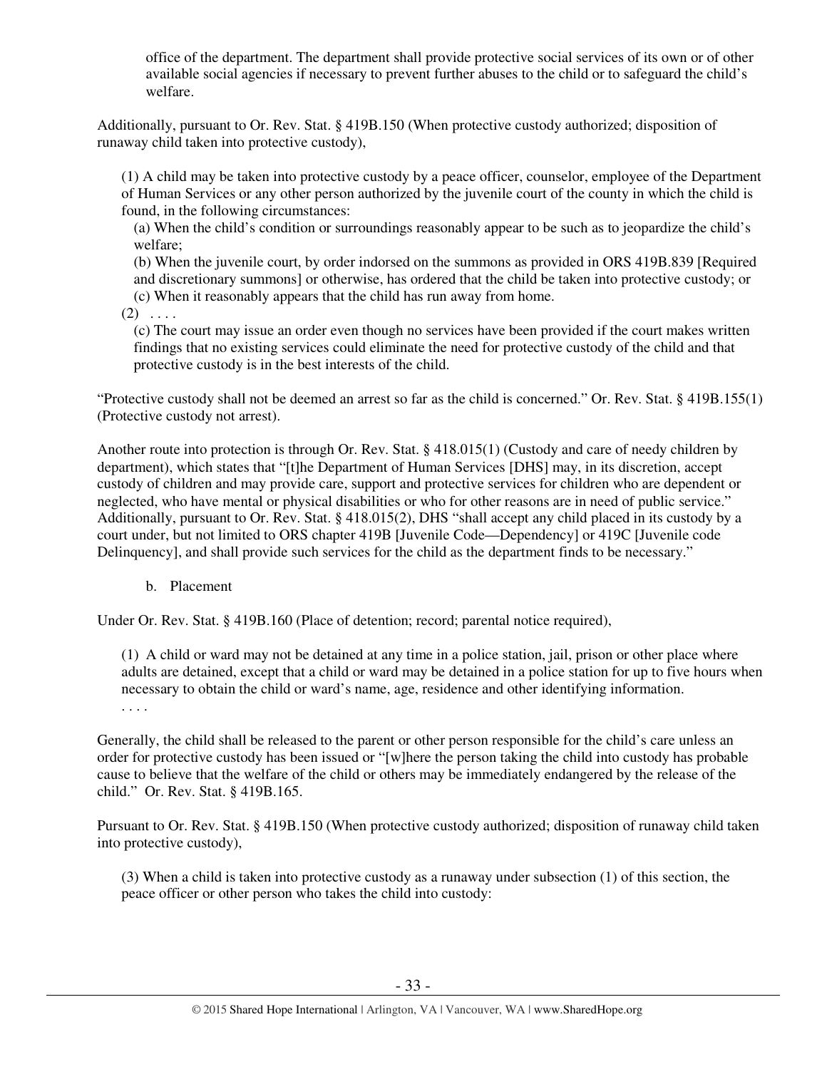office of the department. The department shall provide protective social services of its own or of other available social agencies if necessary to prevent further abuses to the child or to safeguard the child's welfare.

Additionally, pursuant to Or. Rev. Stat. § 419B.150 (When protective custody authorized; disposition of runaway child taken into protective custody),

> (1) A child may be taken into protective custody by a peace officer, counselor, employee of the Department of Human Services or any other person authorized by the juvenile court of the county in which the child is found, in the following circumstances:
>
> (a) When the child's condition or surroundings reasonably appear to be such as to jeopardize the child's welfare;
>
> (b) When the juvenile court, by order indorsed on the summons as provided in ORS 419B.839 [Required and discretionary summons] or otherwise, has ordered that the child be taken into protective custody; or
>
> (c) When it reasonably appears that the child has run away from home.
>
> (2) . . . .
>
> (c) The court may issue an order even though no services have been provided if the court makes written findings that no existing services could eliminate the need for protective custody of the child and that protective custody is in the best interests of the child.

"Protective custody shall not be deemed an arrest so far as the child is concerned." Or. Rev. Stat. § 419B.155(1) (Protective custody not arrest).

Another route into protection is through Or. Rev. Stat. § 418.015(1) (Custody and care of needy children by department), which states that "[t]he Department of Human Services [DHS] may, in its discretion, accept custody of children and may provide care, support and protective services for children who are dependent or neglected, who have mental or physical disabilities or who for other reasons are in need of public service." Additionally, pursuant to Or. Rev. Stat. § 418.015(2), DHS "shall accept any child placed in its custody by a court under, but not limited to ORS chapter 419B [Juvenile Code—Dependency] or 419C [Juvenile code Delinquency], and shall provide such services for the child as the department finds to be necessary."

b. Placement

Under Or. Rev. Stat. § 419B.160 (Place of detention; record; parental notice required),

> (1) A child or ward may not be detained at any time in a police station, jail, prison or other place where adults are detained, except that a child or ward may be detained in a police station for up to five hours when necessary to obtain the child or ward's name, age, residence and other identifying information.
>
> . . . .

Generally, the child shall be released to the parent or other person responsible for the child's care unless an order for protective custody has been issued or "[w]here the person taking the child into custody has probable cause to believe that the welfare of the child or others may be immediately endangered by the release of the child." Or. Rev. Stat. § 419B.165.

Pursuant to Or. Rev. Stat. § 419B.150 (When protective custody authorized; disposition of runaway child taken into protective custody),

> (3) When a child is taken into protective custody as a runaway under subsection (1) of this section, the peace officer or other person who takes the child into custody: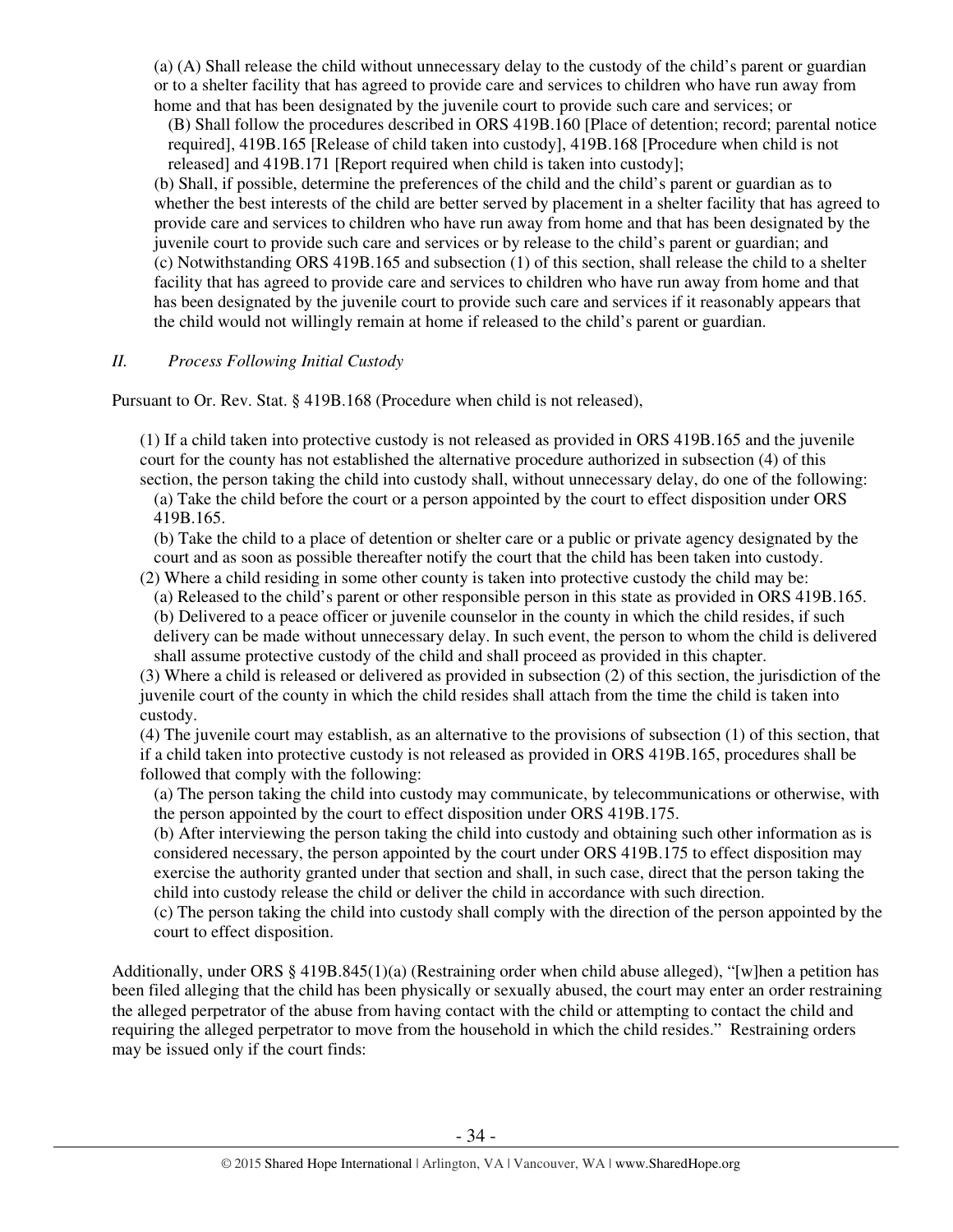(a) (A) Shall release the child without unnecessary delay to the custody of the child's parent or guardian or to a shelter facility that has agreed to provide care and services to children who have run away from home and that has been designated by the juvenile court to provide such care and services; or

(B) Shall follow the procedures described in ORS 419B.160 [Place of detention; record; parental notice required], 419B.165 [Release of child taken into custody], 419B.168 [Procedure when child is not released] and 419B.171 [Report required when child is taken into custody];

(b) Shall, if possible, determine the preferences of the child and the child's parent or guardian as to whether the best interests of the child are better served by placement in a shelter facility that has agreed to provide care and services to children who have run away from home and that has been designated by the juvenile court to provide such care and services or by release to the child's parent or guardian; and

(c) Notwithstanding ORS 419B.165 and subsection (1) of this section, shall release the child to a shelter facility that has agreed to provide care and services to children who have run away from home and that has been designated by the juvenile court to provide such care and services if it reasonably appears that the child would not willingly remain at home if released to the child's parent or guardian.

## *II. Process Following Initial Custody*

Pursuant to Or. Rev. Stat. § 419B.168 (Procedure when child is not released),

(1) If a child taken into protective custody is not released as provided in ORS 419B.165 and the juvenile court for the county has not established the alternative procedure authorized in subsection (4) of this section, the person taking the child into custody shall, without unnecessary delay, do one of the following:

(a) Take the child before the court or a person appointed by the court to effect disposition under ORS 419B.165.

(b) Take the child to a place of detention or shelter care or a public or private agency designated by the court and as soon as possible thereafter notify the court that the child has been taken into custody.

(2) Where a child residing in some other county is taken into protective custody the child may be:

(a) Released to the child's parent or other responsible person in this state as provided in ORS 419B.165.

(b) Delivered to a peace officer or juvenile counselor in the county in which the child resides, if such delivery can be made without unnecessary delay. In such event, the person to whom the child is delivered shall assume protective custody of the child and shall proceed as provided in this chapter.

(3) Where a child is released or delivered as provided in subsection (2) of this section, the jurisdiction of the juvenile court of the county in which the child resides shall attach from the time the child is taken into custody.

(4) The juvenile court may establish, as an alternative to the provisions of subsection (1) of this section, that if a child taken into protective custody is not released as provided in ORS 419B.165, procedures shall be followed that comply with the following:

(a) The person taking the child into custody may communicate, by telecommunications or otherwise, with the person appointed by the court to effect disposition under ORS 419B.175.

(b) After interviewing the person taking the child into custody and obtaining such other information as is considered necessary, the person appointed by the court under ORS 419B.175 to effect disposition may exercise the authority granted under that section and shall, in such case, direct that the person taking the child into custody release the child or deliver the child in accordance with such direction.

(c) The person taking the child into custody shall comply with the direction of the person appointed by the court to effect disposition.

Additionally, under ORS § 419B.845(1)(a) (Restraining order when child abuse alleged), "[w]hen a petition has been filed alleging that the child has been physically or sexually abused, the court may enter an order restraining the alleged perpetrator of the abuse from having contact with the child or attempting to contact the child and requiring the alleged perpetrator to move from the household in which the child resides." Restraining orders may be issued only if the court finds: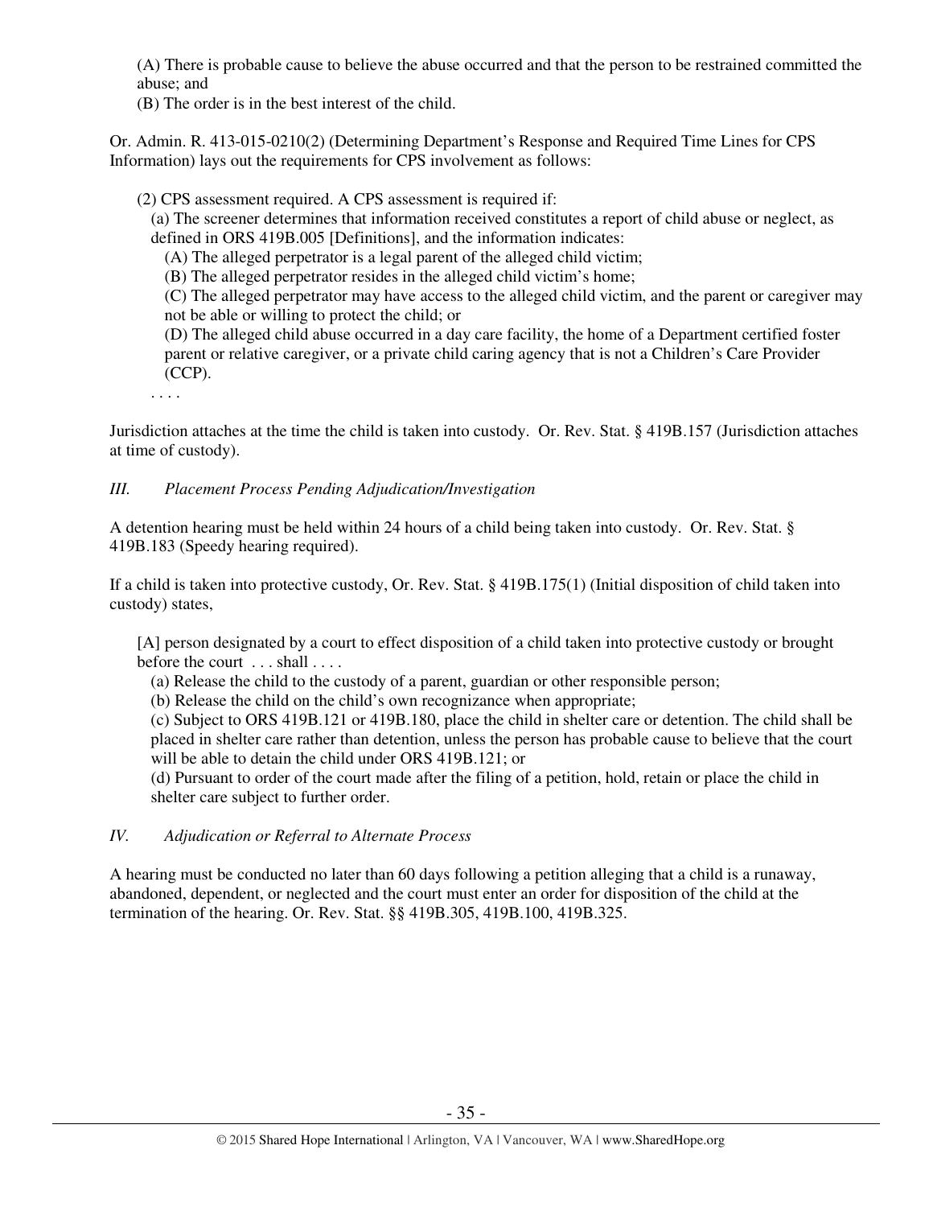(A) There is probable cause to believe the abuse occurred and that the person to be restrained committed the abuse; and

(B) The order is in the best interest of the child.

Or. Admin. R. 413-015-0210(2) (Determining Department's Response and Required Time Lines for CPS Information) lays out the requirements for CPS involvement as follows:

> (2) CPS assessment required. A CPS assessment is required if:
>
> (a) The screener determines that information received constitutes a report of child abuse or neglect, as defined in ORS 419B.005 [Definitions], and the information indicates:
>
> (A) The alleged perpetrator is a legal parent of the alleged child victim;
>
> (B) The alleged perpetrator resides in the alleged child victim's home;
>
> (C) The alleged perpetrator may have access to the alleged child victim, and the parent or caregiver may not be able or willing to protect the child; or
>
> (D) The alleged child abuse occurred in a day care facility, the home of a Department certified foster parent or relative caregiver, or a private child caring agency that is not a Children's Care Provider (CCP).
>
> . . . .

Jurisdiction attaches at the time the child is taken into custody. Or. Rev. Stat. § 419B.157 (Jurisdiction attaches at time of custody).

### *III. Placement Process Pending Adjudication/Investigation*

A detention hearing must be held within 24 hours of a child being taken into custody. Or. Rev. Stat. § 419B.183 (Speedy hearing required).

If a child is taken into protective custody, Or. Rev. Stat. § 419B.175(1) (Initial disposition of child taken into custody) states,

> [A] person designated by a court to effect disposition of a child taken into protective custody or brought before the court . . . shall . . . .
>
> (a) Release the child to the custody of a parent, guardian or other responsible person;
>
> (b) Release the child on the child's own recognizance when appropriate;
>
> (c) Subject to ORS 419B.121 or 419B.180, place the child in shelter care or detention. The child shall be placed in shelter care rather than detention, unless the person has probable cause to believe that the court will be able to detain the child under ORS 419B.121; or
>
> (d) Pursuant to order of the court made after the filing of a petition, hold, retain or place the child in shelter care subject to further order.

### *IV. Adjudication or Referral to Alternate Process*

A hearing must be conducted no later than 60 days following a petition alleging that a child is a runaway, abandoned, dependent, or neglected and the court must enter an order for disposition of the child at the termination of the hearing. Or. Rev. Stat. §§ 419B.305, 419B.100, 419B.325.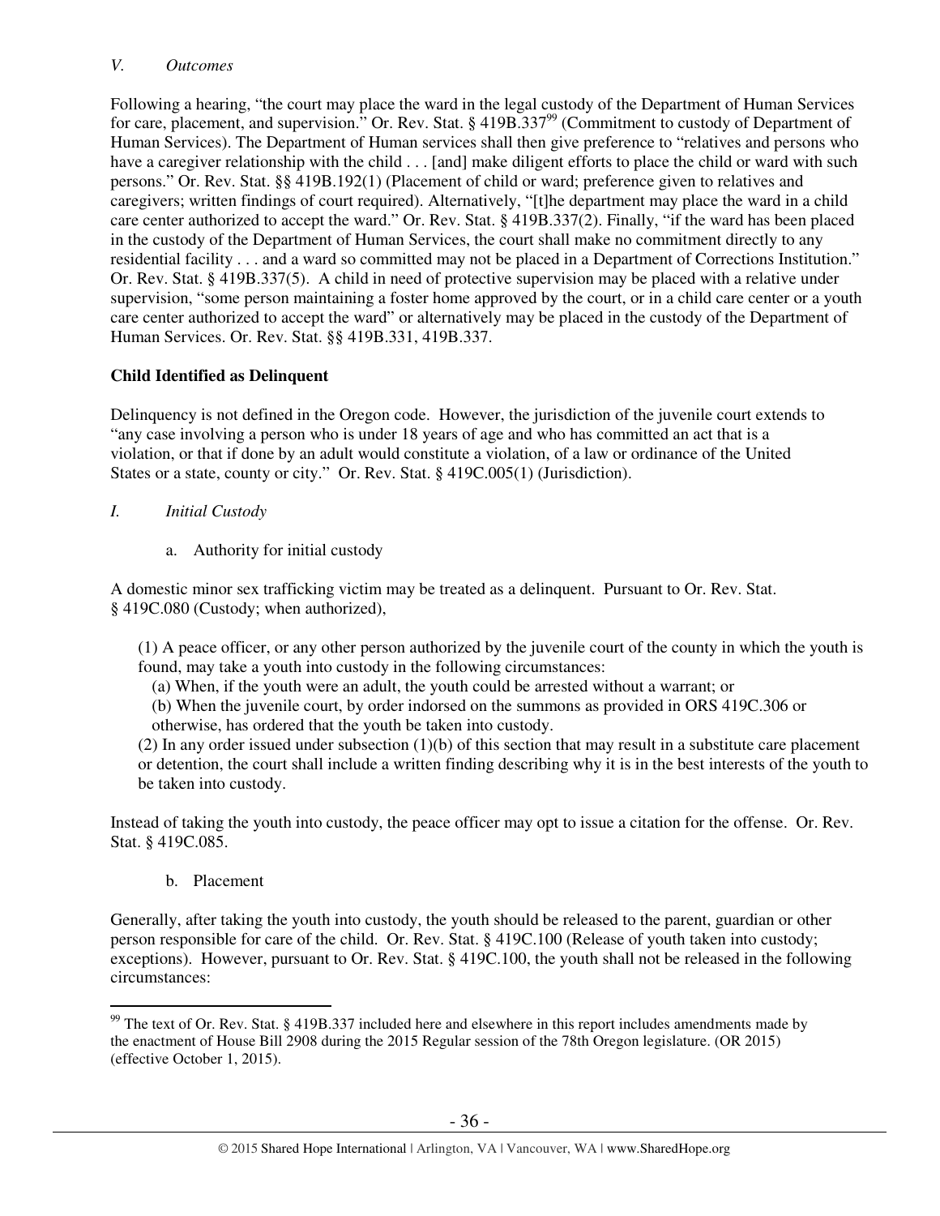*V. Outcomes*

Following a hearing, "the court may place the ward in the legal custody of the Department of Human Services for care, placement, and supervision." Or. Rev. Stat. § 419B.337[99] (Commitment to custody of Department of Human Services). The Department of Human services shall then give preference to "relatives and persons who have a caregiver relationship with the child . . . [and] make diligent efforts to place the child or ward with such persons." Or. Rev. Stat. §§ 419B.192(1) (Placement of child or ward; preference given to relatives and caregivers; written findings of court required). Alternatively, "[t]he department may place the ward in a child care center authorized to accept the ward." Or. Rev. Stat. § 419B.337(2). Finally, "if the ward has been placed in the custody of the Department of Human Services, the court shall make no commitment directly to any residential facility . . . and a ward so committed may not be placed in a Department of Corrections Institution." Or. Rev. Stat. § 419B.337(5). A child in need of protective supervision may be placed with a relative under supervision, "some person maintaining a foster home approved by the court, or in a child care center or a youth care center authorized to accept the ward" or alternatively may be placed in the custody of the Department of Human Services. Or. Rev. Stat. §§ 419B.331, 419B.337.

**Child Identified as Delinquent**

Delinquency is not defined in the Oregon code. However, the jurisdiction of the juvenile court extends to "any case involving a person who is under 18 years of age and who has committed an act that is a violation, or that if done by an adult would constitute a violation, of a law or ordinance of the United States or a state, county or city." Or. Rev. Stat. § 419C.005(1) (Jurisdiction).

*I. Initial Custody*

a. Authority for initial custody

A domestic minor sex trafficking victim may be treated as a delinquent. Pursuant to Or. Rev. Stat. § 419C.080 (Custody; when authorized),

> (1) A peace officer, or any other person authorized by the juvenile court of the county in which the youth is found, may take a youth into custody in the following circumstances:
>
> (a) When, if the youth were an adult, the youth could be arrested without a warrant; or
>
> (b) When the juvenile court, by order indorsed on the summons as provided in ORS 419C.306 or otherwise, has ordered that the youth be taken into custody.
>
> (2) In any order issued under subsection (1)(b) of this section that may result in a substitute care placement or detention, the court shall include a written finding describing why it is in the best interests of the youth to be taken into custody.

Instead of taking the youth into custody, the peace officer may opt to issue a citation for the offense. Or. Rev. Stat. § 419C.085.

b. Placement

Generally, after taking the youth into custody, the youth should be released to the parent, guardian or other person responsible for care of the child. Or. Rev. Stat. § 419C.100 (Release of youth taken into custody; exceptions). However, pursuant to Or. Rev. Stat. § 419C.100, the youth shall not be released in the following circumstances:

[99] The text of Or. Rev. Stat. § 419B.337 included here and elsewhere in this report includes amendments made by the enactment of House Bill 2908 during the 2015 Regular session of the 78th Oregon legislature. (OR 2015) (effective October 1, 2015).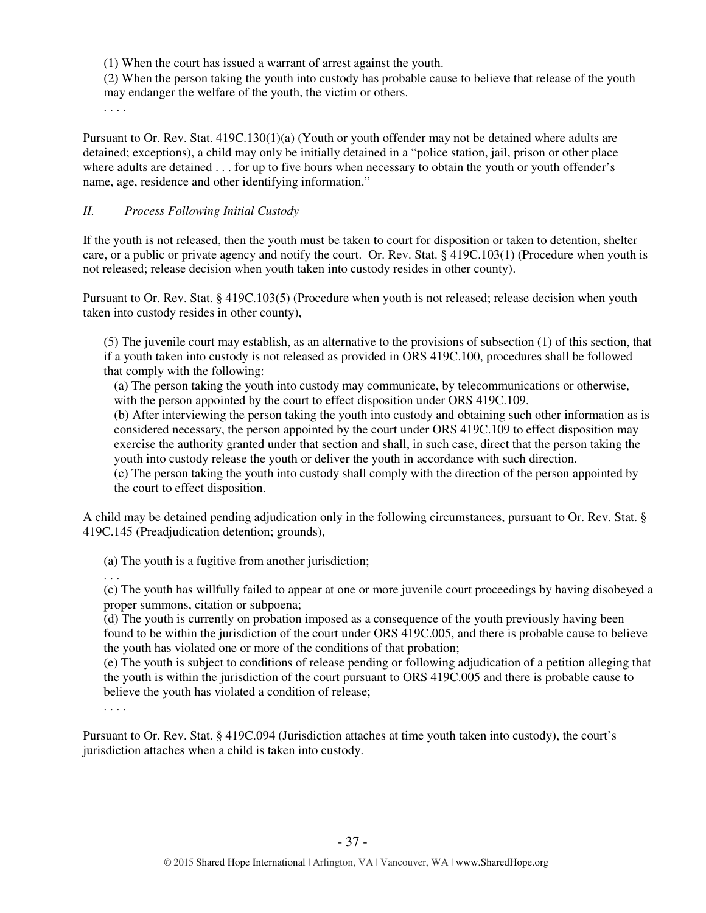(1) When the court has issued a warrant of arrest against the youth.
(2) When the person taking the youth into custody has probable cause to believe that release of the youth may endanger the welfare of the youth, the victim or others.
. . . .

Pursuant to Or. Rev. Stat. 419C.130(1)(a) (Youth or youth offender may not be detained where adults are detained; exceptions), a child may only be initially detained in a "police station, jail, prison or other place where adults are detained . . . for up to five hours when necessary to obtain the youth or youth offender's name, age, residence and other identifying information."

## *II. Process Following Initial Custody*

If the youth is not released, then the youth must be taken to court for disposition or taken to detention, shelter care, or a public or private agency and notify the court. Or. Rev. Stat. § 419C.103(1) (Procedure when youth is not released; release decision when youth taken into custody resides in other county).

Pursuant to Or. Rev. Stat. § 419C.103(5) (Procedure when youth is not released; release decision when youth taken into custody resides in other county),

> (5) The juvenile court may establish, as an alternative to the provisions of subsection (1) of this section, that if a youth taken into custody is not released as provided in ORS 419C.100, procedures shall be followed that comply with the following:
> (a) The person taking the youth into custody may communicate, by telecommunications or otherwise, with the person appointed by the court to effect disposition under ORS 419C.109.
> (b) After interviewing the person taking the youth into custody and obtaining such other information as is considered necessary, the person appointed by the court under ORS 419C.109 to effect disposition may exercise the authority granted under that section and shall, in such case, direct that the person taking the youth into custody release the youth or deliver the youth in accordance with such direction.
> (c) The person taking the youth into custody shall comply with the direction of the person appointed by the court to effect disposition.

A child may be detained pending adjudication only in the following circumstances, pursuant to Or. Rev. Stat. § 419C.145 (Preadjudication detention; grounds),

> (a) The youth is a fugitive from another jurisdiction;
> . . .
> (c) The youth has willfully failed to appear at one or more juvenile court proceedings by having disobeyed a proper summons, citation or subpoena;
> (d) The youth is currently on probation imposed as a consequence of the youth previously having been found to be within the jurisdiction of the court under ORS 419C.005, and there is probable cause to believe the youth has violated one or more of the conditions of that probation;
> (e) The youth is subject to conditions of release pending or following adjudication of a petition alleging that the youth is within the jurisdiction of the court pursuant to ORS 419C.005 and there is probable cause to believe the youth has violated a condition of release;
> . . . .

Pursuant to Or. Rev. Stat. § 419C.094 (Jurisdiction attaches at time youth taken into custody), the court's jurisdiction attaches when a child is taken into custody.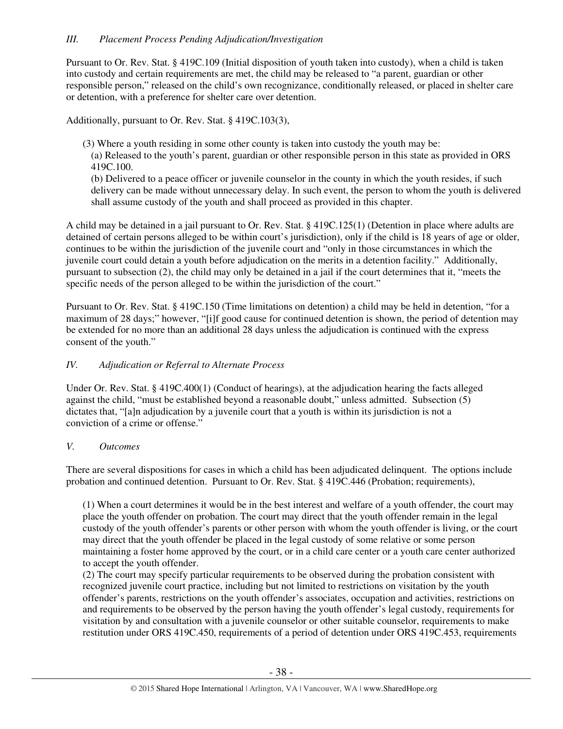### *III. Placement Process Pending Adjudication/Investigation*

Pursuant to Or. Rev. Stat. § 419C.109 (Initial disposition of youth taken into custody), when a child is taken into custody and certain requirements are met, the child may be released to "a parent, guardian or other responsible person," released on the child's own recognizance, conditionally released, or placed in shelter care or detention, with a preference for shelter care over detention.

Additionally, pursuant to Or. Rev. Stat. § 419C.103(3),

> (3) Where a youth residing in some other county is taken into custody the youth may be:
> (a) Released to the youth's parent, guardian or other responsible person in this state as provided in ORS 419C.100.
> (b) Delivered to a peace officer or juvenile counselor in the county in which the youth resides, if such delivery can be made without unnecessary delay. In such event, the person to whom the youth is delivered shall assume custody of the youth and shall proceed as provided in this chapter.

A child may be detained in a jail pursuant to Or. Rev. Stat. § 419C.125(1) (Detention in place where adults are detained of certain persons alleged to be within court's jurisdiction), only if the child is 18 years of age or older, continues to be within the jurisdiction of the juvenile court and "only in those circumstances in which the juvenile court could detain a youth before adjudication on the merits in a detention facility." Additionally, pursuant to subsection (2), the child may only be detained in a jail if the court determines that it, "meets the specific needs of the person alleged to be within the jurisdiction of the court."

Pursuant to Or. Rev. Stat. § 419C.150 (Time limitations on detention) a child may be held in detention, "for a maximum of 28 days;" however, "[i]f good cause for continued detention is shown, the period of detention may be extended for no more than an additional 28 days unless the adjudication is continued with the express consent of the youth."

### *IV. Adjudication or Referral to Alternate Process*

Under Or. Rev. Stat. § 419C.400(1) (Conduct of hearings), at the adjudication hearing the facts alleged against the child, "must be established beyond a reasonable doubt," unless admitted. Subsection (5) dictates that, "[a]n adjudication by a juvenile court that a youth is within its jurisdiction is not a conviction of a crime or offense."

### *V. Outcomes*

There are several dispositions for cases in which a child has been adjudicated delinquent. The options include probation and continued detention. Pursuant to Or. Rev. Stat. § 419C.446 (Probation; requirements),

> (1) When a court determines it would be in the best interest and welfare of a youth offender, the court may place the youth offender on probation. The court may direct that the youth offender remain in the legal custody of the youth offender's parents or other person with whom the youth offender is living, or the court may direct that the youth offender be placed in the legal custody of some relative or some person maintaining a foster home approved by the court, or in a child care center or a youth care center authorized to accept the youth offender.
> (2) The court may specify particular requirements to be observed during the probation consistent with recognized juvenile court practice, including but not limited to restrictions on visitation by the youth offender's parents, restrictions on the youth offender's associates, occupation and activities, restrictions on and requirements to be observed by the person having the youth offender's legal custody, requirements for visitation by and consultation with a juvenile counselor or other suitable counselor, requirements to make restitution under ORS 419C.450, requirements of a period of detention under ORS 419C.453, requirements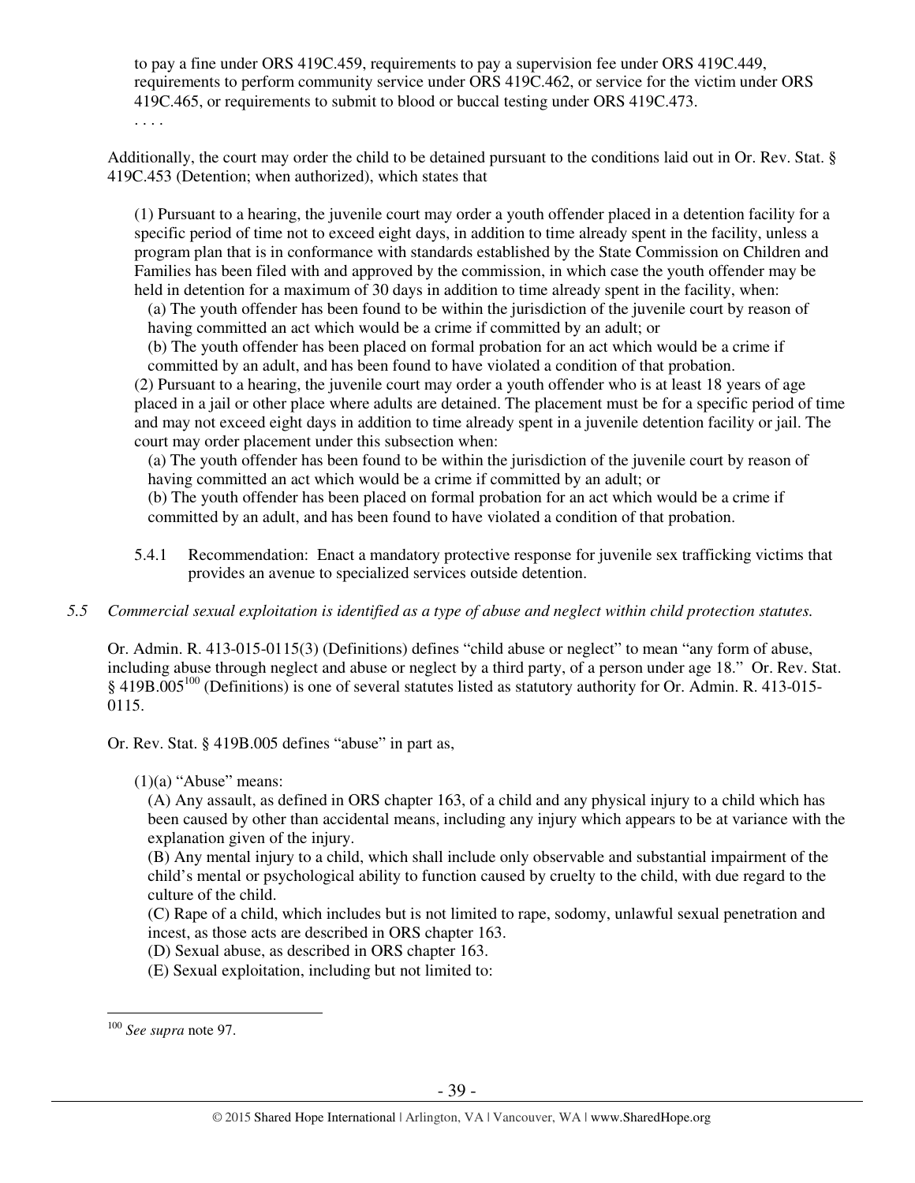> to pay a fine under ORS 419C.459, requirements to pay a supervision fee under ORS 419C.449, requirements to perform community service under ORS 419C.462, or service for the victim under ORS 419C.465, or requirements to submit to blood or buccal testing under ORS 419C.473.
>
> . . . .

Additionally, the court may order the child to be detained pursuant to the conditions laid out in Or. Rev. Stat. § 419C.453 (Detention; when authorized), which states that

> (1) Pursuant to a hearing, the juvenile court may order a youth offender placed in a detention facility for a specific period of time not to exceed eight days, in addition to time already spent in the facility, unless a program plan that is in conformance with standards established by the State Commission on Children and Families has been filed with and approved by the commission, in which case the youth offender may be held in detention for a maximum of 30 days in addition to time already spent in the facility, when:
>
> (a) The youth offender has been found to be within the jurisdiction of the juvenile court by reason of having committed an act which would be a crime if committed by an adult; or
>
> (b) The youth offender has been placed on formal probation for an act which would be a crime if committed by an adult, and has been found to have violated a condition of that probation.
>
> (2) Pursuant to a hearing, the juvenile court may order a youth offender who is at least 18 years of age placed in a jail or other place where adults are detained. The placement must be for a specific period of time and may not exceed eight days in addition to time already spent in a juvenile detention facility or jail. The court may order placement under this subsection when:
>
> (a) The youth offender has been found to be within the jurisdiction of the juvenile court by reason of having committed an act which would be a crime if committed by an adult; or
>
> (b) The youth offender has been placed on formal probation for an act which would be a crime if committed by an adult, and has been found to have violated a condition of that probation.

5.4.1 Recommendation: Enact a mandatory protective response for juvenile sex trafficking victims that provides an avenue to specialized services outside detention.

*5.5 Commercial sexual exploitation is identified as a type of abuse and neglect within child protection statutes.*

Or. Admin. R. 413-015-0115(3) (Definitions) defines "child abuse or neglect" to mean "any form of abuse, including abuse through neglect and abuse or neglect by a third party, of a person under age 18." Or. Rev. Stat. § 419B.005[100] (Definitions) is one of several statutes listed as statutory authority for Or. Admin. R. 413-015-0115.

Or. Rev. Stat. § 419B.005 defines "abuse" in part as,

> (1)(a) "Abuse" means:
>
> (A) Any assault, as defined in ORS chapter 163, of a child and any physical injury to a child which has been caused by other than accidental means, including any injury which appears to be at variance with the explanation given of the injury.
>
> (B) Any mental injury to a child, which shall include only observable and substantial impairment of the child's mental or psychological ability to function caused by cruelty to the child, with due regard to the culture of the child.
>
> (C) Rape of a child, which includes but is not limited to rape, sodomy, unlawful sexual penetration and incest, as those acts are described in ORS chapter 163.
>
> (D) Sexual abuse, as described in ORS chapter 163.
>
> (E) Sexual exploitation, including but not limited to:

---

[100] *See supra* note 97.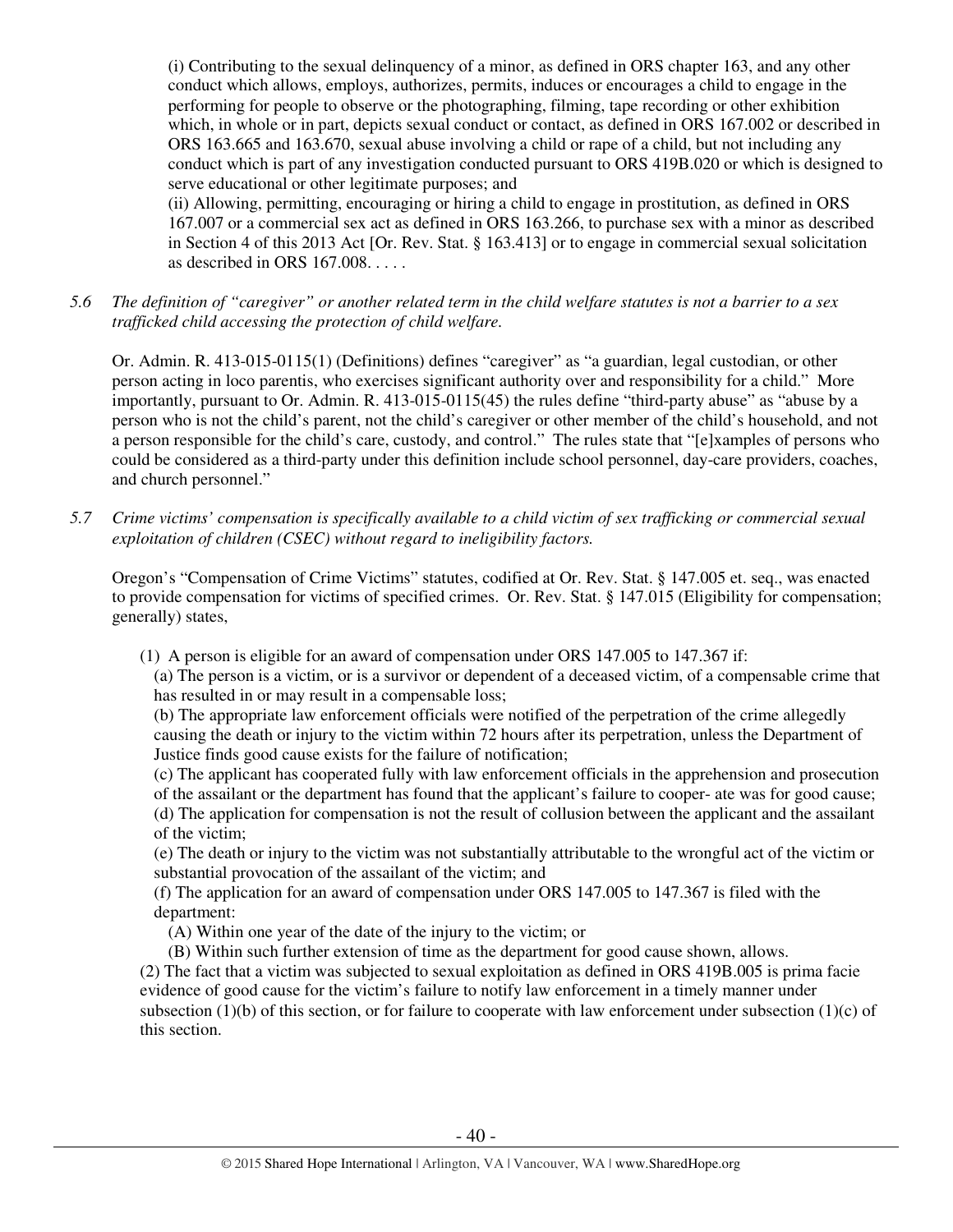(i) Contributing to the sexual delinquency of a minor, as defined in ORS chapter 163, and any other conduct which allows, employs, authorizes, permits, induces or encourages a child to engage in the performing for people to observe or the photographing, filming, tape recording or other exhibition which, in whole or in part, depicts sexual conduct or contact, as defined in ORS 167.002 or described in ORS 163.665 and 163.670, sexual abuse involving a child or rape of a child, but not including any conduct which is part of any investigation conducted pursuant to ORS 419B.020 or which is designed to serve educational or other legitimate purposes; and

(ii) Allowing, permitting, encouraging or hiring a child to engage in prostitution, as defined in ORS 167.007 or a commercial sex act as defined in ORS 163.266, to purchase sex with a minor as described in Section 4 of this 2013 Act [Or. Rev. Stat. § 163.413] or to engage in commercial sexual solicitation as described in ORS 167.008. . . . .

*5.6 The definition of "caregiver" or another related term in the child welfare statutes is not a barrier to a sex trafficked child accessing the protection of child welfare.*

Or. Admin. R. 413-015-0115(1) (Definitions) defines "caregiver" as "a guardian, legal custodian, or other person acting in loco parentis, who exercises significant authority over and responsibility for a child." More importantly, pursuant to Or. Admin. R. 413-015-0115(45) the rules define "third-party abuse" as "abuse by a person who is not the child's parent, not the child's caregiver or other member of the child's household, and not a person responsible for the child's care, custody, and control." The rules state that "[e]xamples of persons who could be considered as a third-party under this definition include school personnel, day-care providers, coaches, and church personnel."

*5.7 Crime victims' compensation is specifically available to a child victim of sex trafficking or commercial sexual exploitation of children (CSEC) without regard to ineligibility factors.*

Oregon's "Compensation of Crime Victims" statutes, codified at Or. Rev. Stat. § 147.005 et. seq., was enacted to provide compensation for victims of specified crimes. Or. Rev. Stat. § 147.015 (Eligibility for compensation; generally) states,

(1) A person is eligible for an award of compensation under ORS 147.005 to 147.367 if:

(a) The person is a victim, or is a survivor or dependent of a deceased victim, of a compensable crime that has resulted in or may result in a compensable loss;

(b) The appropriate law enforcement officials were notified of the perpetration of the crime allegedly causing the death or injury to the victim within 72 hours after its perpetration, unless the Department of Justice finds good cause exists for the failure of notification;

(c) The applicant has cooperated fully with law enforcement officials in the apprehension and prosecution of the assailant or the department has found that the applicant's failure to cooper- ate was for good cause;

(d) The application for compensation is not the result of collusion between the applicant and the assailant of the victim;

(e) The death or injury to the victim was not substantially attributable to the wrongful act of the victim or substantial provocation of the assailant of the victim; and

(f) The application for an award of compensation under ORS 147.005 to 147.367 is filed with the department:

(A) Within one year of the date of the injury to the victim; or

(B) Within such further extension of time as the department for good cause shown, allows.

(2) The fact that a victim was subjected to sexual exploitation as defined in ORS 419B.005 is prima facie evidence of good cause for the victim's failure to notify law enforcement in a timely manner under subsection (1)(b) of this section, or for failure to cooperate with law enforcement under subsection (1)(c) of this section.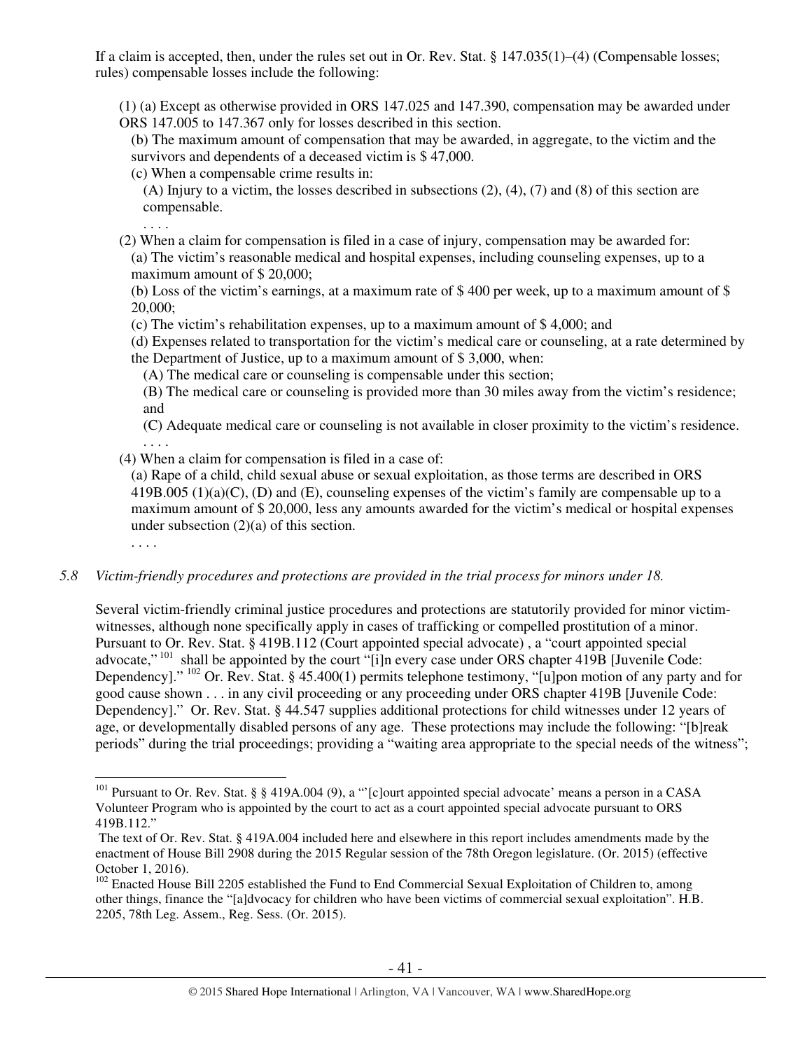If a claim is accepted, then, under the rules set out in Or. Rev. Stat. § 147.035(1)–(4) (Compensable losses; rules) compensable losses include the following:

> (1) (a) Except as otherwise provided in ORS 147.025 and 147.390, compensation may be awarded under ORS 147.005 to 147.367 only for losses described in this section.
>
> (b) The maximum amount of compensation that may be awarded, in aggregate, to the victim and the survivors and dependents of a deceased victim is $ 47,000.
>
> (c) When a compensable crime results in:
>
> (A) Injury to a victim, the losses described in subsections (2), (4), (7) and (8) of this section are compensable.
>
> . . . .
>
> (2) When a claim for compensation is filed in a case of injury, compensation may be awarded for:
>
> (a) The victim's reasonable medical and hospital expenses, including counseling expenses, up to a maximum amount of $ 20,000;
>
> (b) Loss of the victim's earnings, at a maximum rate of $ 400 per week, up to a maximum amount of $ 20,000;
>
> (c) The victim's rehabilitation expenses, up to a maximum amount of $ 4,000; and
>
> (d) Expenses related to transportation for the victim's medical care or counseling, at a rate determined by the Department of Justice, up to a maximum amount of $ 3,000, when:
>
> (A) The medical care or counseling is compensable under this section;
>
> (B) The medical care or counseling is provided more than 30 miles away from the victim's residence; and
>
> (C) Adequate medical care or counseling is not available in closer proximity to the victim's residence.
>
> . . . .
>
> (4) When a claim for compensation is filed in a case of:
>
> (a) Rape of a child, child sexual abuse or sexual exploitation, as those terms are described in ORS 419B.005 (1)(a)(C), (D) and (E), counseling expenses of the victim's family are compensable up to a maximum amount of $ 20,000, less any amounts awarded for the victim's medical or hospital expenses under subsection (2)(a) of this section.
>
> . . . .

*5.8 Victim-friendly procedures and protections are provided in the trial process for minors under 18.*

Several victim-friendly criminal justice procedures and protections are statutorily provided for minor victim-witnesses, although none specifically apply in cases of trafficking or compelled prostitution of a minor. Pursuant to Or. Rev. Stat. § 419B.112 (Court appointed special advocate) , a "court appointed special advocate,"[101] shall be appointed by the court "[i]n every case under ORS chapter 419B [Juvenile Code: Dependency]."[102] Or. Rev. Stat. § 45.400(1) permits telephone testimony, "[u]pon motion of any party and for good cause shown . . . in any civil proceeding or any proceeding under ORS chapter 419B [Juvenile Code: Dependency]." Or. Rev. Stat. § 44.547 supplies additional protections for child witnesses under 12 years of age, or developmentally disabled persons of any age. These protections may include the following: "[b]reak periods" during the trial proceedings; providing a "waiting area appropriate to the special needs of the witness";

---

[101] Pursuant to Or. Rev. Stat. § § 419A.004 (9), a "'[c]ourt appointed special advocate' means a person in a CASA Volunteer Program who is appointed by the court to act as a court appointed special advocate pursuant to ORS 419B.112."

The text of Or. Rev. Stat. § 419A.004 included here and elsewhere in this report includes amendments made by the enactment of House Bill 2908 during the 2015 Regular session of the 78th Oregon legislature. (Or. 2015) (effective October 1, 2016).

[102] Enacted House Bill 2205 established the Fund to End Commercial Sexual Exploitation of Children to, among other things, finance the "[a]dvocacy for children who have been victims of commercial sexual exploitation". H.B. 2205, 78th Leg. Assem., Reg. Sess. (Or. 2015).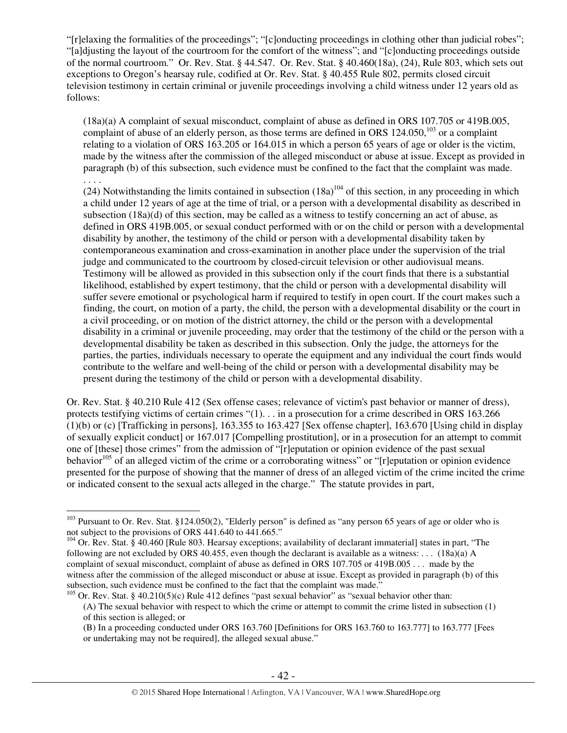"[r]elaxing the formalities of the proceedings"; "[c]onducting proceedings in clothing other than judicial robes"; "[a]djusting the layout of the courtroom for the comfort of the witness"; and "[c]onducting proceedings outside of the normal courtroom." Or. Rev. Stat. § 44.547. Or. Rev. Stat. § 40.460(18a), (24), Rule 803, which sets out exceptions to Oregon's hearsay rule, codified at Or. Rev. Stat. § 40.455 Rule 802, permits closed circuit television testimony in certain criminal or juvenile proceedings involving a child witness under 12 years old as follows:

> (18a)(a) A complaint of sexual misconduct, complaint of abuse as defined in ORS 107.705 or 419B.005, complaint of abuse of an elderly person, as those terms are defined in ORS 124.050,[103] or a complaint relating to a violation of ORS 163.205 or 164.015 in which a person 65 years of age or older is the victim, made by the witness after the commission of the alleged misconduct or abuse at issue. Except as provided in paragraph (b) of this subsection, such evidence must be confined to the fact that the complaint was made.
> . . . .
> (24) Notwithstanding the limits contained in subsection (18a)[104] of this section, in any proceeding in which a child under 12 years of age at the time of trial, or a person with a developmental disability as described in subsection (18a)(d) of this section, may be called as a witness to testify concerning an act of abuse, as defined in ORS 419B.005, or sexual conduct performed with or on the child or person with a developmental disability by another, the testimony of the child or person with a developmental disability taken by contemporaneous examination and cross-examination in another place under the supervision of the trial judge and communicated to the courtroom by closed-circuit television or other audiovisual means. Testimony will be allowed as provided in this subsection only if the court finds that there is a substantial likelihood, established by expert testimony, that the child or person with a developmental disability will suffer severe emotional or psychological harm if required to testify in open court. If the court makes such a finding, the court, on motion of a party, the child, the person with a developmental disability or the court in a civil proceeding, or on motion of the district attorney, the child or the person with a developmental disability in a criminal or juvenile proceeding, may order that the testimony of the child or the person with a developmental disability be taken as described in this subsection. Only the judge, the attorneys for the parties, the parties, individuals necessary to operate the equipment and any individual the court finds would contribute to the welfare and well-being of the child or person with a developmental disability may be present during the testimony of the child or person with a developmental disability.

Or. Rev. Stat. § 40.210 Rule 412 (Sex offense cases; relevance of victim's past behavior or manner of dress), protects testifying victims of certain crimes "(1). . . in a prosecution for a crime described in ORS 163.266 (1)(b) or (c) [Trafficking in persons], 163.355 to 163.427 [Sex offense chapter], 163.670 [Using child in display of sexually explicit conduct] or 167.017 [Compelling prostitution], or in a prosecution for an attempt to commit one of [these] those crimes" from the admission of "[r]eputation or opinion evidence of the past sexual behavior[105] of an alleged victim of the crime or a corroborating witness" or "[r]eputation or opinion evidence presented for the purpose of showing that the manner of dress of an alleged victim of the crime incited the crime or indicated consent to the sexual acts alleged in the charge." The statute provides in part,

---

[103] Pursuant to Or. Rev. Stat. §124.050(2), "Elderly person" is defined as "any person 65 years of age or older who is not subject to the provisions of ORS 441.640 to 441.665."

[104] Or. Rev. Stat. § 40.460 [Rule 803. Hearsay exceptions; availability of declarant immaterial] states in part, "The following are not excluded by ORS 40.455, even though the declarant is available as a witness: . . . (18a)(a) A complaint of sexual misconduct, complaint of abuse as defined in ORS 107.705 or 419B.005 . . . made by the witness after the commission of the alleged misconduct or abuse at issue. Except as provided in paragraph (b) of this subsection, such evidence must be confined to the fact that the complaint was made."

[105] Or. Rev. Stat. § 40.210(5)(c) Rule 412 defines "past sexual behavior" as "sexual behavior other than:

> (A) The sexual behavior with respect to which the crime or attempt to commit the crime listed in subsection (1) of this section is alleged; or
> (B) In a proceeding conducted under ORS 163.760 [Definitions for ORS 163.760 to 163.777] to 163.777 [Fees or undertaking may not be required], the alleged sexual abuse."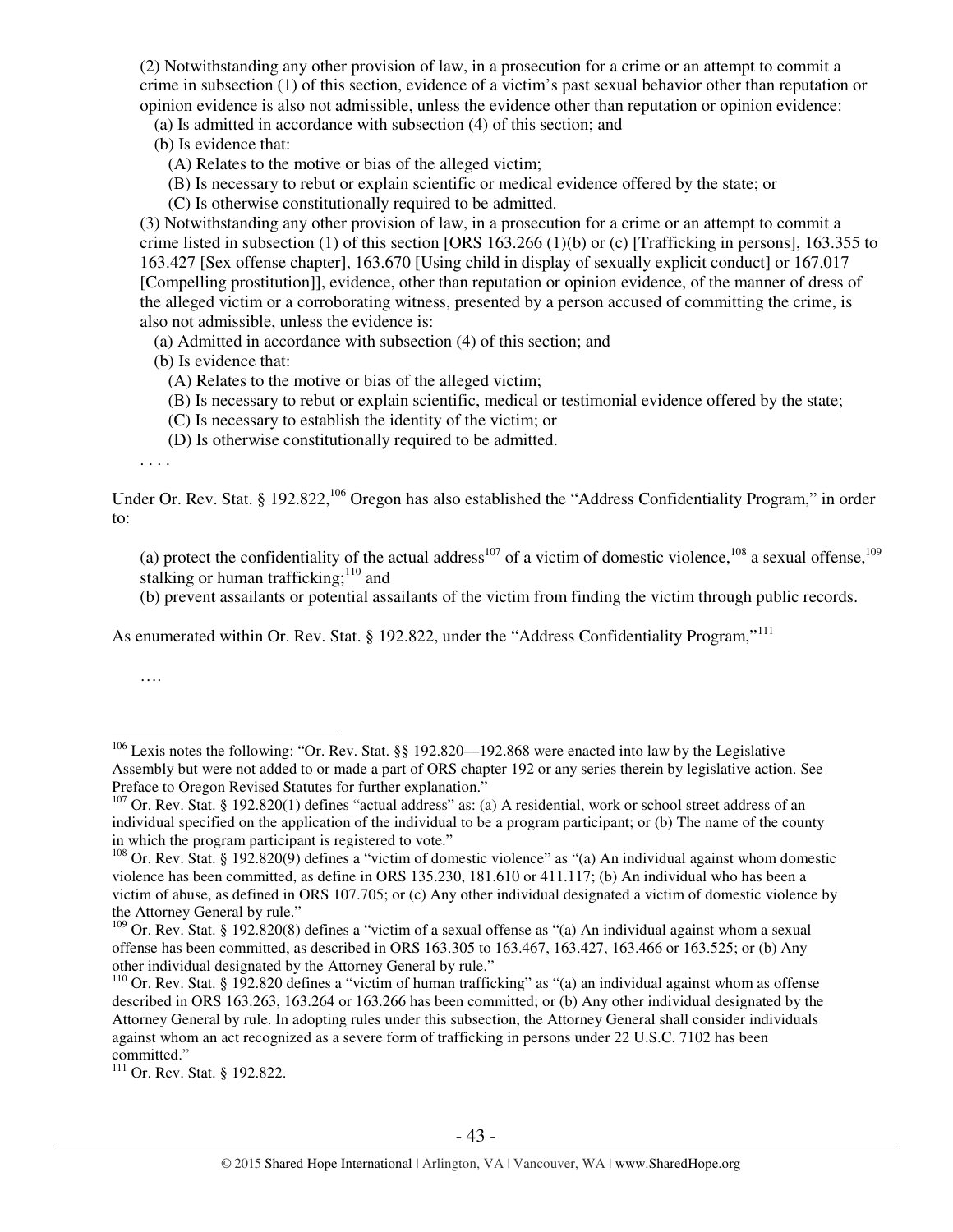(2) Notwithstanding any other provision of law, in a prosecution for a crime or an attempt to commit a crime in subsection (1) of this section, evidence of a victim's past sexual behavior other than reputation or opinion evidence is also not admissible, unless the evidence other than reputation or opinion evidence:

(a) Is admitted in accordance with subsection (4) of this section; and

(b) Is evidence that:

(A) Relates to the motive or bias of the alleged victim;

(B) Is necessary to rebut or explain scientific or medical evidence offered by the state; or

(C) Is otherwise constitutionally required to be admitted.

(3) Notwithstanding any other provision of law, in a prosecution for a crime or an attempt to commit a crime listed in subsection (1) of this section [ORS 163.266 (1)(b) or (c) [Trafficking in persons], 163.355 to 163.427 [Sex offense chapter], 163.670 [Using child in display of sexually explicit conduct] or 167.017 [Compelling prostitution]], evidence, other than reputation or opinion evidence, of the manner of dress of the alleged victim or a corroborating witness, presented by a person accused of committing the crime, is also not admissible, unless the evidence is:

(a) Admitted in accordance with subsection (4) of this section; and

(b) Is evidence that:

(A) Relates to the motive or bias of the alleged victim;

(B) Is necessary to rebut or explain scientific, medical or testimonial evidence offered by the state;

(C) Is necessary to establish the identity of the victim; or

(D) Is otherwise constitutionally required to be admitted.

. . . .

Under Or. Rev. Stat. § 192.822,[106] Oregon has also established the "Address Confidentiality Program," in order to:

(a) protect the confidentiality of the actual address[107] of a victim of domestic violence,[108] a sexual offense,[109] stalking or human trafficking;[110] and

(b) prevent assailants or potential assailants of the victim from finding the victim through public records.

As enumerated within Or. Rev. Stat. § 192.822, under the "Address Confidentiality Program,"[111]

….

---

[106] Lexis notes the following: "Or. Rev. Stat. §§ 192.820—192.868 were enacted into law by the Legislative Assembly but were not added to or made a part of ORS chapter 192 or any series therein by legislative action. See Preface to Oregon Revised Statutes for further explanation."

[107] Or. Rev. Stat. § 192.820(1) defines "actual address" as: (a) A residential, work or school street address of an individual specified on the application of the individual to be a program participant; or (b) The name of the county in which the program participant is registered to vote."

[108] Or. Rev. Stat. § 192.820(9) defines a "victim of domestic violence" as "(a) An individual against whom domestic violence has been committed, as define in ORS 135.230, 181.610 or 411.117; (b) An individual who has been a victim of abuse, as defined in ORS 107.705; or (c) Any other individual designated a victim of domestic violence by the Attorney General by rule."

[109] Or. Rev. Stat. § 192.820(8) defines a "victim of a sexual offense as "(a) An individual against whom a sexual offense has been committed, as described in ORS 163.305 to 163.467, 163.427, 163.466 or 163.525; or (b) Any other individual designated by the Attorney General by rule."

[110] Or. Rev. Stat. § 192.820 defines a "victim of human trafficking" as "(a) an individual against whom as offense described in ORS 163.263, 163.264 or 163.266 has been committed; or (b) Any other individual designated by the Attorney General by rule. In adopting rules under this subsection, the Attorney General shall consider individuals against whom an act recognized as a severe form of trafficking in persons under 22 U.S.C. 7102 has been committed."

[111] Or. Rev. Stat. § 192.822.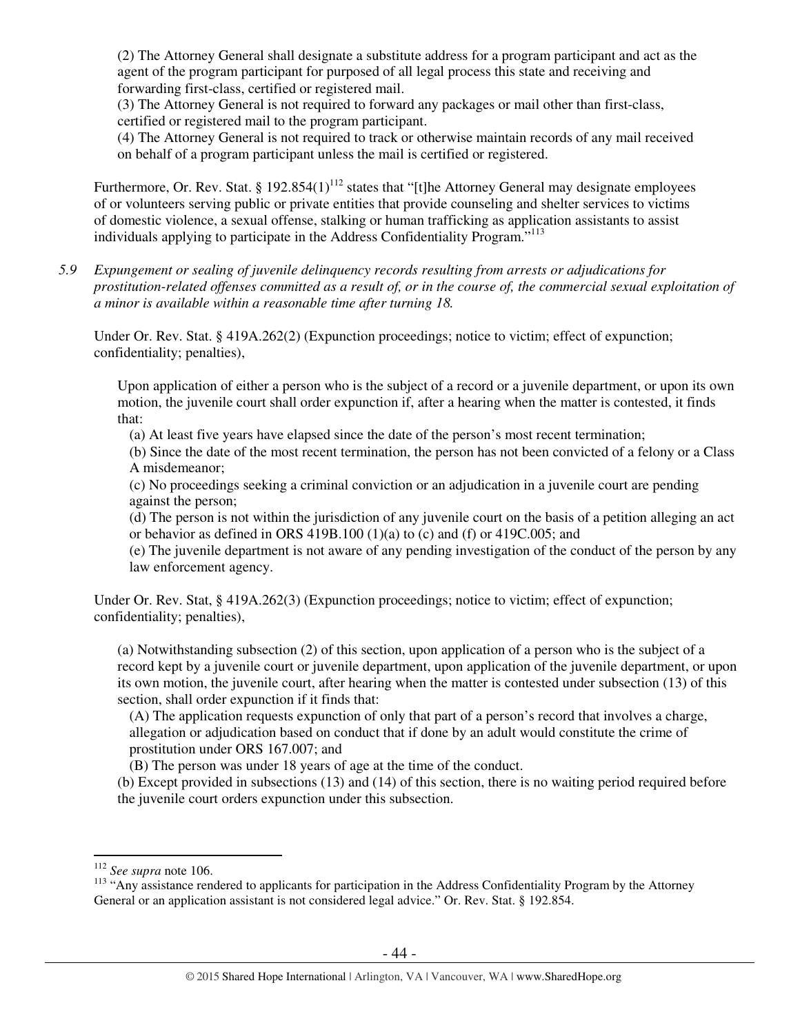(2) The Attorney General shall designate a substitute address for a program participant and act as the agent of the program participant for purposed of all legal process this state and receiving and forwarding first-class, certified or registered mail.
(3) The Attorney General is not required to forward any packages or mail other than first-class, certified or registered mail to the program participant.
(4) The Attorney General is not required to track or otherwise maintain records of any mail received on behalf of a program participant unless the mail is certified or registered.

Furthermore, Or. Rev. Stat. § 192.854(1)[112] states that "[t]he Attorney General may designate employees of or volunteers serving public or private entities that provide counseling and shelter services to victims of domestic violence, a sexual offense, stalking or human trafficking as application assistants to assist individuals applying to participate in the Address Confidentiality Program."[113]

*5.9 Expungement or sealing of juvenile delinquency records resulting from arrests or adjudications for prostitution-related offenses committed as a result of, or in the course of, the commercial sexual exploitation of a minor is available within a reasonable time after turning 18.*

Under Or. Rev. Stat. § 419A.262(2) (Expunction proceedings; notice to victim; effect of expunction; confidentiality; penalties),

> Upon application of either a person who is the subject of a record or a juvenile department, or upon its own motion, the juvenile court shall order expunction if, after a hearing when the matter is contested, it finds that:
>
> (a) At least five years have elapsed since the date of the person's most recent termination;
> (b) Since the date of the most recent termination, the person has not been convicted of a felony or a Class A misdemeanor;
> (c) No proceedings seeking a criminal conviction or an adjudication in a juvenile court are pending against the person;
> (d) The person is not within the jurisdiction of any juvenile court on the basis of a petition alleging an act or behavior as defined in ORS 419B.100 (1)(a) to (c) and (f) or 419C.005; and
> (e) The juvenile department is not aware of any pending investigation of the conduct of the person by any law enforcement agency.

Under Or. Rev. Stat, § 419A.262(3) (Expunction proceedings; notice to victim; effect of expunction; confidentiality; penalties),

> (a) Notwithstanding subsection (2) of this section, upon application of a person who is the subject of a record kept by a juvenile court or juvenile department, upon application of the juvenile department, or upon its own motion, the juvenile court, after hearing when the matter is contested under subsection (13) of this section, shall order expunction if it finds that:
>
> (A) The application requests expunction of only that part of a person's record that involves a charge, allegation or adjudication based on conduct that if done by an adult would constitute the crime of prostitution under ORS 167.007; and
> (B) The person was under 18 years of age at the time of the conduct.
>
> (b) Except provided in subsections (13) and (14) of this section, there is no waiting period required before the juvenile court orders expunction under this subsection.

---

[112] *See supra* note 106.

[113] "Any assistance rendered to applicants for participation in the Address Confidentiality Program by the Attorney General or an application assistant is not considered legal advice." Or. Rev. Stat. § 192.854.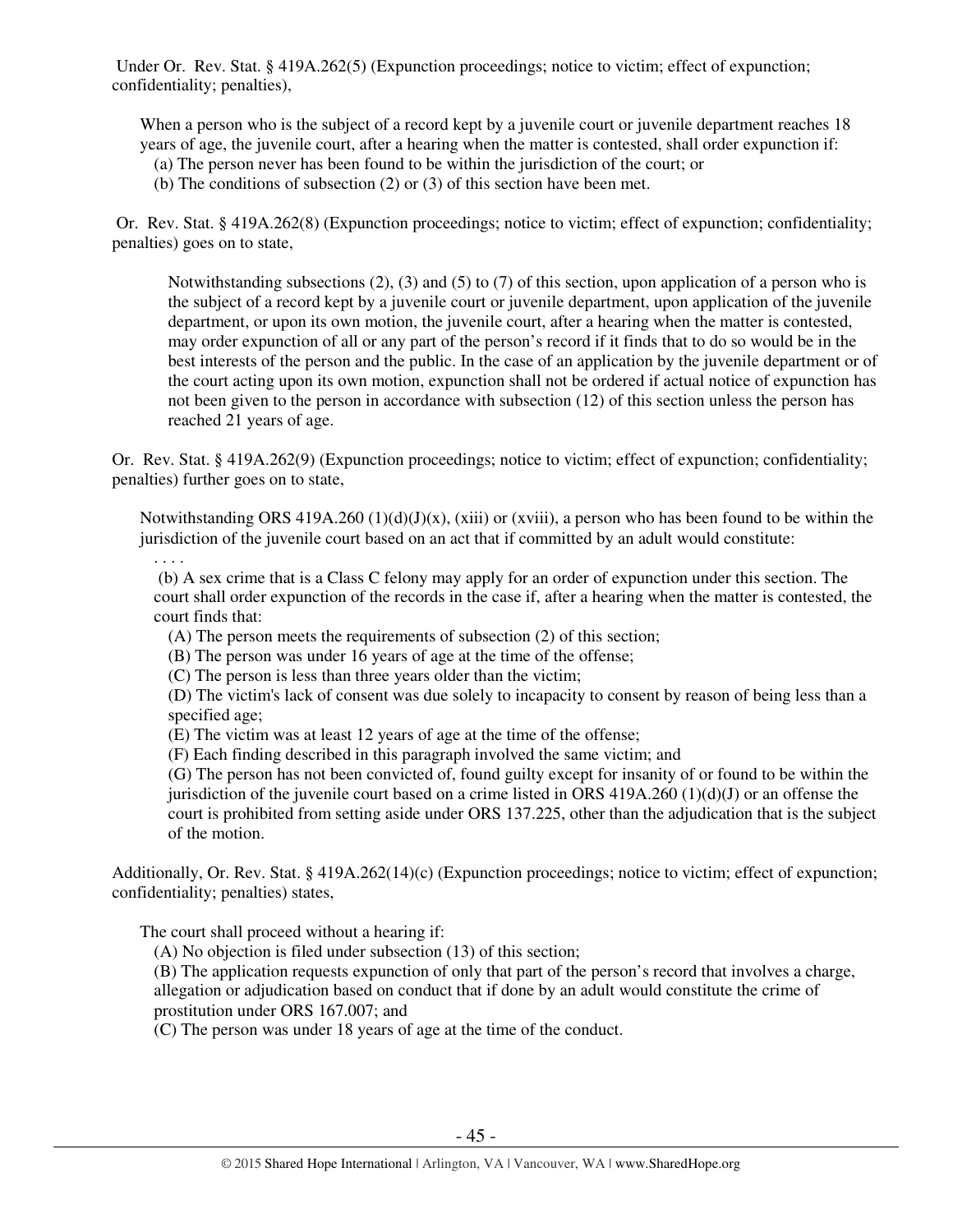Under Or. Rev. Stat. § 419A.262(5) (Expunction proceedings; notice to victim; effect of expunction; confidentiality; penalties),

> When a person who is the subject of a record kept by a juvenile court or juvenile department reaches 18 years of age, the juvenile court, after a hearing when the matter is contested, shall order expunction if:
>
> (a) The person never has been found to be within the jurisdiction of the court; or
>
> (b) The conditions of subsection (2) or (3) of this section have been met.

Or. Rev. Stat. § 419A.262(8) (Expunction proceedings; notice to victim; effect of expunction; confidentiality; penalties) goes on to state,

> Notwithstanding subsections (2), (3) and (5) to (7) of this section, upon application of a person who is the subject of a record kept by a juvenile court or juvenile department, upon application of the juvenile department, or upon its own motion, the juvenile court, after a hearing when the matter is contested, may order expunction of all or any part of the person's record if it finds that to do so would be in the best interests of the person and the public. In the case of an application by the juvenile department or of the court acting upon its own motion, expunction shall not be ordered if actual notice of expunction has not been given to the person in accordance with subsection (12) of this section unless the person has reached 21 years of age.

Or. Rev. Stat. § 419A.262(9) (Expunction proceedings; notice to victim; effect of expunction; confidentiality; penalties) further goes on to state,

> Notwithstanding ORS 419A.260 (1)(d)(J)(x), (xiii) or (xviii), a person who has been found to be within the jurisdiction of the juvenile court based on an act that if committed by an adult would constitute:
>
> . . . .
>
> (b) A sex crime that is a Class C felony may apply for an order of expunction under this section. The court shall order expunction of the records in the case if, after a hearing when the matter is contested, the court finds that:
>
> (A) The person meets the requirements of subsection (2) of this section;
>
> (B) The person was under 16 years of age at the time of the offense;
>
> (C) The person is less than three years older than the victim;
>
> (D) The victim's lack of consent was due solely to incapacity to consent by reason of being less than a specified age;
>
> (E) The victim was at least 12 years of age at the time of the offense;
>
> (F) Each finding described in this paragraph involved the same victim; and
>
> (G) The person has not been convicted of, found guilty except for insanity of or found to be within the jurisdiction of the juvenile court based on a crime listed in ORS 419A.260 (1)(d)(J) or an offense the court is prohibited from setting aside under ORS 137.225, other than the adjudication that is the subject of the motion.

Additionally, Or. Rev. Stat. § 419A.262(14)(c) (Expunction proceedings; notice to victim; effect of expunction; confidentiality; penalties) states,

> The court shall proceed without a hearing if:
>
> (A) No objection is filed under subsection (13) of this section;
>
> (B) The application requests expunction of only that part of the person's record that involves a charge, allegation or adjudication based on conduct that if done by an adult would constitute the crime of prostitution under ORS 167.007; and
>
> (C) The person was under 18 years of age at the time of the conduct.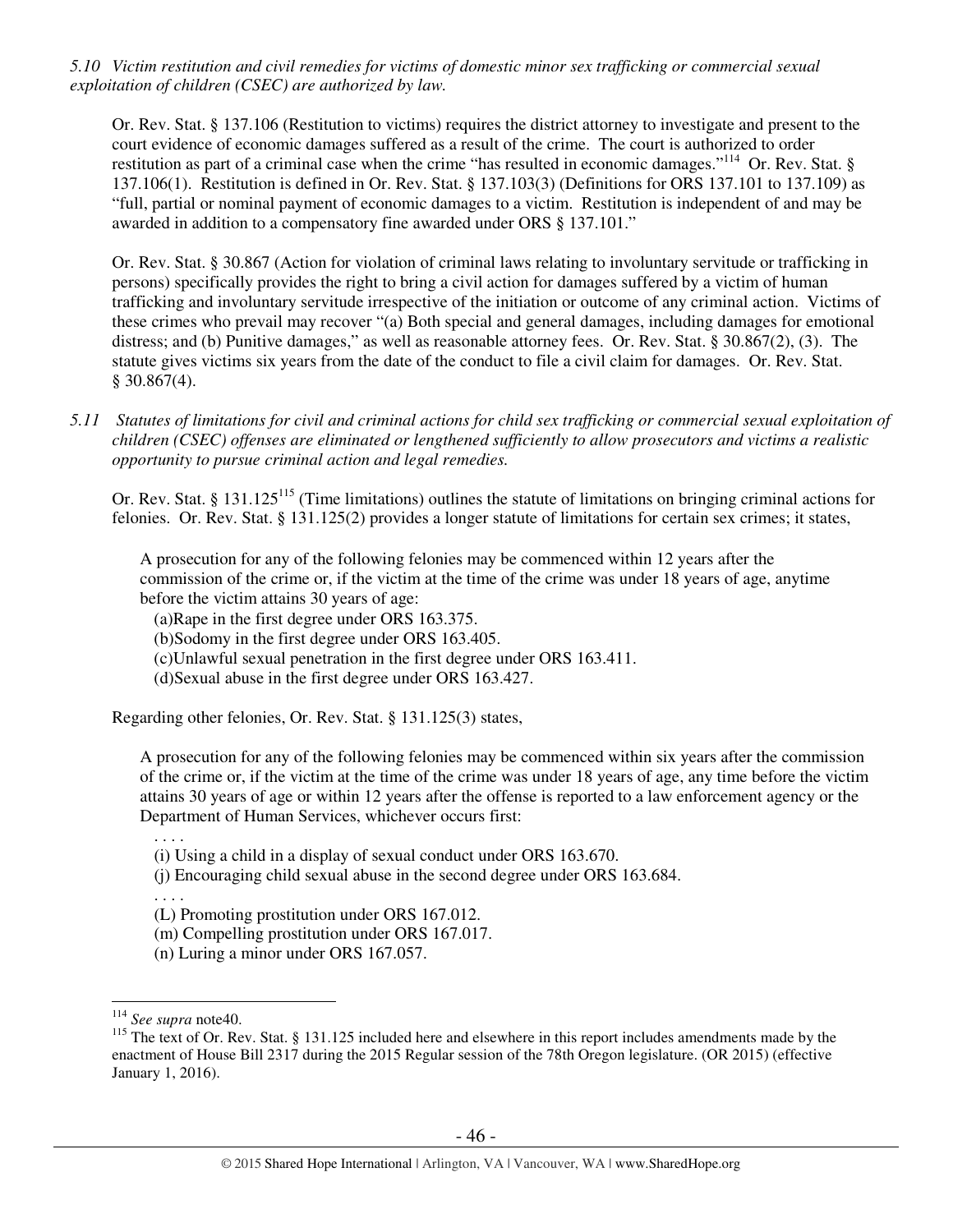*5.10 Victim restitution and civil remedies for victims of domestic minor sex trafficking or commercial sexual exploitation of children (CSEC) are authorized by law.*

Or. Rev. Stat. § 137.106 (Restitution to victims) requires the district attorney to investigate and present to the court evidence of economic damages suffered as a result of the crime. The court is authorized to order restitution as part of a criminal case when the crime "has resulted in economic damages."[114] Or. Rev. Stat. § 137.106(1). Restitution is defined in Or. Rev. Stat. § 137.103(3) (Definitions for ORS 137.101 to 137.109) as "full, partial or nominal payment of economic damages to a victim. Restitution is independent of and may be awarded in addition to a compensatory fine awarded under ORS § 137.101."

Or. Rev. Stat. § 30.867 (Action for violation of criminal laws relating to involuntary servitude or trafficking in persons) specifically provides the right to bring a civil action for damages suffered by a victim of human trafficking and involuntary servitude irrespective of the initiation or outcome of any criminal action. Victims of these crimes who prevail may recover "(a) Both special and general damages, including damages for emotional distress; and (b) Punitive damages," as well as reasonable attorney fees. Or. Rev. Stat. § 30.867(2), (3). The statute gives victims six years from the date of the conduct to file a civil claim for damages. Or. Rev. Stat. § 30.867(4).

*5.11 Statutes of limitations for civil and criminal actions for child sex trafficking or commercial sexual exploitation of children (CSEC) offenses are eliminated or lengthened sufficiently to allow prosecutors and victims a realistic opportunity to pursue criminal action and legal remedies.*

Or. Rev. Stat. § 131.125[115] (Time limitations) outlines the statute of limitations on bringing criminal actions for felonies. Or. Rev. Stat. § 131.125(2) provides a longer statute of limitations for certain sex crimes; it states,

> A prosecution for any of the following felonies may be commenced within 12 years after the commission of the crime or, if the victim at the time of the crime was under 18 years of age, anytime before the victim attains 30 years of age:
> (a)Rape in the first degree under ORS 163.375.
> (b)Sodomy in the first degree under ORS 163.405.
> (c)Unlawful sexual penetration in the first degree under ORS 163.411.
> (d)Sexual abuse in the first degree under ORS 163.427.

Regarding other felonies, Or. Rev. Stat. § 131.125(3) states,

> A prosecution for any of the following felonies may be commenced within six years after the commission of the crime or, if the victim at the time of the crime was under 18 years of age, any time before the victim attains 30 years of age or within 12 years after the offense is reported to a law enforcement agency or the Department of Human Services, whichever occurs first:
> . . . .
> (i) Using a child in a display of sexual conduct under ORS 163.670.
> (j) Encouraging child sexual abuse in the second degree under ORS 163.684.
> . . . .
> (L) Promoting prostitution under ORS 167.012.
> (m) Compelling prostitution under ORS 167.017.
> (n) Luring a minor under ORS 167.057.

---

[114] *See supra* note40.

[115] The text of Or. Rev. Stat. § 131.125 included here and elsewhere in this report includes amendments made by the enactment of House Bill 2317 during the 2015 Regular session of the 78th Oregon legislature. (OR 2015) (effective January 1, 2016).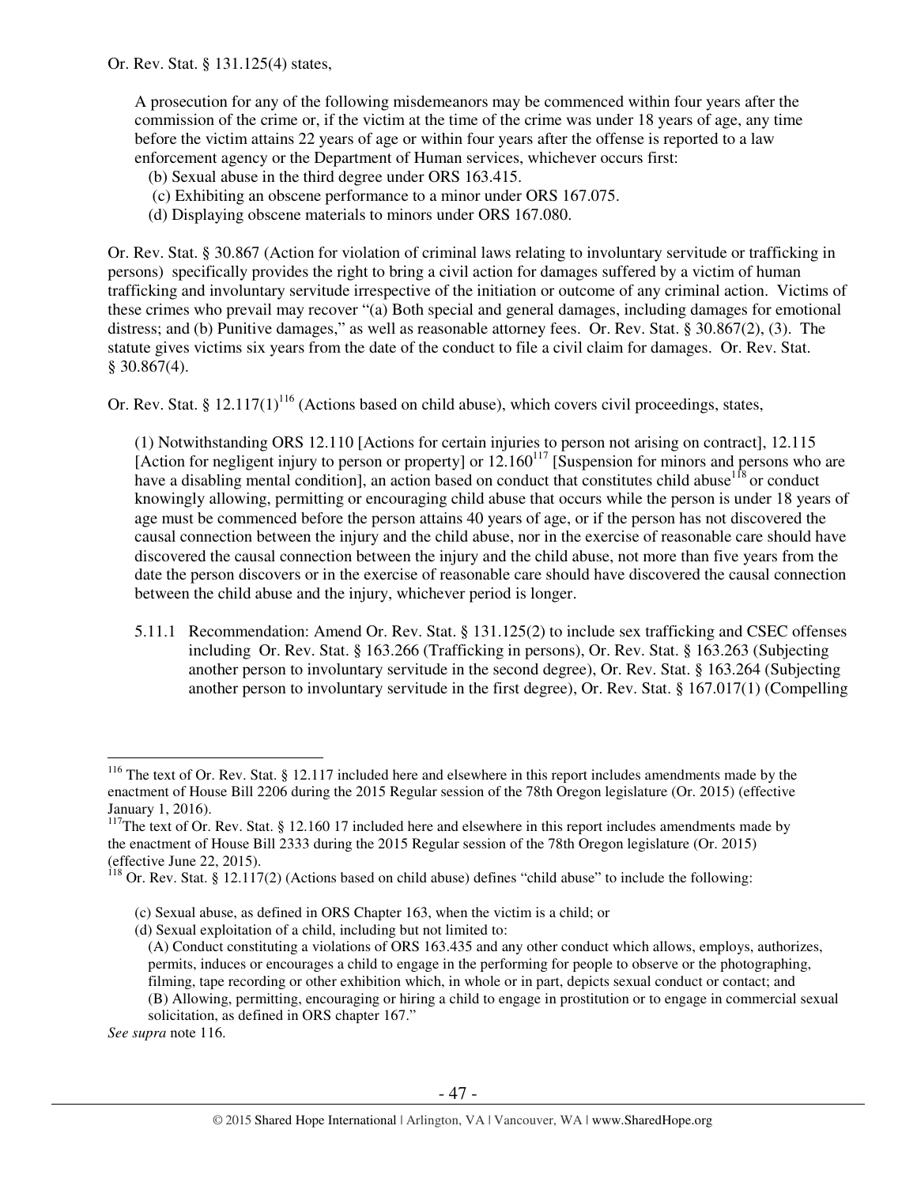Or. Rev. Stat. § 131.125(4) states,

> A prosecution for any of the following misdemeanors may be commenced within four years after the commission of the crime or, if the victim at the time of the crime was under 18 years of age, any time before the victim attains 22 years of age or within four years after the offense is reported to a law enforcement agency or the Department of Human services, whichever occurs first:
>
> (b) Sexual abuse in the third degree under ORS 163.415.
>
> (c) Exhibiting an obscene performance to a minor under ORS 167.075.
>
> (d) Displaying obscene materials to minors under ORS 167.080.

Or. Rev. Stat. § 30.867 (Action for violation of criminal laws relating to involuntary servitude or trafficking in persons) specifically provides the right to bring a civil action for damages suffered by a victim of human trafficking and involuntary servitude irrespective of the initiation or outcome of any criminal action. Victims of these crimes who prevail may recover "(a) Both special and general damages, including damages for emotional distress; and (b) Punitive damages," as well as reasonable attorney fees. Or. Rev. Stat. § 30.867(2), (3). The statute gives victims six years from the date of the conduct to file a civil claim for damages. Or. Rev. Stat. § 30.867(4).

Or. Rev. Stat. § 12.117(1)[116] (Actions based on child abuse), which covers civil proceedings, states,

> (1) Notwithstanding ORS 12.110 [Actions for certain injuries to person not arising on contract], 12.115 [Action for negligent injury to person or property] or 12.160[117] [Suspension for minors and persons who are have a disabling mental condition], an action based on conduct that constitutes child abuse[118] or conduct knowingly allowing, permitting or encouraging child abuse that occurs while the person is under 18 years of age must be commenced before the person attains 40 years of age, or if the person has not discovered the causal connection between the injury and the child abuse, nor in the exercise of reasonable care should have discovered the causal connection between the injury and the child abuse, not more than five years from the date the person discovers or in the exercise of reasonable care should have discovered the causal connection between the child abuse and the injury, whichever period is longer.

5.11.1 Recommendation: Amend Or. Rev. Stat. § 131.125(2) to include sex trafficking and CSEC offenses including Or. Rev. Stat. § 163.266 (Trafficking in persons), Or. Rev. Stat. § 163.263 (Subjecting another person to involuntary servitude in the second degree), Or. Rev. Stat. § 163.264 (Subjecting another person to involuntary servitude in the first degree), Or. Rev. Stat. § 167.017(1) (Compelling

---

[116] The text of Or. Rev. Stat. § 12.117 included here and elsewhere in this report includes amendments made by the enactment of House Bill 2206 during the 2015 Regular session of the 78th Oregon legislature (Or. 2015) (effective January 1, 2016).

[117] The text of Or. Rev. Stat. § 12.160 17 included here and elsewhere in this report includes amendments made by the enactment of House Bill 2333 during the 2015 Regular session of the 78th Oregon legislature (Or. 2015) (effective June 22, 2015).

[118] Or. Rev. Stat. § 12.117(2) (Actions based on child abuse) defines "child abuse" to include the following:

> (c) Sexual abuse, as defined in ORS Chapter 163, when the victim is a child; or
>
> (d) Sexual exploitation of a child, including but not limited to:
>
> (A) Conduct constituting a violations of ORS 163.435 and any other conduct which allows, employs, authorizes, permits, induces or encourages a child to engage in the performing for people to observe or the photographing, filming, tape recording or other exhibition which, in whole or in part, depicts sexual conduct or contact; and
>
> (B) Allowing, permitting, encouraging or hiring a child to engage in prostitution or to engage in commercial sexual solicitation, as defined in ORS chapter 167."

*See supra* note 116.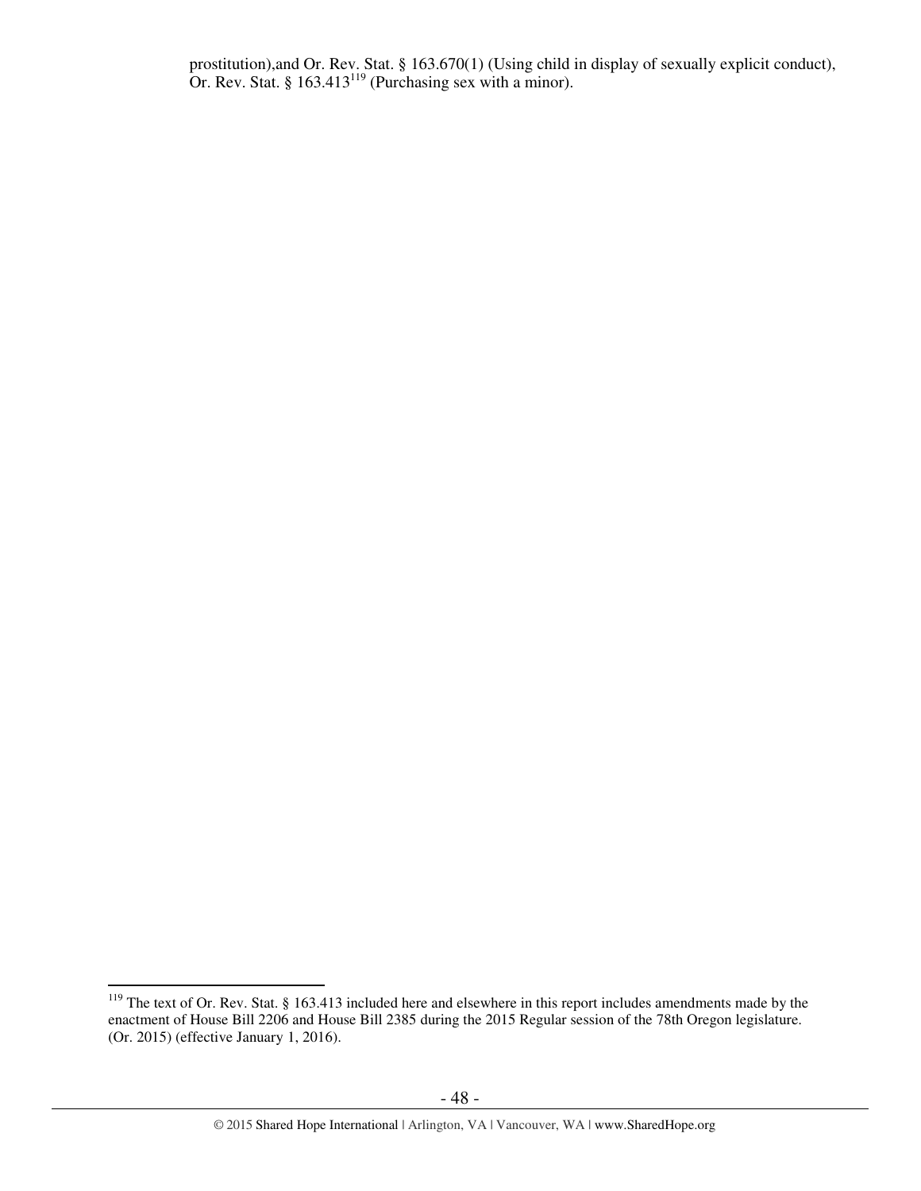prostitution),and Or. Rev. Stat. § 163.670(1) (Using child in display of sexually explicit conduct), Or. Rev. Stat. § 163.413[119] (Purchasing sex with a minor).

---

[119] The text of Or. Rev. Stat. § 163.413 included here and elsewhere in this report includes amendments made by the enactment of House Bill 2206 and House Bill 2385 during the 2015 Regular session of the 78th Oregon legislature. (Or. 2015) (effective January 1, 2016).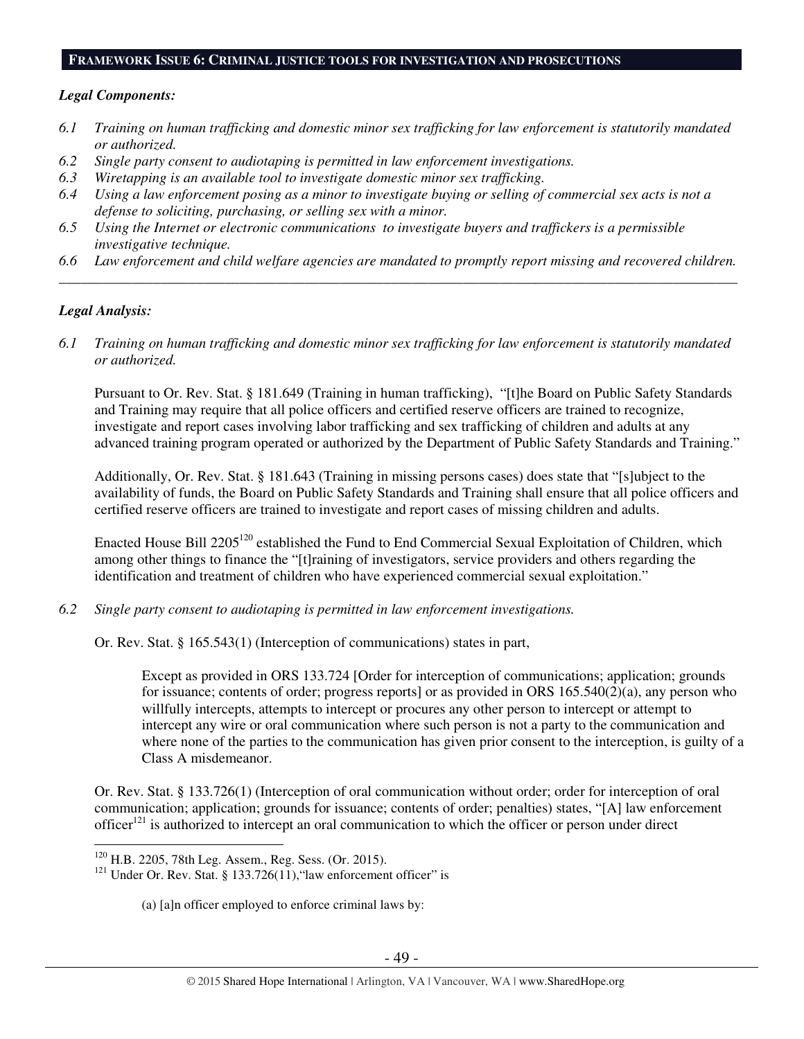## FRAMEWORK ISSUE 6: CRIMINAL JUSTICE TOOLS FOR INVESTIGATION AND PROSECUTIONS

***Legal Components:***

*6.1 Training on human trafficking and domestic minor sex trafficking for law enforcement is statutorily mandated or authorized.*
*6.2 Single party consent to audiotaping is permitted in law enforcement investigations.*
*6.3 Wiretapping is an available tool to investigate domestic minor sex trafficking.*
*6.4 Using a law enforcement posing as a minor to investigate buying or selling of commercial sex acts is not a defense to soliciting, purchasing, or selling sex with a minor.*
*6.5 Using the Internet or electronic communications to investigate buyers and traffickers is a permissible investigative technique.*
*6.6 Law enforcement and child welfare agencies are mandated to promptly report missing and recovered children.*

---

***Legal Analysis:***

*6.1 Training on human trafficking and domestic minor sex trafficking for law enforcement is statutorily mandated or authorized.*

Pursuant to Or. Rev. Stat. § 181.649 (Training in human trafficking), "[t]he Board on Public Safety Standards and Training may require that all police officers and certified reserve officers are trained to recognize, investigate and report cases involving labor trafficking and sex trafficking of children and adults at any advanced training program operated or authorized by the Department of Public Safety Standards and Training."

Additionally, Or. Rev. Stat. § 181.643 (Training in missing persons cases) does state that "[s]ubject to the availability of funds, the Board on Public Safety Standards and Training shall ensure that all police officers and certified reserve officers are trained to investigate and report cases of missing children and adults.

Enacted House Bill 2205[120] established the Fund to End Commercial Sexual Exploitation of Children, which among other things to finance the "[t]raining of investigators, service providers and others regarding the identification and treatment of children who have experienced commercial sexual exploitation."

*6.2 Single party consent to audiotaping is permitted in law enforcement investigations.*

Or. Rev. Stat. § 165.543(1) (Interception of communications) states in part,

> Except as provided in ORS 133.724 [Order for interception of communications; application; grounds for issuance; contents of order; progress reports] or as provided in ORS 165.540(2)(a), any person who willfully intercepts, attempts to intercept or procures any other person to intercept or attempt to intercept any wire or oral communication where such person is not a party to the communication and where none of the parties to the communication has given prior consent to the interception, is guilty of a Class A misdemeanor.

Or. Rev. Stat. § 133.726(1) (Interception of oral communication without order; order for interception of oral communication; application; grounds for issuance; contents of order; penalties) states, "[A] law enforcement officer[121] is authorized to intercept an oral communication to which the officer or person under direct

---

[120] H.B. 2205, 78th Leg. Assem., Reg. Sess. (Or. 2015).

[121] Under Or. Rev. Stat. § 133.726(11),"law enforcement officer" is

> (a) [a]n officer employed to enforce criminal laws by: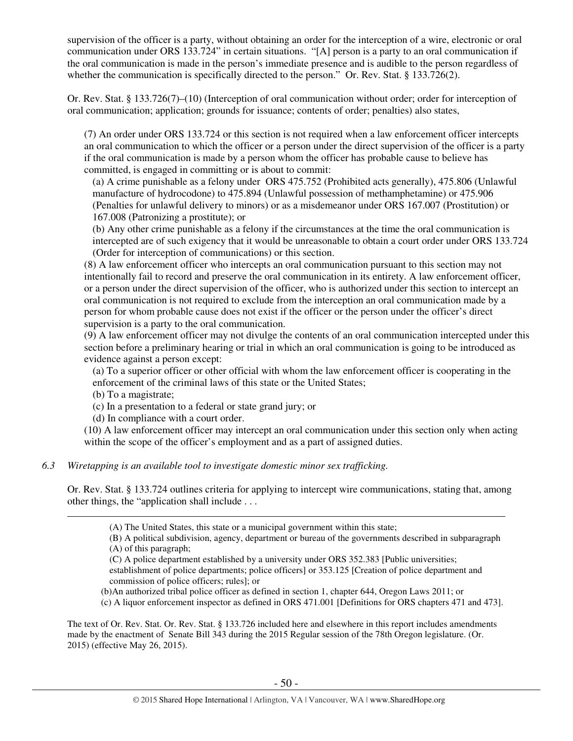supervision of the officer is a party, without obtaining an order for the interception of a wire, electronic or oral communication under ORS 133.724" in certain situations. "[A] person is a party to an oral communication if the oral communication is made in the person's immediate presence and is audible to the person regardless of whether the communication is specifically directed to the person." Or. Rev. Stat. § 133.726(2).

Or. Rev. Stat. § 133.726(7)–(10) (Interception of oral communication without order; order for interception of oral communication; application; grounds for issuance; contents of order; penalties) also states,

> (7) An order under ORS 133.724 or this section is not required when a law enforcement officer intercepts an oral communication to which the officer or a person under the direct supervision of the officer is a party if the oral communication is made by a person whom the officer has probable cause to believe has committed, is engaged in committing or is about to commit:
>
> (a) A crime punishable as a felony under ORS 475.752 (Prohibited acts generally), 475.806 (Unlawful manufacture of hydrocodone) to 475.894 (Unlawful possession of methamphetamine) or 475.906 (Penalties for unlawful delivery to minors) or as a misdemeanor under ORS 167.007 (Prostitution) or 167.008 (Patronizing a prostitute); or
>
> (b) Any other crime punishable as a felony if the circumstances at the time the oral communication is intercepted are of such exigency that it would be unreasonable to obtain a court order under ORS 133.724 (Order for interception of communications) or this section.
>
> (8) A law enforcement officer who intercepts an oral communication pursuant to this section may not intentionally fail to record and preserve the oral communication in its entirety. A law enforcement officer, or a person under the direct supervision of the officer, who is authorized under this section to intercept an oral communication is not required to exclude from the interception an oral communication made by a person for whom probable cause does not exist if the officer or the person under the officer's direct supervision is a party to the oral communication.
>
> (9) A law enforcement officer may not divulge the contents of an oral communication intercepted under this section before a preliminary hearing or trial in which an oral communication is going to be introduced as evidence against a person except:
>
> (a) To a superior officer or other official with whom the law enforcement officer is cooperating in the enforcement of the criminal laws of this state or the United States;
>
> (b) To a magistrate;
>
> (c) In a presentation to a federal or state grand jury; or
>
> (d) In compliance with a court order.
>
> (10) A law enforcement officer may intercept an oral communication under this section only when acting within the scope of the officer's employment and as a part of assigned duties.

*6.3 Wiretapping is an available tool to investigate domestic minor sex trafficking.*

Or. Rev. Stat. § 133.724 outlines criteria for applying to intercept wire communications, stating that, among other things, the "application shall include . . .

---

> (A) The United States, this state or a municipal government within this state;
>
> (B) A political subdivision, agency, department or bureau of the governments described in subparagraph (A) of this paragraph;
>
> (C) A police department established by a university under ORS 352.383 [Public universities; establishment of police departments; police officers] or 353.125 [Creation of police department and commission of police officers; rules]; or
>
> (b)An authorized tribal police officer as defined in section 1, chapter 644, Oregon Laws 2011; or
>
> (c) A liquor enforcement inspector as defined in ORS 471.001 [Definitions for ORS chapters 471 and 473].

The text of Or. Rev. Stat. Or. Rev. Stat. § 133.726 included here and elsewhere in this report includes amendments made by the enactment of Senate Bill 343 during the 2015 Regular session of the 78th Oregon legislature. (Or. 2015) (effective May 26, 2015).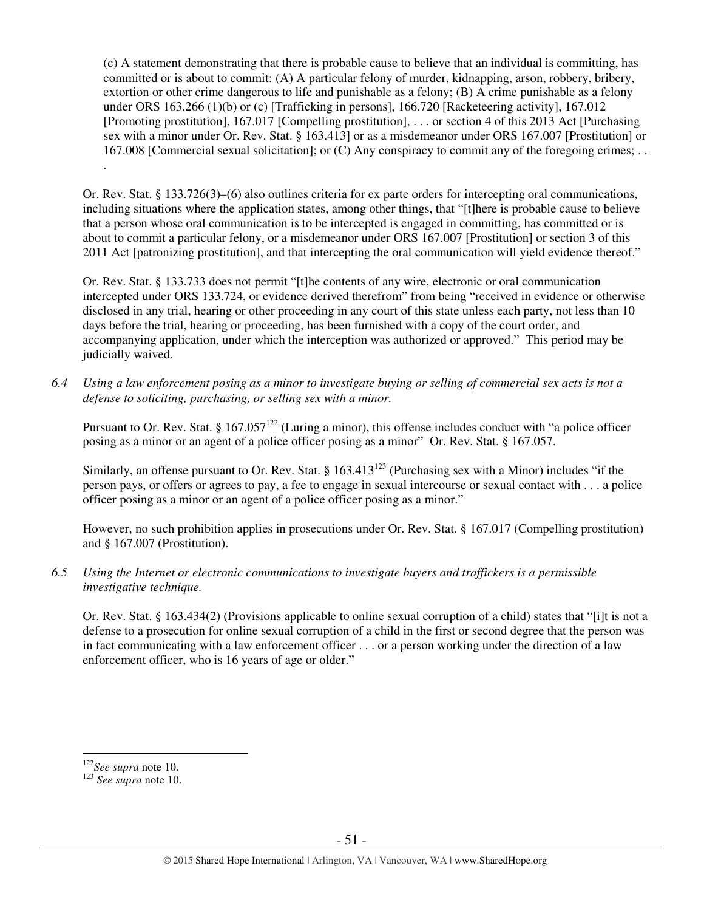(c) A statement demonstrating that there is probable cause to believe that an individual is committing, has committed or is about to commit: (A) A particular felony of murder, kidnapping, arson, robbery, bribery, extortion or other crime dangerous to life and punishable as a felony; (B) A crime punishable as a felony under ORS 163.266 (1)(b) or (c) [Trafficking in persons], 166.720 [Racketeering activity], 167.012 [Promoting prostitution], 167.017 [Compelling prostitution], . . . or section 4 of this 2013 Act [Purchasing sex with a minor under Or. Rev. Stat. § 163.413] or as a misdemeanor under ORS 167.007 [Prostitution] or 167.008 [Commercial sexual solicitation]; or (C) Any conspiracy to commit any of the foregoing crimes; . . .

Or. Rev. Stat. § 133.726(3)–(6) also outlines criteria for ex parte orders for intercepting oral communications, including situations where the application states, among other things, that "[t]here is probable cause to believe that a person whose oral communication is to be intercepted is engaged in committing, has committed or is about to commit a particular felony, or a misdemeanor under ORS 167.007 [Prostitution] or section 3 of this 2011 Act [patronizing prostitution], and that intercepting the oral communication will yield evidence thereof."

Or. Rev. Stat. § 133.733 does not permit "[t]he contents of any wire, electronic or oral communication intercepted under ORS 133.724, or evidence derived therefrom" from being "received in evidence or otherwise disclosed in any trial, hearing or other proceeding in any court of this state unless each party, not less than 10 days before the trial, hearing or proceeding, has been furnished with a copy of the court order, and accompanying application, under which the interception was authorized or approved." This period may be judicially waived.

*6.4 Using a law enforcement posing as a minor to investigate buying or selling of commercial sex acts is not a defense to soliciting, purchasing, or selling sex with a minor.*

Pursuant to Or. Rev. Stat. § 167.057[122] (Luring a minor), this offense includes conduct with "a police officer posing as a minor or an agent of a police officer posing as a minor" Or. Rev. Stat. § 167.057.

Similarly, an offense pursuant to Or. Rev. Stat. § 163.413[123] (Purchasing sex with a Minor) includes "if the person pays, or offers or agrees to pay, a fee to engage in sexual intercourse or sexual contact with . . . a police officer posing as a minor or an agent of a police officer posing as a minor."

However, no such prohibition applies in prosecutions under Or. Rev. Stat. § 167.017 (Compelling prostitution) and § 167.007 (Prostitution).

*6.5 Using the Internet or electronic communications to investigate buyers and traffickers is a permissible investigative technique.*

Or. Rev. Stat. § 163.434(2) (Provisions applicable to online sexual corruption of a child) states that "[i]t is not a defense to a prosecution for online sexual corruption of a child in the first or second degree that the person was in fact communicating with a law enforcement officer . . . or a person working under the direction of a law enforcement officer, who is 16 years of age or older."

---

[122] *See supra* note 10.
[123] *See supra* note 10.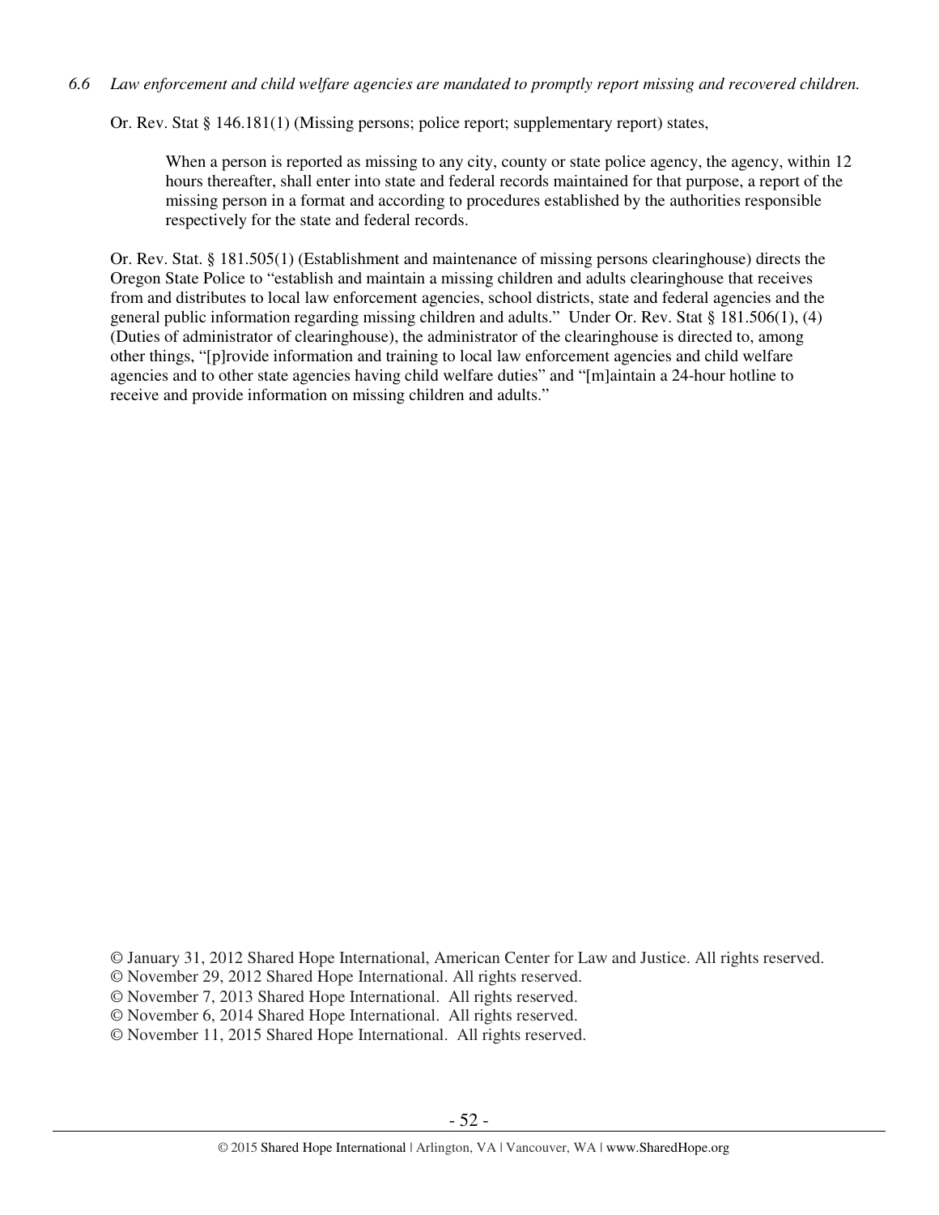*6.6 Law enforcement and child welfare agencies are mandated to promptly report missing and recovered children.*

Or. Rev. Stat § 146.181(1) (Missing persons; police report; supplementary report) states,

> When a person is reported as missing to any city, county or state police agency, the agency, within 12 hours thereafter, shall enter into state and federal records maintained for that purpose, a report of the missing person in a format and according to procedures established by the authorities responsible respectively for the state and federal records.

Or. Rev. Stat. § 181.505(1) (Establishment and maintenance of missing persons clearinghouse) directs the Oregon State Police to "establish and maintain a missing children and adults clearinghouse that receives from and distributes to local law enforcement agencies, school districts, state and federal agencies and the general public information regarding missing children and adults." Under Or. Rev. Stat § 181.506(1), (4) (Duties of administrator of clearinghouse), the administrator of the clearinghouse is directed to, among other things, "[p]rovide information and training to local law enforcement agencies and child welfare agencies and to other state agencies having child welfare duties" and "[m]aintain a 24-hour hotline to receive and provide information on missing children and adults."

© January 31, 2012 Shared Hope International, American Center for Law and Justice. All rights reserved.
© November 29, 2012 Shared Hope International. All rights reserved.
© November 7, 2013 Shared Hope International. All rights reserved.
© November 6, 2014 Shared Hope International. All rights reserved.
© November 11, 2015 Shared Hope International. All rights reserved.